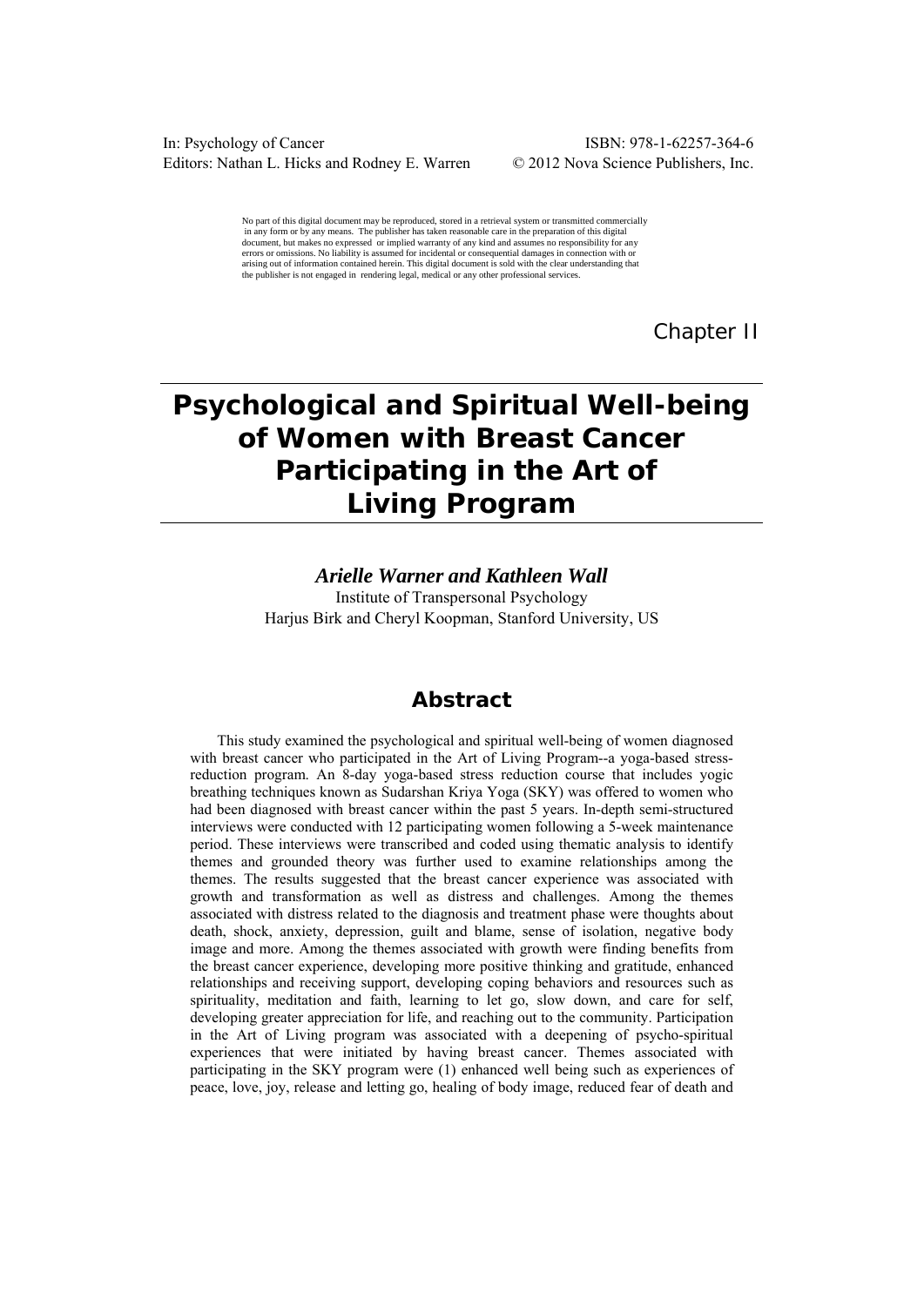In: Psychology of Cancer
Editors: Nathan L. Hicks and Rodney E. Warren

ISBN: 978-1-62257-364-6
© 2012 Nova Science Publishers, Inc.

No part of this digital document may be reproduced, stored in a retrieval system or transmitted commercially in any form or by any means. The publisher has taken reasonable care in the preparation of this digital document, but makes no expressed or implied warranty of any kind and assumes no responsibility for any errors or omissions. No liability is assumed for incidental or consequential damages in connection with or arising out of information contained herein. This digital document is sold with the clear understanding that the publisher is not engaged in rendering legal, medical or any other professional services.

Chapter II

# Psychological and Spiritual Well-being of Women with Breast Cancer Participating in the Art of Living Program

***Arielle Warner and Kathleen Wall***

Institute of Transpersonal Psychology

Harjus Birk and Cheryl Koopman, Stanford University, US

## Abstract

This study examined the psychological and spiritual well-being of women diagnosed with breast cancer who participated in the Art of Living Program--a yoga-based stress-reduction program. An 8-day yoga-based stress reduction course that includes yogic breathing techniques known as Sudarshan Kriya Yoga (SKY) was offered to women who had been diagnosed with breast cancer within the past 5 years. In-depth semi-structured interviews were conducted with 12 participating women following a 5-week maintenance period. These interviews were transcribed and coded using thematic analysis to identify themes and grounded theory was further used to examine relationships among the themes. The results suggested that the breast cancer experience was associated with growth and transformation as well as distress and challenges. Among the themes associated with distress related to the diagnosis and treatment phase were thoughts about death, shock, anxiety, depression, guilt and blame, sense of isolation, negative body image and more. Among the themes associated with growth were finding benefits from the breast cancer experience, developing more positive thinking and gratitude, enhanced relationships and receiving support, developing coping behaviors and resources such as spirituality, meditation and faith, learning to let go, slow down, and care for self, developing greater appreciation for life, and reaching out to the community. Participation in the Art of Living program was associated with a deepening of psycho-spiritual experiences that were initiated by having breast cancer. Themes associated with participating in the SKY program were (1) enhanced well being such as experiences of peace, love, joy, release and letting go, healing of body image, reduced fear of death and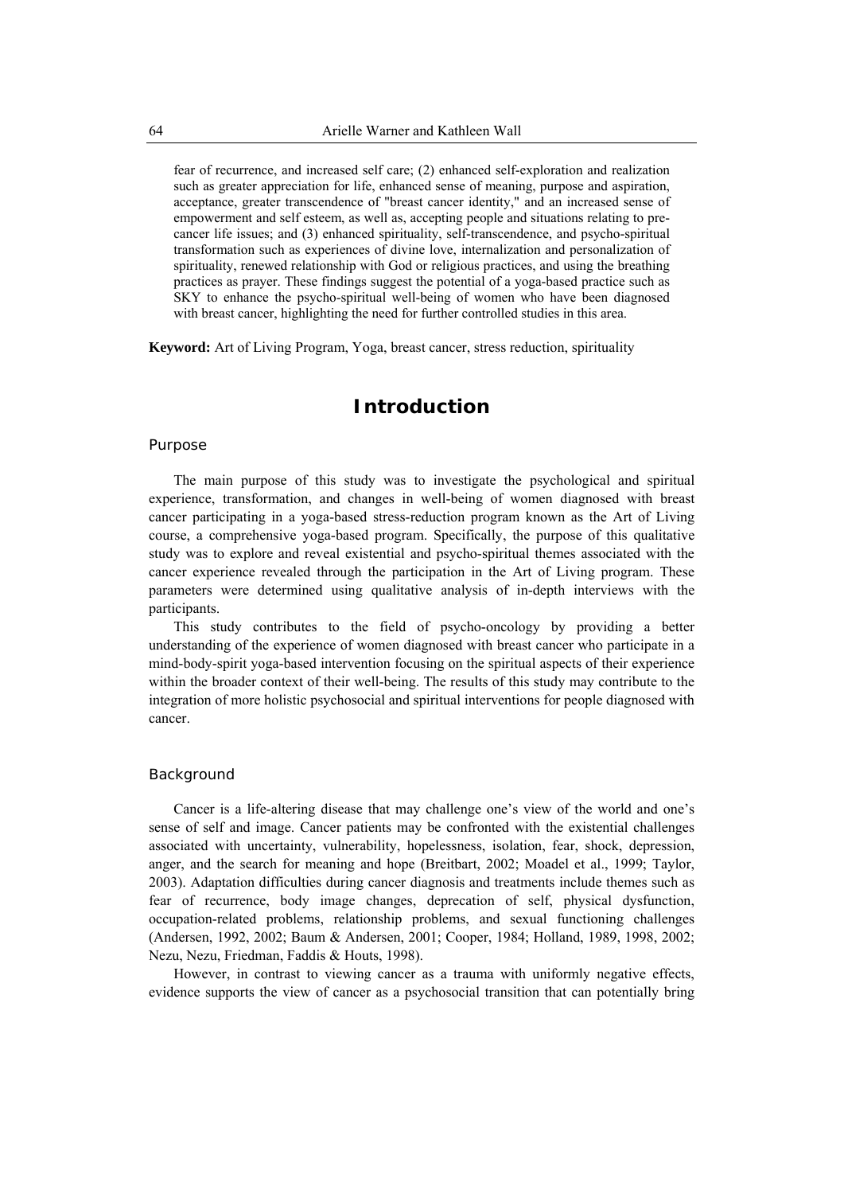fear of recurrence, and increased self care; (2) enhanced self-exploration and realization such as greater appreciation for life, enhanced sense of meaning, purpose and aspiration, acceptance, greater transcendence of "breast cancer identity," and an increased sense of empowerment and self esteem, as well as, accepting people and situations relating to pre-cancer life issues; and (3) enhanced spirituality, self-transcendence, and psycho-spiritual transformation such as experiences of divine love, internalization and personalization of spirituality, renewed relationship with God or religious practices, and using the breathing practices as prayer. These findings suggest the potential of a yoga-based practice such as SKY to enhance the psycho-spiritual well-being of women who have been diagnosed with breast cancer, highlighting the need for further controlled studies in this area.

**Keyword:** Art of Living Program, Yoga, breast cancer, stress reduction, spirituality

# Introduction

## Purpose

The main purpose of this study was to investigate the psychological and spiritual experience, transformation, and changes in well-being of women diagnosed with breast cancer participating in a yoga-based stress-reduction program known as the Art of Living course, a comprehensive yoga-based program. Specifically, the purpose of this qualitative study was to explore and reveal existential and psycho-spiritual themes associated with the cancer experience revealed through the participation in the Art of Living program. These parameters were determined using qualitative analysis of in-depth interviews with the participants.

This study contributes to the field of psycho-oncology by providing a better understanding of the experience of women diagnosed with breast cancer who participate in a mind-body-spirit yoga-based intervention focusing on the spiritual aspects of their experience within the broader context of their well-being. The results of this study may contribute to the integration of more holistic psychosocial and spiritual interventions for people diagnosed with cancer.

## Background

Cancer is a life-altering disease that may challenge one's view of the world and one's sense of self and image. Cancer patients may be confronted with the existential challenges associated with uncertainty, vulnerability, hopelessness, isolation, fear, shock, depression, anger, and the search for meaning and hope (Breitbart, 2002; Moadel et al., 1999; Taylor, 2003). Adaptation difficulties during cancer diagnosis and treatments include themes such as fear of recurrence, body image changes, deprecation of self, physical dysfunction, occupation-related problems, relationship problems, and sexual functioning challenges (Andersen, 1992, 2002; Baum & Andersen, 2001; Cooper, 1984; Holland, 1989, 1998, 2002; Nezu, Nezu, Friedman, Faddis & Houts, 1998).

However, in contrast to viewing cancer as a trauma with uniformly negative effects, evidence supports the view of cancer as a psychosocial transition that can potentially bring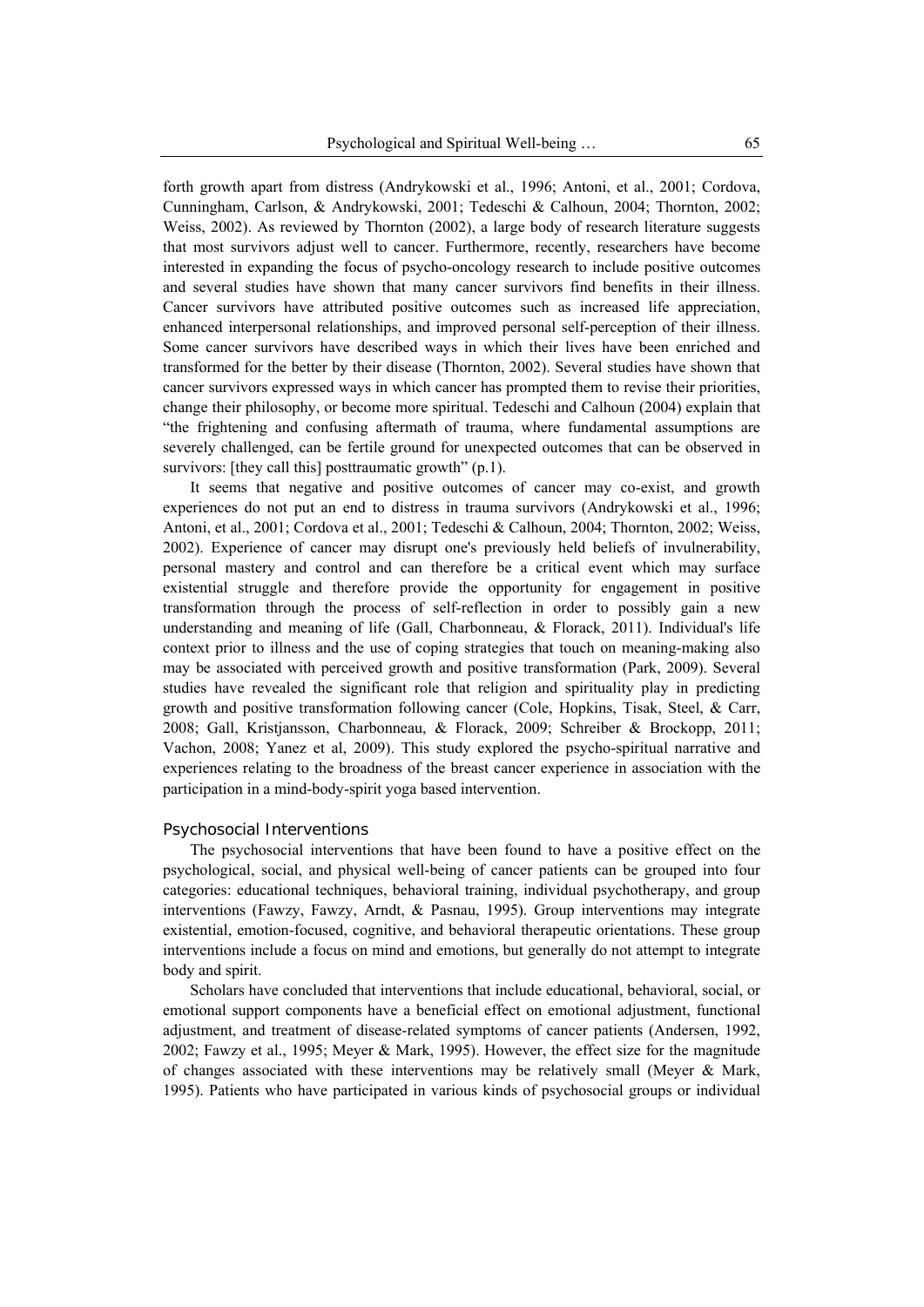forth growth apart from distress (Andrykowski et al., 1996; Antoni, et al., 2001; Cordova, Cunningham, Carlson, & Andrykowski, 2001; Tedeschi & Calhoun, 2004; Thornton, 2002; Weiss, 2002). As reviewed by Thornton (2002), a large body of research literature suggests that most survivors adjust well to cancer. Furthermore, recently, researchers have become interested in expanding the focus of psycho-oncology research to include positive outcomes and several studies have shown that many cancer survivors find benefits in their illness. Cancer survivors have attributed positive outcomes such as increased life appreciation, enhanced interpersonal relationships, and improved personal self-perception of their illness. Some cancer survivors have described ways in which their lives have been enriched and transformed for the better by their disease (Thornton, 2002). Several studies have shown that cancer survivors expressed ways in which cancer has prompted them to revise their priorities, change their philosophy, or become more spiritual. Tedeschi and Calhoun (2004) explain that "the frightening and confusing aftermath of trauma, where fundamental assumptions are severely challenged, can be fertile ground for unexpected outcomes that can be observed in survivors: [they call this] posttraumatic growth" (p.1).

It seems that negative and positive outcomes of cancer may co-exist, and growth experiences do not put an end to distress in trauma survivors (Andrykowski et al., 1996; Antoni, et al., 2001; Cordova et al., 2001; Tedeschi & Calhoun, 2004; Thornton, 2002; Weiss, 2002). Experience of cancer may disrupt one's previously held beliefs of invulnerability, personal mastery and control and can therefore be a critical event which may surface existential struggle and therefore provide the opportunity for engagement in positive transformation through the process of self-reflection in order to possibly gain a new understanding and meaning of life (Gall, Charbonneau, & Florack, 2011). Individual's life context prior to illness and the use of coping strategies that touch on meaning-making also may be associated with perceived growth and positive transformation (Park, 2009). Several studies have revealed the significant role that religion and spirituality play in predicting growth and positive transformation following cancer (Cole, Hopkins, Tisak, Steel, & Carr, 2008; Gall, Kristjansson, Charbonneau, & Florack, 2009; Schreiber & Brockopp, 2011; Vachon, 2008; Yanez et al, 2009). This study explored the psycho-spiritual narrative and experiences relating to the broadness of the breast cancer experience in association with the participation in a mind-body-spirit yoga based intervention.

### Psychosocial Interventions

The psychosocial interventions that have been found to have a positive effect on the psychological, social, and physical well-being of cancer patients can be grouped into four categories: educational techniques, behavioral training, individual psychotherapy, and group interventions (Fawzy, Fawzy, Arndt, & Pasnau, 1995). Group interventions may integrate existential, emotion-focused, cognitive, and behavioral therapeutic orientations. These group interventions include a focus on mind and emotions, but generally do not attempt to integrate body and spirit.

Scholars have concluded that interventions that include educational, behavioral, social, or emotional support components have a beneficial effect on emotional adjustment, functional adjustment, and treatment of disease-related symptoms of cancer patients (Andersen, 1992, 2002; Fawzy et al., 1995; Meyer & Mark, 1995). However, the effect size for the magnitude of changes associated with these interventions may be relatively small (Meyer & Mark, 1995). Patients who have participated in various kinds of psychosocial groups or individual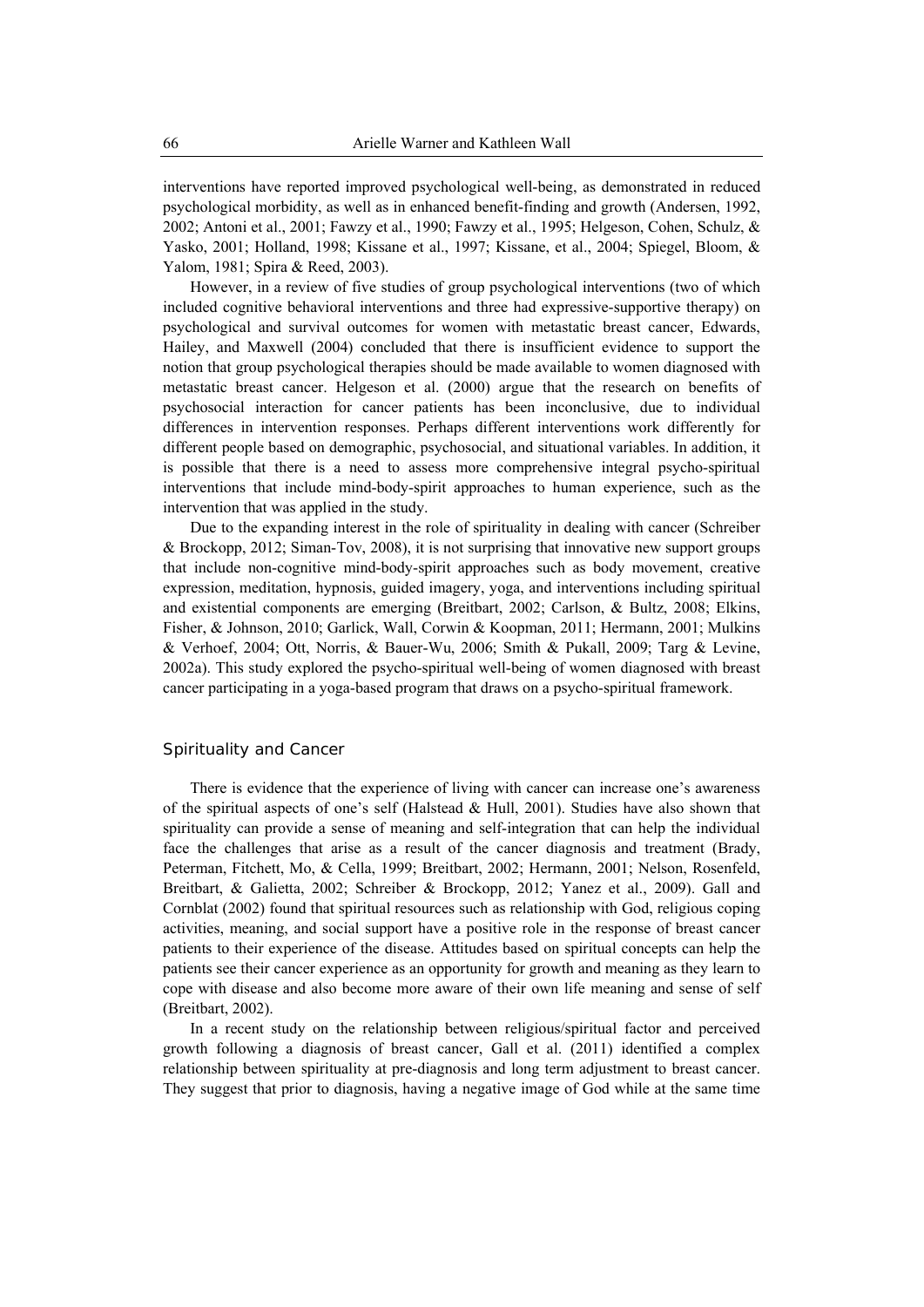interventions have reported improved psychological well-being, as demonstrated in reduced psychological morbidity, as well as in enhanced benefit-finding and growth (Andersen, 1992, 2002; Antoni et al., 2001; Fawzy et al., 1990; Fawzy et al., 1995; Helgeson, Cohen, Schulz, & Yasko, 2001; Holland, 1998; Kissane et al., 1997; Kissane, et al., 2004; Spiegel, Bloom, & Yalom, 1981; Spira & Reed, 2003).

However, in a review of five studies of group psychological interventions (two of which included cognitive behavioral interventions and three had expressive-supportive therapy) on psychological and survival outcomes for women with metastatic breast cancer, Edwards, Hailey, and Maxwell (2004) concluded that there is insufficient evidence to support the notion that group psychological therapies should be made available to women diagnosed with metastatic breast cancer. Helgeson et al. (2000) argue that the research on benefits of psychosocial interaction for cancer patients has been inconclusive, due to individual differences in intervention responses. Perhaps different interventions work differently for different people based on demographic, psychosocial, and situational variables. In addition, it is possible that there is a need to assess more comprehensive integral psycho-spiritual interventions that include mind-body-spirit approaches to human experience, such as the intervention that was applied in the study.

Due to the expanding interest in the role of spirituality in dealing with cancer (Schreiber & Brockopp, 2012; Siman-Tov, 2008), it is not surprising that innovative new support groups that include non-cognitive mind-body-spirit approaches such as body movement, creative expression, meditation, hypnosis, guided imagery, yoga, and interventions including spiritual and existential components are emerging (Breitbart, 2002; Carlson, & Bultz, 2008; Elkins, Fisher, & Johnson, 2010; Garlick, Wall, Corwin & Koopman, 2011; Hermann, 2001; Mulkins & Verhoef, 2004; Ott, Norris, & Bauer-Wu, 2006; Smith & Pukall, 2009; Targ & Levine, 2002a). This study explored the psycho-spiritual well-being of women diagnosed with breast cancer participating in a yoga-based program that draws on a psycho-spiritual framework.

### Spirituality and Cancer

There is evidence that the experience of living with cancer can increase one's awareness of the spiritual aspects of one's self (Halstead & Hull, 2001). Studies have also shown that spirituality can provide a sense of meaning and self-integration that can help the individual face the challenges that arise as a result of the cancer diagnosis and treatment (Brady, Peterman, Fitchett, Mo, & Cella, 1999; Breitbart, 2002; Hermann, 2001; Nelson, Rosenfeld, Breitbart, & Galietta, 2002; Schreiber & Brockopp, 2012; Yanez et al., 2009). Gall and Cornblat (2002) found that spiritual resources such as relationship with God, religious coping activities, meaning, and social support have a positive role in the response of breast cancer patients to their experience of the disease. Attitudes based on spiritual concepts can help the patients see their cancer experience as an opportunity for growth and meaning as they learn to cope with disease and also become more aware of their own life meaning and sense of self (Breitbart, 2002).

In a recent study on the relationship between religious/spiritual factor and perceived growth following a diagnosis of breast cancer, Gall et al. (2011) identified a complex relationship between spirituality at pre-diagnosis and long term adjustment to breast cancer. They suggest that prior to diagnosis, having a negative image of God while at the same time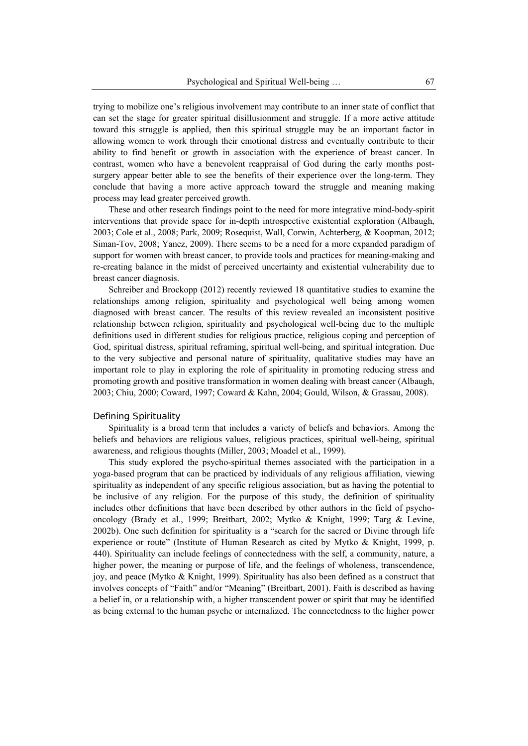trying to mobilize one's religious involvement may contribute to an inner state of conflict that can set the stage for greater spiritual disillusionment and struggle. If a more active attitude toward this struggle is applied, then this spiritual struggle may be an important factor in allowing women to work through their emotional distress and eventually contribute to their ability to find benefit or growth in association with the experience of breast cancer. In contrast, women who have a benevolent reappraisal of God during the early months post-surgery appear better able to see the benefits of their experience over the long-term. They conclude that having a more active approach toward the struggle and meaning making process may lead greater perceived growth.

These and other research findings point to the need for more integrative mind-body-spirit interventions that provide space for in-depth introspective existential exploration (Albaugh, 2003; Cole et al., 2008; Park, 2009; Rosequist, Wall, Corwin, Achterberg, & Koopman, 2012; Siman-Tov, 2008; Yanez, 2009). There seems to be a need for a more expanded paradigm of support for women with breast cancer, to provide tools and practices for meaning-making and re-creating balance in the midst of perceived uncertainty and existential vulnerability due to breast cancer diagnosis.

Schreiber and Brockopp (2012) recently reviewed 18 quantitative studies to examine the relationships among religion, spirituality and psychological well being among women diagnosed with breast cancer. The results of this review revealed an inconsistent positive relationship between religion, spirituality and psychological well-being due to the multiple definitions used in different studies for religious practice, religious coping and perception of God, spiritual distress, spiritual reframing, spiritual well-being, and spiritual integration. Due to the very subjective and personal nature of spirituality, qualitative studies may have an important role to play in exploring the role of spirituality in promoting reducing stress and promoting growth and positive transformation in women dealing with breast cancer (Albaugh, 2003; Chiu, 2000; Coward, 1997; Coward & Kahn, 2004; Gould, Wilson, & Grassau, 2008).

### Defining Spirituality

Spirituality is a broad term that includes a variety of beliefs and behaviors. Among the beliefs and behaviors are religious values, religious practices, spiritual well-being, spiritual awareness, and religious thoughts (Miller, 2003; Moadel et al., 1999).

This study explored the psycho-spiritual themes associated with the participation in a yoga-based program that can be practiced by individuals of any religious affiliation, viewing spirituality as independent of any specific religious association, but as having the potential to be inclusive of any religion. For the purpose of this study, the definition of spirituality includes other definitions that have been described by other authors in the field of psycho-oncology (Brady et al., 1999; Breitbart, 2002; Mytko & Knight, 1999; Targ & Levine, 2002b). One such definition for spirituality is a "search for the sacred or Divine through life experience or route" (Institute of Human Research as cited by Mytko & Knight, 1999, p. 440). Spirituality can include feelings of connectedness with the self, a community, nature, a higher power, the meaning or purpose of life, and the feelings of wholeness, transcendence, joy, and peace (Mytko & Knight, 1999). Spirituality has also been defined as a construct that involves concepts of "Faith" and/or "Meaning" (Breitbart, 2001). Faith is described as having a belief in, or a relationship with, a higher transcendent power or spirit that may be identified as being external to the human psyche or internalized. The connectedness to the higher power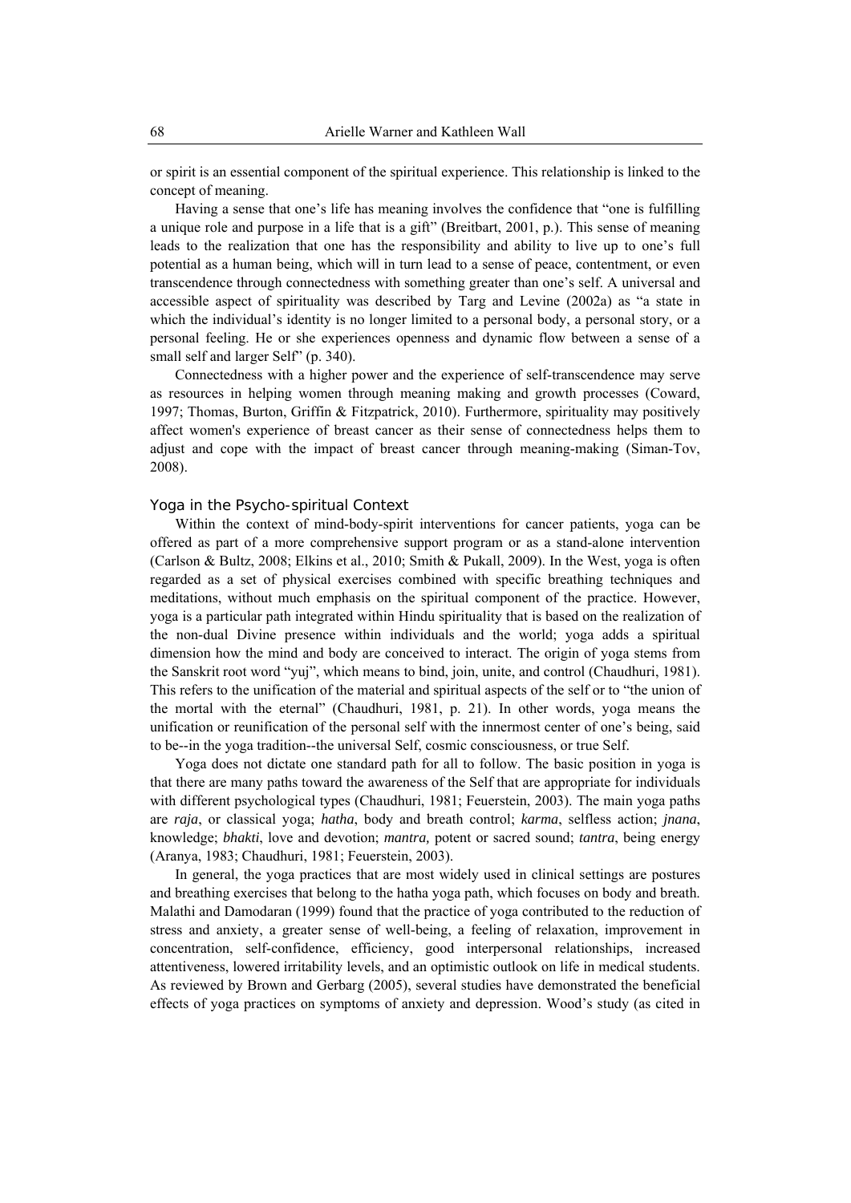or spirit is an essential component of the spiritual experience. This relationship is linked to the concept of meaning.

Having a sense that one's life has meaning involves the confidence that "one is fulfilling a unique role and purpose in a life that is a gift" (Breitbart, 2001, p.). This sense of meaning leads to the realization that one has the responsibility and ability to live up to one's full potential as a human being, which will in turn lead to a sense of peace, contentment, or even transcendence through connectedness with something greater than one's self. A universal and accessible aspect of spirituality was described by Targ and Levine (2002a) as "a state in which the individual's identity is no longer limited to a personal body, a personal story, or a personal feeling. He or she experiences openness and dynamic flow between a sense of a small self and larger Self" (p. 340).

Connectedness with a higher power and the experience of self-transcendence may serve as resources in helping women through meaning making and growth processes (Coward, 1997; Thomas, Burton, Griffin & Fitzpatrick, 2010). Furthermore, spirituality may positively affect women's experience of breast cancer as their sense of connectedness helps them to adjust and cope with the impact of breast cancer through meaning-making (Siman-Tov, 2008).

### Yoga in the Psycho-spiritual Context

Within the context of mind-body-spirit interventions for cancer patients, yoga can be offered as part of a more comprehensive support program or as a stand-alone intervention (Carlson & Bultz, 2008; Elkins et al., 2010; Smith & Pukall, 2009). In the West, yoga is often regarded as a set of physical exercises combined with specific breathing techniques and meditations, without much emphasis on the spiritual component of the practice. However, yoga is a particular path integrated within Hindu spirituality that is based on the realization of the non-dual Divine presence within individuals and the world; yoga adds a spiritual dimension how the mind and body are conceived to interact. The origin of yoga stems from the Sanskrit root word "yuj", which means to bind, join, unite, and control (Chaudhuri, 1981). This refers to the unification of the material and spiritual aspects of the self or to "the union of the mortal with the eternal" (Chaudhuri, 1981, p. 21). In other words, yoga means the unification or reunification of the personal self with the innermost center of one's being, said to be--in the yoga tradition--the universal Self, cosmic consciousness, or true Self.

Yoga does not dictate one standard path for all to follow. The basic position in yoga is that there are many paths toward the awareness of the Self that are appropriate for individuals with different psychological types (Chaudhuri, 1981; Feuerstein, 2003). The main yoga paths are *raja*, or classical yoga; *hatha*, body and breath control; *karma*, selfless action; *jnana*, knowledge; *bhakti*, love and devotion; *mantra,* potent or sacred sound; *tantra*, being energy (Aranya, 1983; Chaudhuri, 1981; Feuerstein, 2003).

In general, the yoga practices that are most widely used in clinical settings are postures and breathing exercises that belong to the hatha yoga path, which focuses on body and breath. Malathi and Damodaran (1999) found that the practice of yoga contributed to the reduction of stress and anxiety, a greater sense of well-being, a feeling of relaxation, improvement in concentration, self-confidence, efficiency, good interpersonal relationships, increased attentiveness, lowered irritability levels, and an optimistic outlook on life in medical students. As reviewed by Brown and Gerbarg (2005), several studies have demonstrated the beneficial effects of yoga practices on symptoms of anxiety and depression. Wood's study (as cited in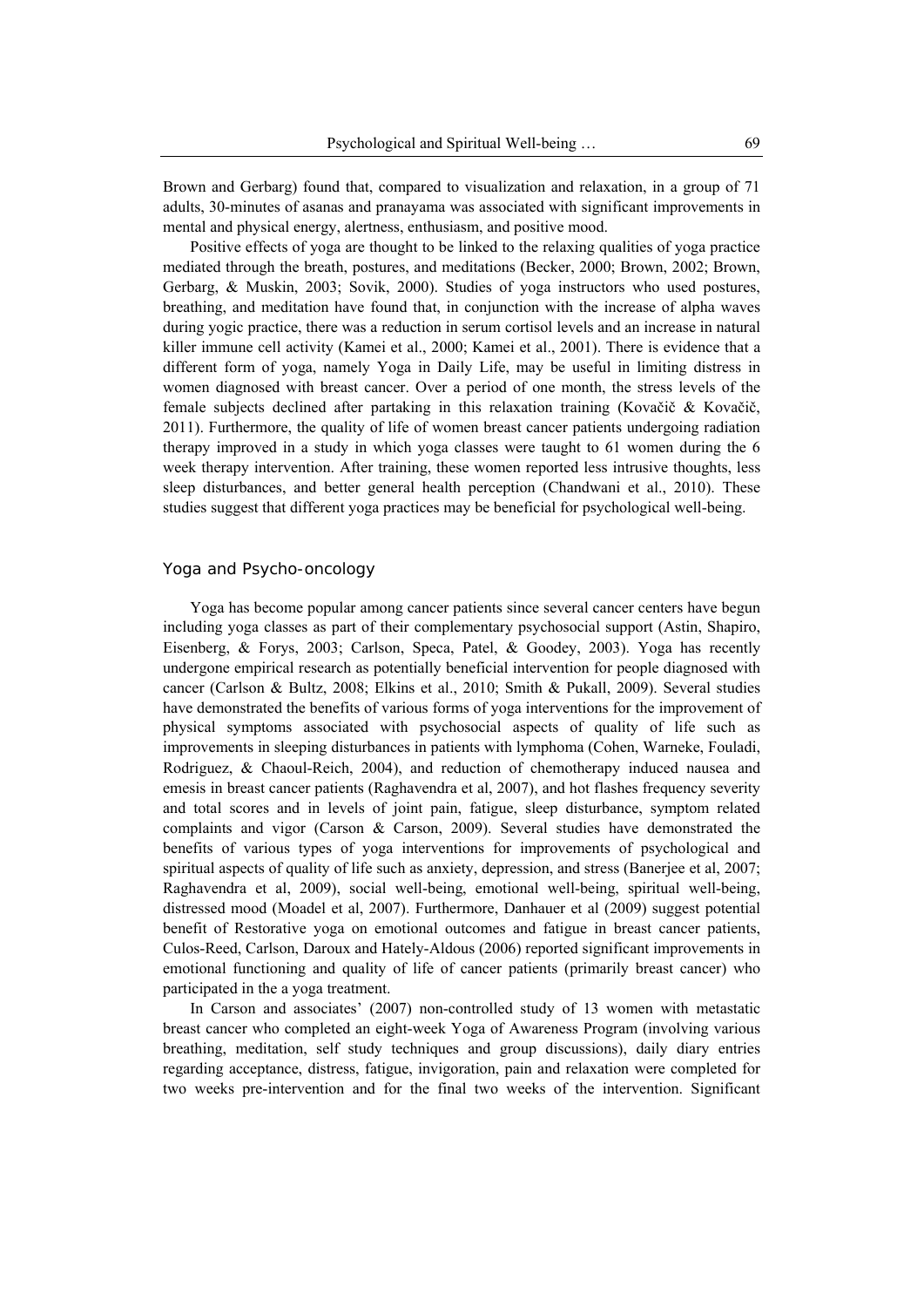Brown and Gerbarg) found that, compared to visualization and relaxation, in a group of 71 adults, 30-minutes of asanas and pranayama was associated with significant improvements in mental and physical energy, alertness, enthusiasm, and positive mood.

Positive effects of yoga are thought to be linked to the relaxing qualities of yoga practice mediated through the breath, postures, and meditations (Becker, 2000; Brown, 2002; Brown, Gerbarg, & Muskin, 2003; Sovik, 2000). Studies of yoga instructors who used postures, breathing, and meditation have found that, in conjunction with the increase of alpha waves during yogic practice, there was a reduction in serum cortisol levels and an increase in natural killer immune cell activity (Kamei et al., 2000; Kamei et al., 2001). There is evidence that a different form of yoga, namely Yoga in Daily Life, may be useful in limiting distress in women diagnosed with breast cancer. Over a period of one month, the stress levels of the female subjects declined after partaking in this relaxation training (Kovačič & Kovačič, 2011). Furthermore, the quality of life of women breast cancer patients undergoing radiation therapy improved in a study in which yoga classes were taught to 61 women during the 6 week therapy intervention. After training, these women reported less intrusive thoughts, less sleep disturbances, and better general health perception (Chandwani et al., 2010). These studies suggest that different yoga practices may be beneficial for psychological well-being.

### Yoga and Psycho-oncology

Yoga has become popular among cancer patients since several cancer centers have begun including yoga classes as part of their complementary psychosocial support (Astin, Shapiro, Eisenberg, & Forys, 2003; Carlson, Speca, Patel, & Goodey, 2003). Yoga has recently undergone empirical research as potentially beneficial intervention for people diagnosed with cancer (Carlson & Bultz, 2008; Elkins et al., 2010; Smith & Pukall, 2009). Several studies have demonstrated the benefits of various forms of yoga interventions for the improvement of physical symptoms associated with psychosocial aspects of quality of life such as improvements in sleeping disturbances in patients with lymphoma (Cohen, Warneke, Fouladi, Rodriguez, & Chaoul-Reich, 2004), and reduction of chemotherapy induced nausea and emesis in breast cancer patients (Raghavendra et al, 2007), and hot flashes frequency severity and total scores and in levels of joint pain, fatigue, sleep disturbance, symptom related complaints and vigor (Carson & Carson, 2009). Several studies have demonstrated the benefits of various types of yoga interventions for improvements of psychological and spiritual aspects of quality of life such as anxiety, depression, and stress (Banerjee et al, 2007; Raghavendra et al, 2009), social well-being, emotional well-being, spiritual well-being, distressed mood (Moadel et al, 2007). Furthermore, Danhauer et al (2009) suggest potential benefit of Restorative yoga on emotional outcomes and fatigue in breast cancer patients, Culos-Reed, Carlson, Daroux and Hately-Aldous (2006) reported significant improvements in emotional functioning and quality of life of cancer patients (primarily breast cancer) who participated in the a yoga treatment.

In Carson and associates' (2007) non-controlled study of 13 women with metastatic breast cancer who completed an eight-week Yoga of Awareness Program (involving various breathing, meditation, self study techniques and group discussions), daily diary entries regarding acceptance, distress, fatigue, invigoration, pain and relaxation were completed for two weeks pre-intervention and for the final two weeks of the intervention. Significant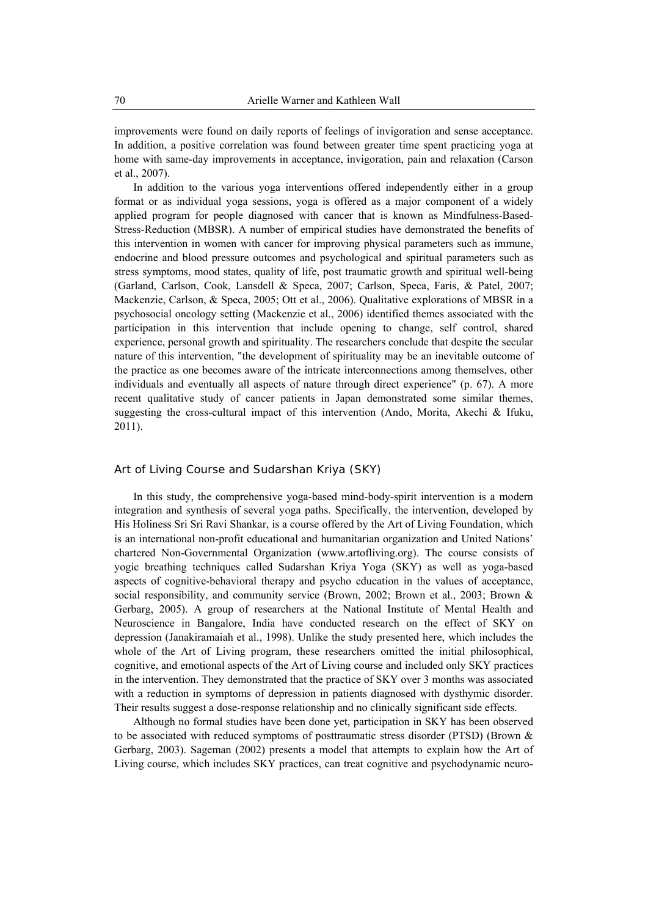improvements were found on daily reports of feelings of invigoration and sense acceptance. In addition, a positive correlation was found between greater time spent practicing yoga at home with same-day improvements in acceptance, invigoration, pain and relaxation (Carson et al., 2007).

In addition to the various yoga interventions offered independently either in a group format or as individual yoga sessions, yoga is offered as a major component of a widely applied program for people diagnosed with cancer that is known as Mindfulness-Based-Stress-Reduction (MBSR). A number of empirical studies have demonstrated the benefits of this intervention in women with cancer for improving physical parameters such as immune, endocrine and blood pressure outcomes and psychological and spiritual parameters such as stress symptoms, mood states, quality of life, post traumatic growth and spiritual well-being (Garland, Carlson, Cook, Lansdell & Speca, 2007; Carlson, Speca, Faris, & Patel, 2007; Mackenzie, Carlson, & Speca, 2005; Ott et al., 2006). Qualitative explorations of MBSR in a psychosocial oncology setting (Mackenzie et al., 2006) identified themes associated with the participation in this intervention that include opening to change, self control, shared experience, personal growth and spirituality. The researchers conclude that despite the secular nature of this intervention, "the development of spirituality may be an inevitable outcome of the practice as one becomes aware of the intricate interconnections among themselves, other individuals and eventually all aspects of nature through direct experience" (p. 67). A more recent qualitative study of cancer patients in Japan demonstrated some similar themes, suggesting the cross-cultural impact of this intervention (Ando, Morita, Akechi & Ifuku, 2011).

### Art of Living Course and Sudarshan Kriya (SKY)

In this study, the comprehensive yoga-based mind-body-spirit intervention is a modern integration and synthesis of several yoga paths. Specifically, the intervention, developed by His Holiness Sri Sri Ravi Shankar, is a course offered by the Art of Living Foundation, which is an international non-profit educational and humanitarian organization and United Nations' chartered Non-Governmental Organization (www.artofliving.org). The course consists of yogic breathing techniques called Sudarshan Kriya Yoga (SKY) as well as yoga-based aspects of cognitive-behavioral therapy and psycho education in the values of acceptance, social responsibility, and community service (Brown, 2002; Brown et al., 2003; Brown & Gerbarg, 2005). A group of researchers at the National Institute of Mental Health and Neuroscience in Bangalore, India have conducted research on the effect of SKY on depression (Janakiramaiah et al., 1998). Unlike the study presented here, which includes the whole of the Art of Living program, these researchers omitted the initial philosophical, cognitive, and emotional aspects of the Art of Living course and included only SKY practices in the intervention. They demonstrated that the practice of SKY over 3 months was associated with a reduction in symptoms of depression in patients diagnosed with dysthymic disorder. Their results suggest a dose-response relationship and no clinically significant side effects.

Although no formal studies have been done yet, participation in SKY has been observed to be associated with reduced symptoms of posttraumatic stress disorder (PTSD) (Brown & Gerbarg, 2003). Sageman (2002) presents a model that attempts to explain how the Art of Living course, which includes SKY practices, can treat cognitive and psychodynamic neuro-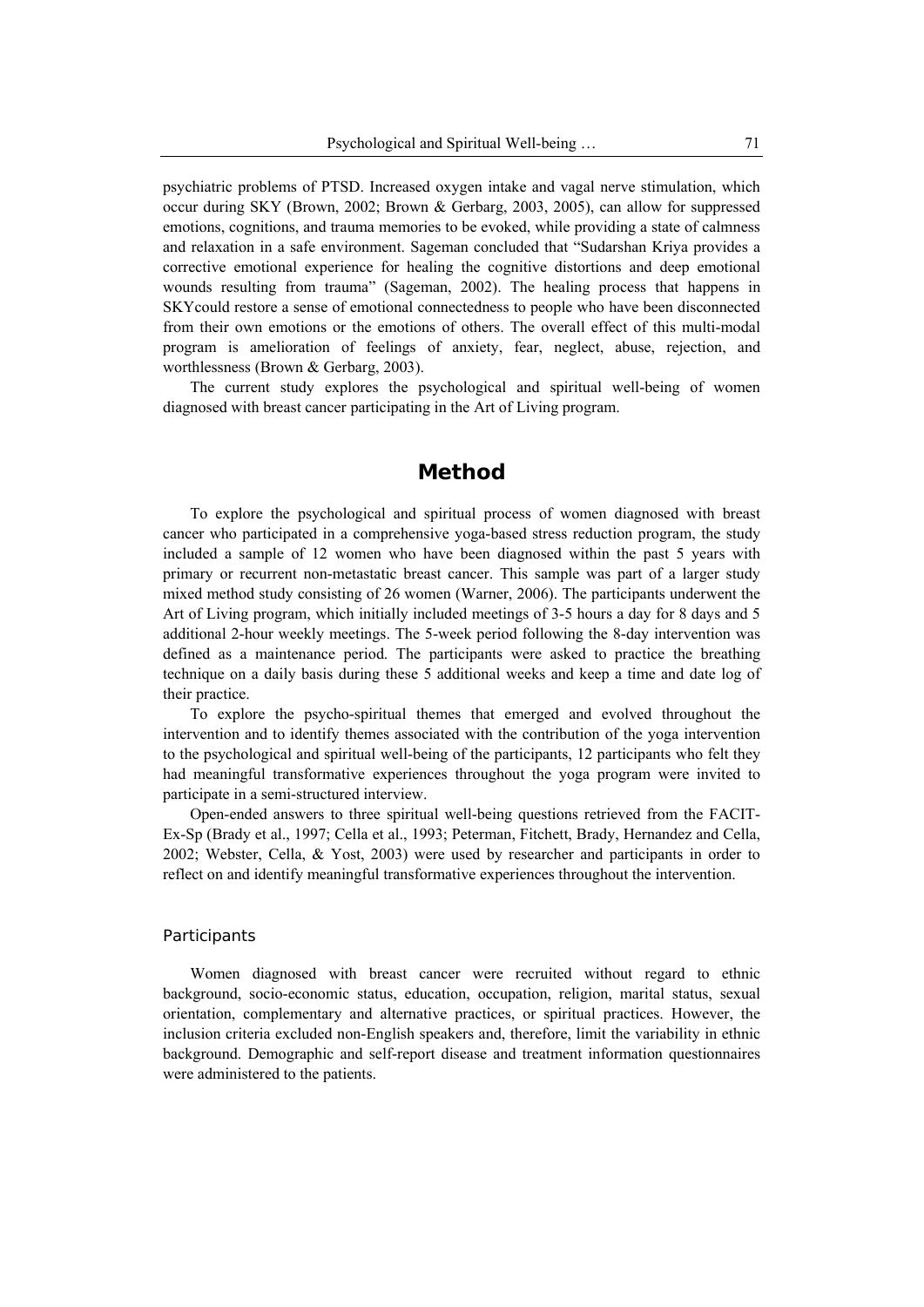psychiatric problems of PTSD. Increased oxygen intake and vagal nerve stimulation, which occur during SKY (Brown, 2002; Brown & Gerbarg, 2003, 2005), can allow for suppressed emotions, cognitions, and trauma memories to be evoked, while providing a state of calmness and relaxation in a safe environment. Sageman concluded that "Sudarshan Kriya provides a corrective emotional experience for healing the cognitive distortions and deep emotional wounds resulting from trauma" (Sageman, 2002). The healing process that happens in SKYcould restore a sense of emotional connectedness to people who have been disconnected from their own emotions or the emotions of others. The overall effect of this multi-modal program is amelioration of feelings of anxiety, fear, neglect, abuse, rejection, and worthlessness (Brown & Gerbarg, 2003).

The current study explores the psychological and spiritual well-being of women diagnosed with breast cancer participating in the Art of Living program.

## Method

To explore the psychological and spiritual process of women diagnosed with breast cancer who participated in a comprehensive yoga-based stress reduction program, the study included a sample of 12 women who have been diagnosed within the past 5 years with primary or recurrent non-metastatic breast cancer. This sample was part of a larger study mixed method study consisting of 26 women (Warner, 2006). The participants underwent the Art of Living program, which initially included meetings of 3-5 hours a day for 8 days and 5 additional 2-hour weekly meetings. The 5-week period following the 8-day intervention was defined as a maintenance period. The participants were asked to practice the breathing technique on a daily basis during these 5 additional weeks and keep a time and date log of their practice.

To explore the psycho-spiritual themes that emerged and evolved throughout the intervention and to identify themes associated with the contribution of the yoga intervention to the psychological and spiritual well-being of the participants, 12 participants who felt they had meaningful transformative experiences throughout the yoga program were invited to participate in a semi-structured interview.

Open-ended answers to three spiritual well-being questions retrieved from the FACIT-Ex-Sp (Brady et al., 1997; Cella et al., 1993; Peterman, Fitchett, Brady, Hernandez and Cella, 2002; Webster, Cella, & Yost, 2003) were used by researcher and participants in order to reflect on and identify meaningful transformative experiences throughout the intervention.

### Participants

Women diagnosed with breast cancer were recruited without regard to ethnic background, socio-economic status, education, occupation, religion, marital status, sexual orientation, complementary and alternative practices, or spiritual practices. However, the inclusion criteria excluded non-English speakers and, therefore, limit the variability in ethnic background. Demographic and self-report disease and treatment information questionnaires were administered to the patients.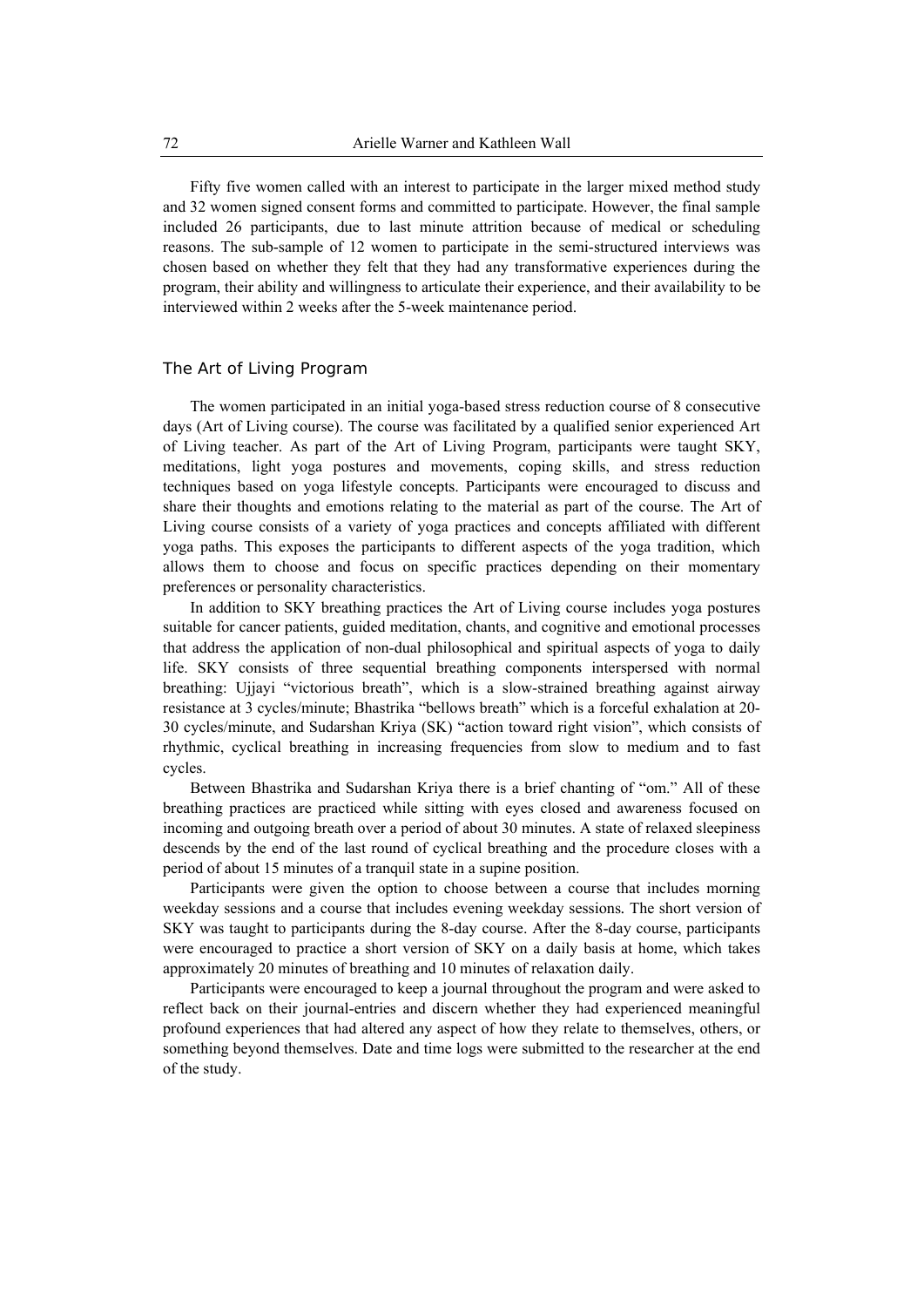Fifty five women called with an interest to participate in the larger mixed method study and 32 women signed consent forms and committed to participate. However, the final sample included 26 participants, due to last minute attrition because of medical or scheduling reasons. The sub-sample of 12 women to participate in the semi-structured interviews was chosen based on whether they felt that they had any transformative experiences during the program, their ability and willingness to articulate their experience, and their availability to be interviewed within 2 weeks after the 5-week maintenance period.

### The Art of Living Program

The women participated in an initial yoga-based stress reduction course of 8 consecutive days (Art of Living course). The course was facilitated by a qualified senior experienced Art of Living teacher. As part of the Art of Living Program, participants were taught SKY, meditations, light yoga postures and movements, coping skills, and stress reduction techniques based on yoga lifestyle concepts. Participants were encouraged to discuss and share their thoughts and emotions relating to the material as part of the course. The Art of Living course consists of a variety of yoga practices and concepts affiliated with different yoga paths. This exposes the participants to different aspects of the yoga tradition, which allows them to choose and focus on specific practices depending on their momentary preferences or personality characteristics.

In addition to SKY breathing practices the Art of Living course includes yoga postures suitable for cancer patients, guided meditation, chants, and cognitive and emotional processes that address the application of non-dual philosophical and spiritual aspects of yoga to daily life. SKY consists of three sequential breathing components interspersed with normal breathing: Ujjayi "victorious breath", which is a slow-strained breathing against airway resistance at 3 cycles/minute; Bhastrika "bellows breath" which is a forceful exhalation at 20-30 cycles/minute, and Sudarshan Kriya (SK) "action toward right vision", which consists of rhythmic, cyclical breathing in increasing frequencies from slow to medium and to fast cycles.

Between Bhastrika and Sudarshan Kriya there is a brief chanting of "om." All of these breathing practices are practiced while sitting with eyes closed and awareness focused on incoming and outgoing breath over a period of about 30 minutes. A state of relaxed sleepiness descends by the end of the last round of cyclical breathing and the procedure closes with a period of about 15 minutes of a tranquil state in a supine position.

Participants were given the option to choose between a course that includes morning weekday sessions and a course that includes evening weekday sessions. The short version of SKY was taught to participants during the 8-day course. After the 8-day course, participants were encouraged to practice a short version of SKY on a daily basis at home, which takes approximately 20 minutes of breathing and 10 minutes of relaxation daily.

Participants were encouraged to keep a journal throughout the program and were asked to reflect back on their journal-entries and discern whether they had experienced meaningful profound experiences that had altered any aspect of how they relate to themselves, others, or something beyond themselves. Date and time logs were submitted to the researcher at the end of the study.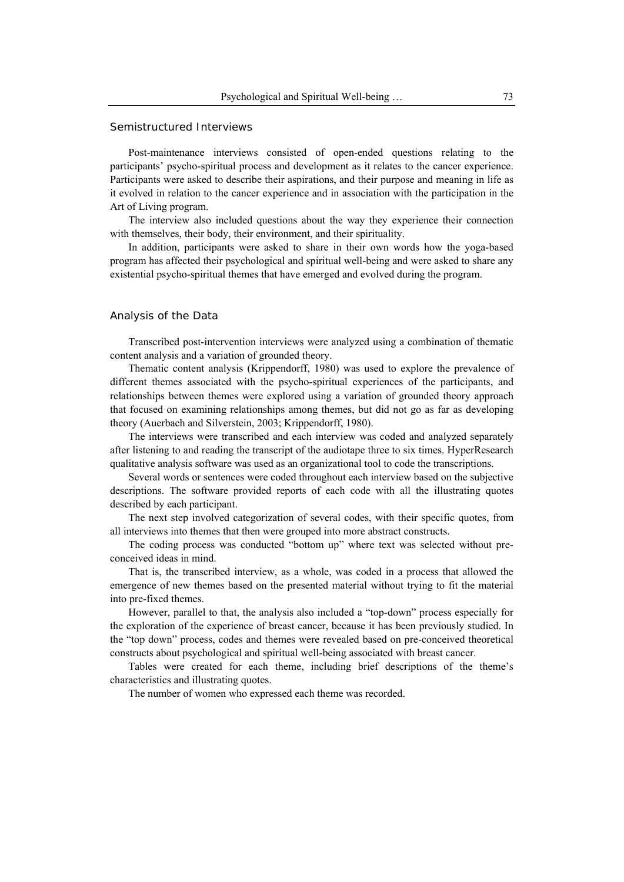## Semistructured Interviews

Post-maintenance interviews consisted of open-ended questions relating to the participants' psycho-spiritual process and development as it relates to the cancer experience. Participants were asked to describe their aspirations, and their purpose and meaning in life as it evolved in relation to the cancer experience and in association with the participation in the Art of Living program.

The interview also included questions about the way they experience their connection with themselves, their body, their environment, and their spirituality.

In addition, participants were asked to share in their own words how the yoga-based program has affected their psychological and spiritual well-being and were asked to share any existential psycho-spiritual themes that have emerged and evolved during the program.

## Analysis of the Data

Transcribed post-intervention interviews were analyzed using a combination of thematic content analysis and a variation of grounded theory.

Thematic content analysis (Krippendorff, 1980) was used to explore the prevalence of different themes associated with the psycho-spiritual experiences of the participants, and relationships between themes were explored using a variation of grounded theory approach that focused on examining relationships among themes, but did not go as far as developing theory (Auerbach and Silverstein, 2003; Krippendorff, 1980).

The interviews were transcribed and each interview was coded and analyzed separately after listening to and reading the transcript of the audiotape three to six times. HyperResearch qualitative analysis software was used as an organizational tool to code the transcriptions.

Several words or sentences were coded throughout each interview based on the subjective descriptions. The software provided reports of each code with all the illustrating quotes described by each participant.

The next step involved categorization of several codes, with their specific quotes, from all interviews into themes that then were grouped into more abstract constructs.

The coding process was conducted "bottom up" where text was selected without pre-conceived ideas in mind.

That is, the transcribed interview, as a whole, was coded in a process that allowed the emergence of new themes based on the presented material without trying to fit the material into pre-fixed themes.

However, parallel to that, the analysis also included a "top-down" process especially for the exploration of the experience of breast cancer, because it has been previously studied. In the "top down" process, codes and themes were revealed based on pre-conceived theoretical constructs about psychological and spiritual well-being associated with breast cancer.

Tables were created for each theme, including brief descriptions of the theme's characteristics and illustrating quotes.

The number of women who expressed each theme was recorded.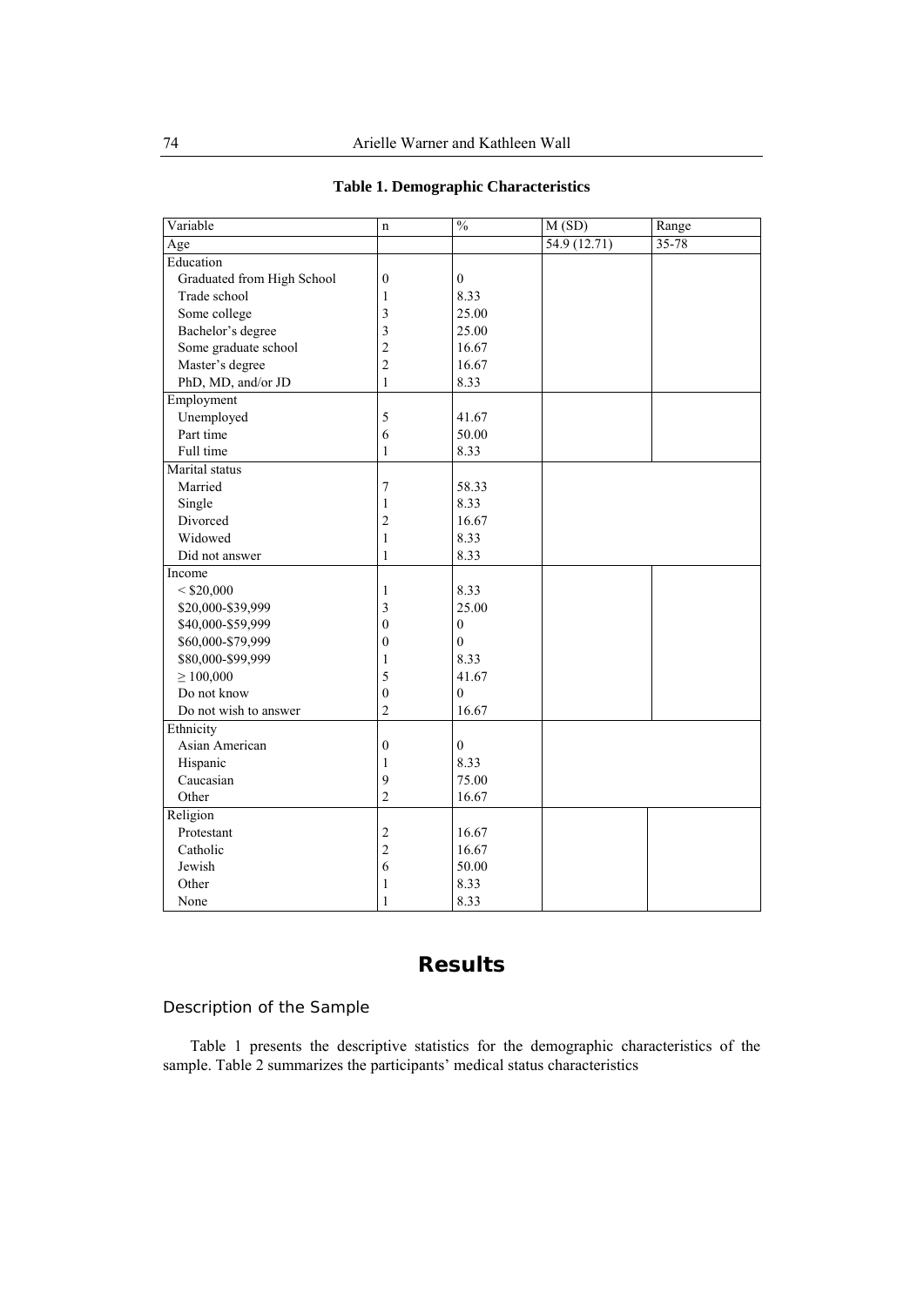**Table 1. Demographic Characteristics**

| Variable | n | % | M (SD) | Range |
|---|---|---|---|---|
| Age | | | 54.9 (12.71) | 35-78 |
| Education | | | | |
| Graduated from High School | 0 | 0 | | |
| Trade school | 1 | 8.33 | | |
| Some college | 3 | 25.00 | | |
| Bachelor's degree | 3 | 25.00 | | |
| Some graduate school | 2 | 16.67 | | |
| Master's degree | 2 | 16.67 | | |
| PhD, MD, and/or JD | 1 | 8.33 | | |
| Employment | | | | |
| Unemployed | 5 | 41.67 | | |
| Part time | 6 | 50.00 | | |
| Full time | 1 | 8.33 | | |
| Marital status | | | | |
| Married | 7 | 58.33 | | |
| Single | 1 | 8.33 | | |
| Divorced | 2 | 16.67 | | |
| Widowed | 1 | 8.33 | | |
| Did not answer | 1 | 8.33 | | |
| Income | | | | |
| < $20,000 | 1 | 8.33 | | |
| $20,000-$39,999 | 3 | 25.00 | | |
| $40,000-$59,999 | 0 | 0 | | |
| $60,000-$79,999 | 0 | 0 | | |
| $80,000-$99,999 | 1 | 8.33 | | |
| ≥ 100,000 | 5 | 41.67 | | |
| Do not know | 0 | 0 | | |
| Do not wish to answer | 2 | 16.67 | | |
| Ethnicity | | | | |
| Asian American | 0 | 0 | | |
| Hispanic | 1 | 8.33 | | |
| Caucasian | 9 | 75.00 | | |
| Other | 2 | 16.67 | | |
| Religion | | | | |
| Protestant | 2 | 16.67 | | |
| Catholic | 2 | 16.67 | | |
| Jewish | 6 | 50.00 | | |
| Other | 1 | 8.33 | | |
| None | 1 | 8.33 | | |

# Results

## Description of the Sample

Table 1 presents the descriptive statistics for the demographic characteristics of the sample. Table 2 summarizes the participants' medical status characteristics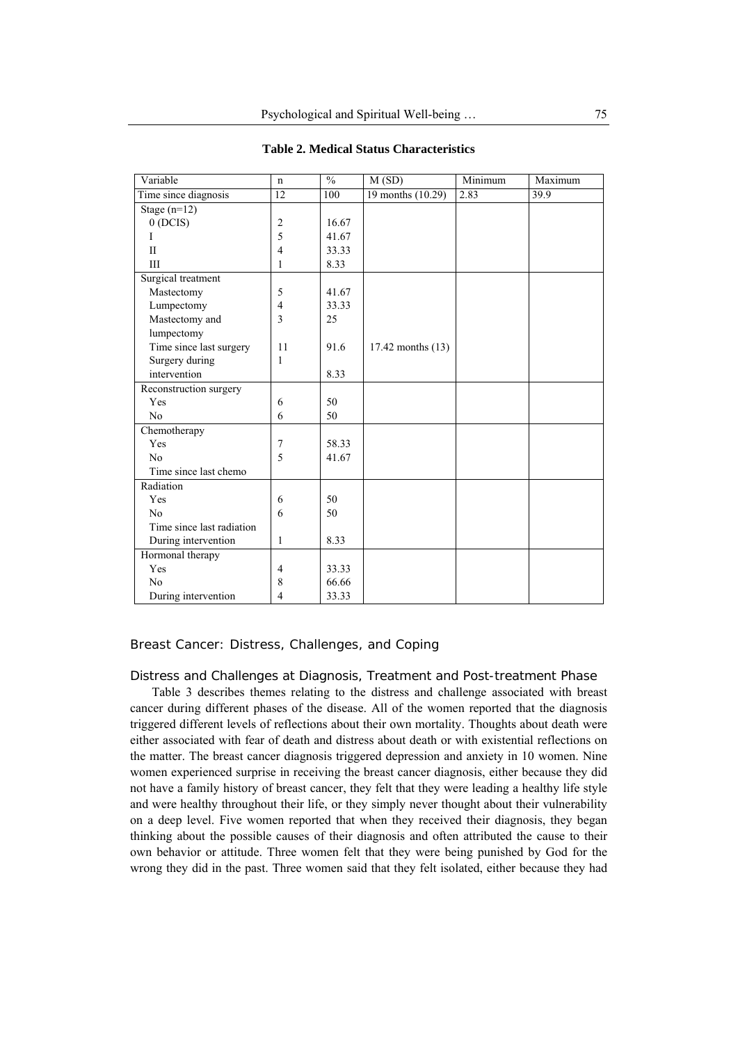**Table 2. Medical Status Characteristics**

| Variable | n | % | M (SD) | Minimum | Maximum |
|---|---|---|---|---|---|
| Time since diagnosis | 12 | 100 | 19 months (10.29) | 2.83 | 39.9 |
| Stage (n=12) | | | | | |
| 0 (DCIS) | 2 | 16.67 | | | |
| I | 5 | 41.67 | | | |
| II | 4 | 33.33 | | | |
| III | 1 | 8.33 | | | |
| Surgical treatment | | | | | |
| Mastectomy | 5 | 41.67 | | | |
| Lumpectomy | 4 | 33.33 | | | |
| Mastectomy and lumpectomy | 3 | 25 | | | |
| Time since last surgery | 11 | 91.6 | 17.42 months (13) | | |
| Surgery during intervention | 1 | 8.33 | | | |
| Reconstruction surgery | | | | | |
| Yes | 6 | 50 | | | |
| No | 6 | 50 | | | |
| Chemotherapy | | | | | |
| Yes | 7 | 58.33 | | | |
| No | 5 | 41.67 | | | |
| Time since last chemo | | | | | |
| Radiation | | | | | |
| Yes | 6 | 50 | | | |
| No | 6 | 50 | | | |
| Time since last radiation | | | | | |
| During intervention | 1 | 8.33 | | | |
| Hormonal therapy | | | | | |
| Yes | 4 | 33.33 | | | |
| No | 8 | 66.66 | | | |
| During intervention | 4 | 33.33 | | | |

## Breast Cancer: Distress, Challenges, and Coping

### Distress and Challenges at Diagnosis, Treatment and Post-treatment Phase

Table 3 describes themes relating to the distress and challenge associated with breast cancer during different phases of the disease. All of the women reported that the diagnosis triggered different levels of reflections about their own mortality. Thoughts about death were either associated with fear of death and distress about death or with existential reflections on the matter. The breast cancer diagnosis triggered depression and anxiety in 10 women. Nine women experienced surprise in receiving the breast cancer diagnosis, either because they did not have a family history of breast cancer, they felt that they were leading a healthy life style and were healthy throughout their life, or they simply never thought about their vulnerability on a deep level. Five women reported that when they received their diagnosis, they began thinking about the possible causes of their diagnosis and often attributed the cause to their own behavior or attitude. Three women felt that they were being punished by God for the wrong they did in the past. Three women said that they felt isolated, either because they had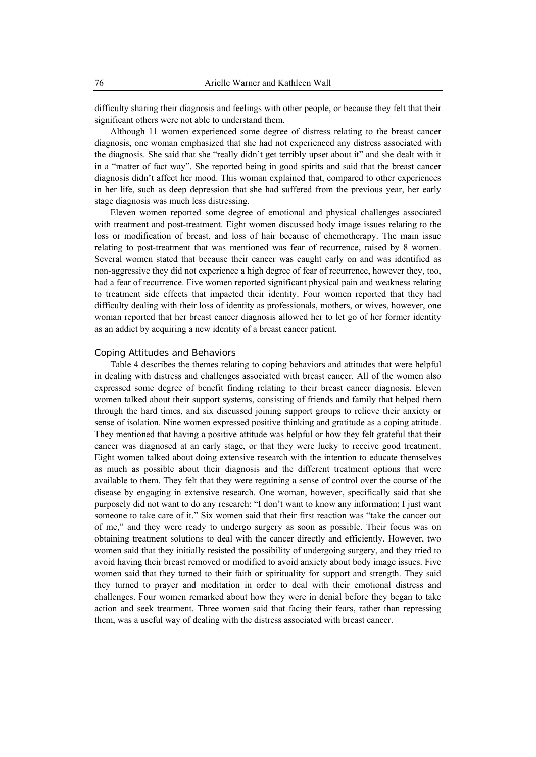difficulty sharing their diagnosis and feelings with other people, or because they felt that their significant others were not able to understand them.

Although 11 women experienced some degree of distress relating to the breast cancer diagnosis, one woman emphasized that she had not experienced any distress associated with the diagnosis. She said that she "really didn't get terribly upset about it" and she dealt with it in a "matter of fact way". She reported being in good spirits and said that the breast cancer diagnosis didn't affect her mood. This woman explained that, compared to other experiences in her life, such as deep depression that she had suffered from the previous year, her early stage diagnosis was much less distressing.

Eleven women reported some degree of emotional and physical challenges associated with treatment and post-treatment. Eight women discussed body image issues relating to the loss or modification of breast, and loss of hair because of chemotherapy. The main issue relating to post-treatment that was mentioned was fear of recurrence, raised by 8 women. Several women stated that because their cancer was caught early on and was identified as non-aggressive they did not experience a high degree of fear of recurrence, however they, too, had a fear of recurrence. Five women reported significant physical pain and weakness relating to treatment side effects that impacted their identity. Four women reported that they had difficulty dealing with their loss of identity as professionals, mothers, or wives, however, one woman reported that her breast cancer diagnosis allowed her to let go of her former identity as an addict by acquiring a new identity of a breast cancer patient.

### Coping Attitudes and Behaviors

Table 4 describes the themes relating to coping behaviors and attitudes that were helpful in dealing with distress and challenges associated with breast cancer. All of the women also expressed some degree of benefit finding relating to their breast cancer diagnosis. Eleven women talked about their support systems, consisting of friends and family that helped them through the hard times, and six discussed joining support groups to relieve their anxiety or sense of isolation. Nine women expressed positive thinking and gratitude as a coping attitude. They mentioned that having a positive attitude was helpful or how they felt grateful that their cancer was diagnosed at an early stage, or that they were lucky to receive good treatment. Eight women talked about doing extensive research with the intention to educate themselves as much as possible about their diagnosis and the different treatment options that were available to them. They felt that they were regaining a sense of control over the course of the disease by engaging in extensive research. One woman, however, specifically said that she purposely did not want to do any research: "I don't want to know any information; I just want someone to take care of it." Six women said that their first reaction was "take the cancer out of me," and they were ready to undergo surgery as soon as possible. Their focus was on obtaining treatment solutions to deal with the cancer directly and efficiently. However, two women said that they initially resisted the possibility of undergoing surgery, and they tried to avoid having their breast removed or modified to avoid anxiety about body image issues. Five women said that they turned to their faith or spirituality for support and strength. They said they turned to prayer and meditation in order to deal with their emotional distress and challenges. Four women remarked about how they were in denial before they began to take action and seek treatment. Three women said that facing their fears, rather than repressing them, was a useful way of dealing with the distress associated with breast cancer.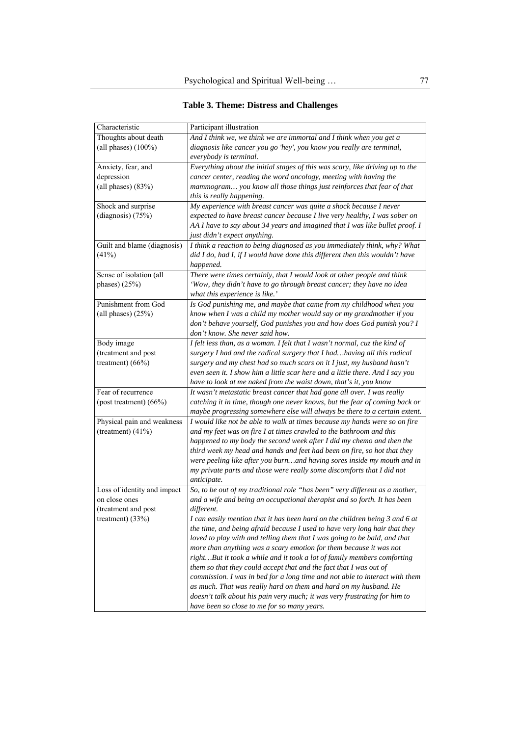**Table 3. Theme: Distress and Challenges**

| Characteristic | Participant illustration |
|---|---|
| Thoughts about death (all phases) (100%) | *And I think we, we think we are immortal and I think when you get a diagnosis like cancer you go 'hey', you know you really are terminal, everybody is terminal.* |
| Anxiety, fear, and depression (all phases) (83%) | *Everything about the initial stages of this was scary, like driving up to the cancer center, reading the word oncology, meeting with having the mammogram… you know all those things just reinforces that fear of that this is really happening.* |
| Shock and surprise (diagnosis) (75%) | *My experience with breast cancer was quite a shock because I never expected to have breast cancer because I live very healthy, I was sober on AA I have to say about 34 years and imagined that I was like bullet proof. I just didn't expect anything.* |
| Guilt and blame (diagnosis) (41%) | *I think a reaction to being diagnosed as you immediately think, why? What did I do, had I, if I would have done this different then this wouldn't have happened.* |
| Sense of isolation (all phases) (25%) | *There were times certainly, that I would look at other people and think 'Wow, they didn't have to go through breast cancer; they have no idea what this experience is like.'* |
| Punishment from God (all phases) (25%) | *Is God punishing me, and maybe that came from my childhood when you know when I was a child my mother would say or my grandmother if you don't behave yourself, God punishes you and how does God punish you? I don't know. She never said how.* |
| Body image (treatment and post treatment) (66%) | *I felt less than, as a woman. I felt that I wasn't normal, cuz the kind of surgery I had and the radical surgery that I had…having all this radical surgery and my chest had so much scars on it I just, my husband hasn't even seen it. I show him a little scar here and a little there. And I say you have to look at me naked from the waist down, that's it, you know* |
| Fear of recurrence (post treatment) (66%) | *It wasn't metastatic breast cancer that had gone all over. I was really catching it in time, though one never knows, but the fear of coming back or maybe progressing somewhere else will always be there to a certain extent.* |
| Physical pain and weakness (treatment) (41%) | *I would like not be able to walk at times because my hands were so on fire and my feet was on fire I at times crawled to the bathroom and this happened to my body the second week after I did my chemo and then the third week my head and hands and feet had been on fire, so hot that they were peeling like after you burn…and having sores inside my mouth and in my private parts and those were really some discomforts that I did not anticipate.* |
| Loss of identity and impact on close ones (treatment and post treatment) (33%) | *So, to be out of my traditional role "has been" very different as a mother, and a wife and being an occupational therapist and so forth. It has been different.* *I can easily mention that it has been hard on the children being 3 and 6 at the time, and being afraid because I used to have very long hair that they loved to play with and telling them that I was going to be bald, and that more than anything was a scary emotion for them because it was not right…But it took a while and it took a lot of family members comforting them so that they could accept that and the fact that I was out of commission. I was in bed for a long time and not able to interact with them as much. That was really hard on them and hard on my husband. He doesn't talk about his pain very much; it was very frustrating for him to have been so close to me for so many years.* |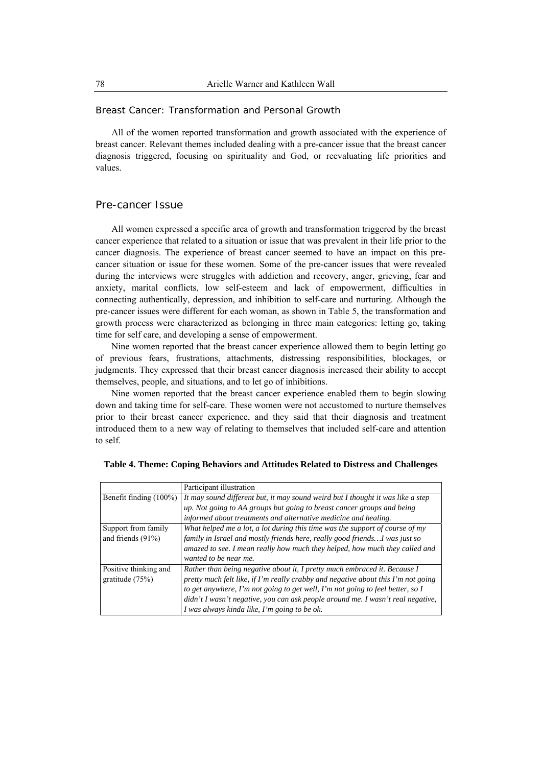### Breast Cancer: Transformation and Personal Growth

All of the women reported transformation and growth associated with the experience of breast cancer. Relevant themes included dealing with a pre-cancer issue that the breast cancer diagnosis triggered, focusing on spirituality and God, or reevaluating life priorities and values.

### Pre-cancer Issue

All women expressed a specific area of growth and transformation triggered by the breast cancer experience that related to a situation or issue that was prevalent in their life prior to the cancer diagnosis. The experience of breast cancer seemed to have an impact on this pre-cancer situation or issue for these women. Some of the pre-cancer issues that were revealed during the interviews were struggles with addiction and recovery, anger, grieving, fear and anxiety, marital conflicts, low self-esteem and lack of empowerment, difficulties in connecting authentically, depression, and inhibition to self-care and nurturing. Although the pre-cancer issues were different for each woman, as shown in Table 5, the transformation and growth process were characterized as belonging in three main categories: letting go, taking time for self care, and developing a sense of empowerment.

Nine women reported that the breast cancer experience allowed them to begin letting go of previous fears, frustrations, attachments, distressing responsibilities, blockages, or judgments. They expressed that their breast cancer diagnosis increased their ability to accept themselves, people, and situations, and to let go of inhibitions.

Nine women reported that the breast cancer experience enabled them to begin slowing down and taking time for self-care. These women were not accustomed to nurture themselves prior to their breast cancer experience, and they said that their diagnosis and treatment introduced them to a new way of relating to themselves that included self-care and attention to self.

**Table 4. Theme: Coping Behaviors and Attitudes Related to Distress and Challenges**

| | Participant illustration |
|---|---|
| Benefit finding (100%) | *It may sound different but, it may sound weird but I thought it was like a step up. Not going to AA groups but going to breast cancer groups and being informed about treatments and alternative medicine and healing.* |
| Support from family and friends (91%) | *What helped me a lot, a lot during this time was the support of course of my family in Israel and mostly friends here, really good friends…I was just so amazed to see. I mean really how much they helped, how much they called and wanted to be near me.* |
| Positive thinking and gratitude (75%) | *Rather than being negative about it, I pretty much embraced it. Because I pretty much felt like, if I'm really crabby and negative about this I'm not going to get anywhere, I'm not going to get well, I'm not going to feel better, so I didn't I wasn't negative, you can ask people around me. I wasn't real negative, I was always kinda like, I'm going to be ok.* |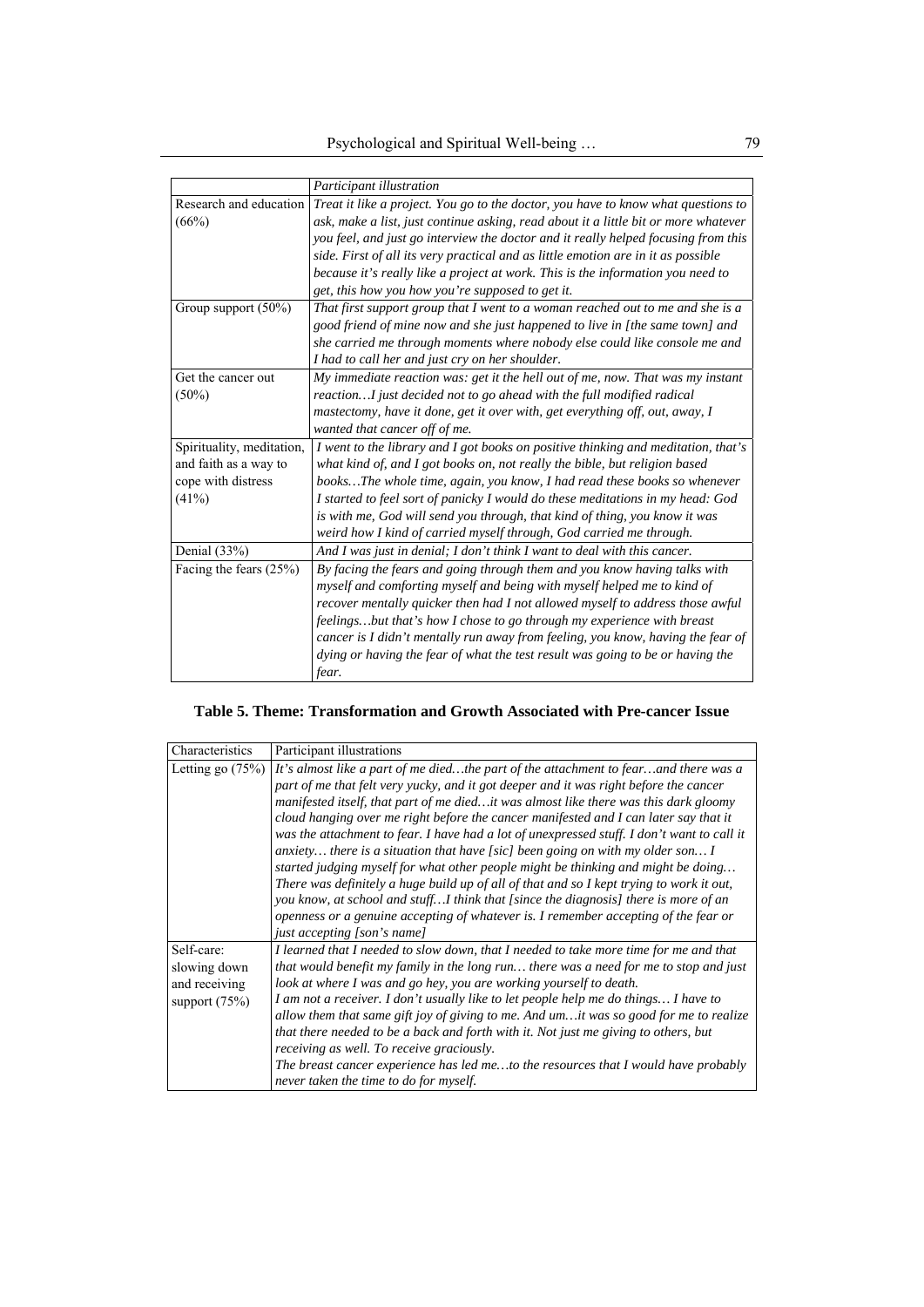| | Participant illustration |
|---|---|
| Research and education (66%) | *Treat it like a project. You go to the doctor, you have to know what questions to ask, make a list, just continue asking, read about it a little bit or more whatever you feel, and just go interview the doctor and it really helped focusing from this side. First of all its very practical and as little emotion are in it as possible because it's really like a project at work. This is the information you need to get, this how you how you're supposed to get it.* |
| Group support (50%) | *That first support group that I went to a woman reached out to me and she is a good friend of mine now and she just happened to live in [the same town] and she carried me through moments where nobody else could like console me and I had to call her and just cry on her shoulder.* |
| Get the cancer out (50%) | *My immediate reaction was: get it the hell out of me, now. That was my instant reaction…I just decided not to go ahead with the full modified radical mastectomy, have it done, get it over with, get everything off, out, away, I wanted that cancer off of me.* |
| Spirituality, meditation, and faith as a way to cope with distress (41%) | *I went to the library and I got books on positive thinking and meditation, that's what kind of, and I got books on, not really the bible, but religion based books…The whole time, again, you know, I had read these books so whenever I started to feel sort of panicky I would do these meditations in my head: God is with me, God will send you through, that kind of thing, you know it was weird how I kind of carried myself through, God carried me through.* |
| Denial (33%) | *And I was just in denial; I don't think I want to deal with this cancer.* |
| Facing the fears (25%) | *By facing the fears and going through them and you know having talks with myself and comforting myself and being with myself helped me to kind of recover mentally quicker then had I not allowed myself to address those awful feelings…but that's how I chose to go through my experience with breast cancer is I didn't mentally run away from feeling, you know, having the fear of dying or having the fear of what the test result was going to be or having the fear.* |

**Table 5. Theme: Transformation and Growth Associated with Pre-cancer Issue**

| Characteristics | Participant illustrations |
|---|---|
| Letting go (75%) | *It's almost like a part of me died…the part of the attachment to fear…and there was a part of me that felt very yucky, and it got deeper and it was right before the cancer manifested itself, that part of me died…it was almost like there was this dark gloomy cloud hanging over me right before the cancer manifested and I can later say that it was the attachment to fear. I have had a lot of unexpressed stuff. I don't want to call it anxiety… there is a situation that have [sic] been going on with my older son… I started judging myself for what other people might be thinking and might be doing… There was definitely a huge build up of all of that and so I kept trying to work it out, you know, at school and stuff…I think that [since the diagnosis] there is more of an openness or a genuine accepting of whatever is. I remember accepting of the fear or just accepting [son's name]* |
| Self-care: slowing down and receiving support (75%) | *I learned that I needed to slow down, that I needed to take more time for me and that that would benefit my family in the long run… there was a need for me to stop and just look at where I was and go hey, you are working yourself to death.* <br> *I am not a receiver. I don't usually like to let people help me do things… I have to allow them that same gift joy of giving to me. And um…it was so good for me to realize that there needed to be a back and forth with it. Not just me giving to others, but receiving as well. To receive graciously.* <br> *The breast cancer experience has led me…to the resources that I would have probably never taken the time to do for myself.* |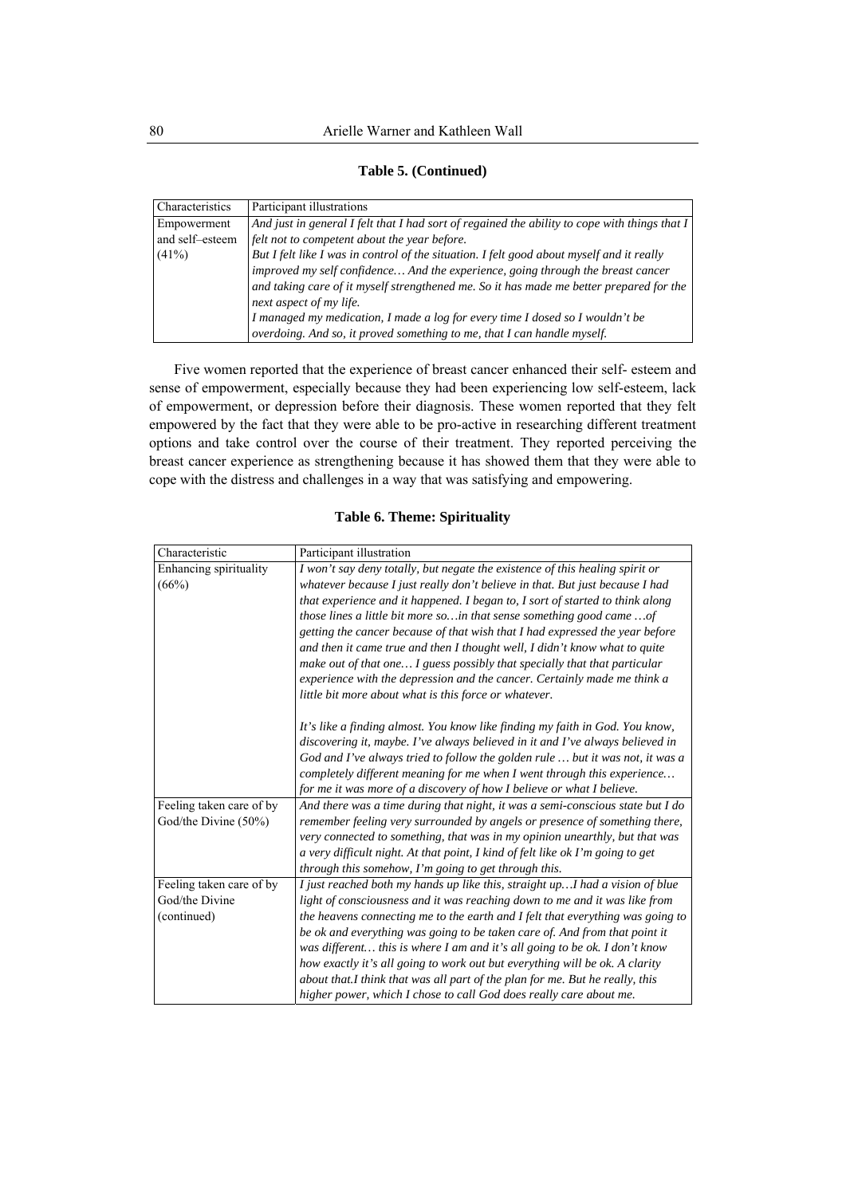**Table 5. (Continued)**

| Characteristics | Participant illustrations |
|---|---|
| Empowerment and self–esteem (41%) | *And just in general I felt that I had sort of regained the ability to cope with things that I felt not to competent about the year before.* *But I felt like I was in control of the situation. I felt good about myself and it really improved my self confidence… And the experience, going through the breast cancer and taking care of it myself strengthened me. So it has made me better prepared for the next aspect of my life.* *I managed my medication, I made a log for every time I dosed so I wouldn't be overdoing. And so, it proved something to me, that I can handle myself.* |

Five women reported that the experience of breast cancer enhanced their self- esteem and sense of empowerment, especially because they had been experiencing low self-esteem, lack of empowerment, or depression before their diagnosis. These women reported that they felt empowered by the fact that they were able to be pro-active in researching different treatment options and take control over the course of their treatment. They reported perceiving the breast cancer experience as strengthening because it has showed them that they were able to cope with the distress and challenges in a way that was satisfying and empowering.

**Table 6. Theme: Spirituality**

| Characteristic | Participant illustration |
|---|---|
| Enhancing spirituality (66%) | *I won't say deny totally, but negate the existence of this healing spirit or whatever because I just really don't believe in that. But just because I had that experience and it happened. I began to, I sort of started to think along those lines a little bit more so…in that sense something good came …of getting the cancer because of that wish that I had expressed the year before and then it came true and then I thought well, I didn't know what to quite make out of that one… I guess possibly that specially that that particular experience with the depression and the cancer. Certainly made me think a little bit more about what is this force or whatever.* *It's like a finding almost. You know like finding my faith in God. You know, discovering it, maybe. I've always believed in it and I've always believed in God and I've always tried to follow the golden rule … but it was not, it was a completely different meaning for me when I went through this experience… for me it was more of a discovery of how I believe or what I believe.* |
| Feeling taken care of by God/the Divine (50%) | *And there was a time during that night, it was a semi-conscious state but I do remember feeling very surrounded by angels or presence of something there, very connected to something, that was in my opinion unearthly, but that was a very difficult night. At that point, I kind of felt like ok I'm going to get through this somehow, I'm going to get through this.* |
| Feeling taken care of by God/the Divine (continued) | *I just reached both my hands up like this, straight up…I had a vision of blue light of consciousness and it was reaching down to me and it was like from the heavens connecting me to the earth and I felt that everything was going to be ok and everything was going to be taken care of. And from that point it was different… this is where I am and it's all going to be ok. I don't know how exactly it's all going to work out but everything will be ok. A clarity about that.I think that was all part of the plan for me. But he really, this higher power, which I chose to call God does really care about me.* |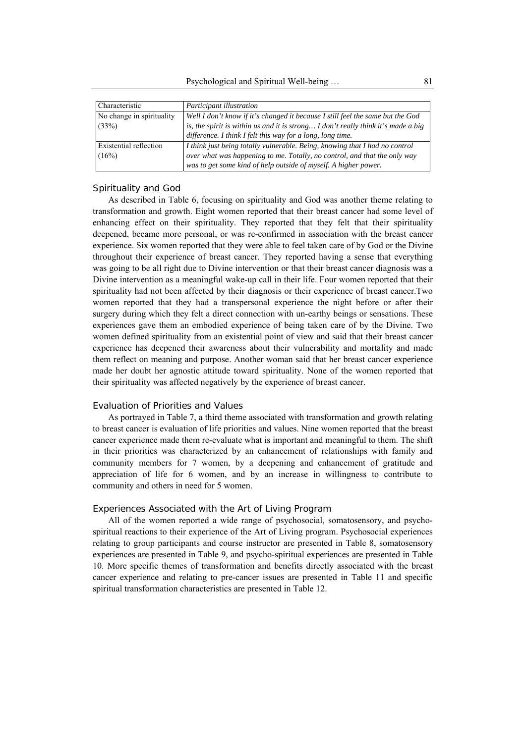| Characteristic | *Participant illustration* |
|---|---|
| No change in spirituality (33%) | *Well I don't know if it's changed it because I still feel the same but the God is, the spirit is within us and it is strong… I don't really think it's made a big difference. I think I felt this way for a long, long time.* |
| Existential reflection (16%) | *I think just being totally vulnerable. Being, knowing that I had no control over what was happening to me. Totally, no control, and that the only way was to get some kind of help outside of myself. A higher power.* |

### Spirituality and God

As described in Table 6, focusing on spirituality and God was another theme relating to transformation and growth. Eight women reported that their breast cancer had some level of enhancing effect on their spirituality. They reported that they felt that their spirituality deepened, became more personal, or was re-confirmed in association with the breast cancer experience. Six women reported that they were able to feel taken care of by God or the Divine throughout their experience of breast cancer. They reported having a sense that everything was going to be all right due to Divine intervention or that their breast cancer diagnosis was a Divine intervention as a meaningful wake-up call in their life. Four women reported that their spirituality had not been affected by their diagnosis or their experience of breast cancer.Two women reported that they had a transpersonal experience the night before or after their surgery during which they felt a direct connection with un-earthy beings or sensations. These experiences gave them an embodied experience of being taken care of by the Divine. Two women defined spirituality from an existential point of view and said that their breast cancer experience has deepened their awareness about their vulnerability and mortality and made them reflect on meaning and purpose. Another woman said that her breast cancer experience made her doubt her agnostic attitude toward spirituality. None of the women reported that their spirituality was affected negatively by the experience of breast cancer.

### Evaluation of Priorities and Values

As portrayed in Table 7, a third theme associated with transformation and growth relating to breast cancer is evaluation of life priorities and values. Nine women reported that the breast cancer experience made them re-evaluate what is important and meaningful to them. The shift in their priorities was characterized by an enhancement of relationships with family and community members for 7 women, by a deepening and enhancement of gratitude and appreciation of life for 6 women, and by an increase in willingness to contribute to community and others in need for 5 women.

### Experiences Associated with the Art of Living Program

All of the women reported a wide range of psychosocial, somatosensory, and psycho-spiritual reactions to their experience of the Art of Living program. Psychosocial experiences relating to group participants and course instructor are presented in Table 8, somatosensory experiences are presented in Table 9, and psycho-spiritual experiences are presented in Table 10. More specific themes of transformation and benefits directly associated with the breast cancer experience and relating to pre-cancer issues are presented in Table 11 and specific spiritual transformation characteristics are presented in Table 12.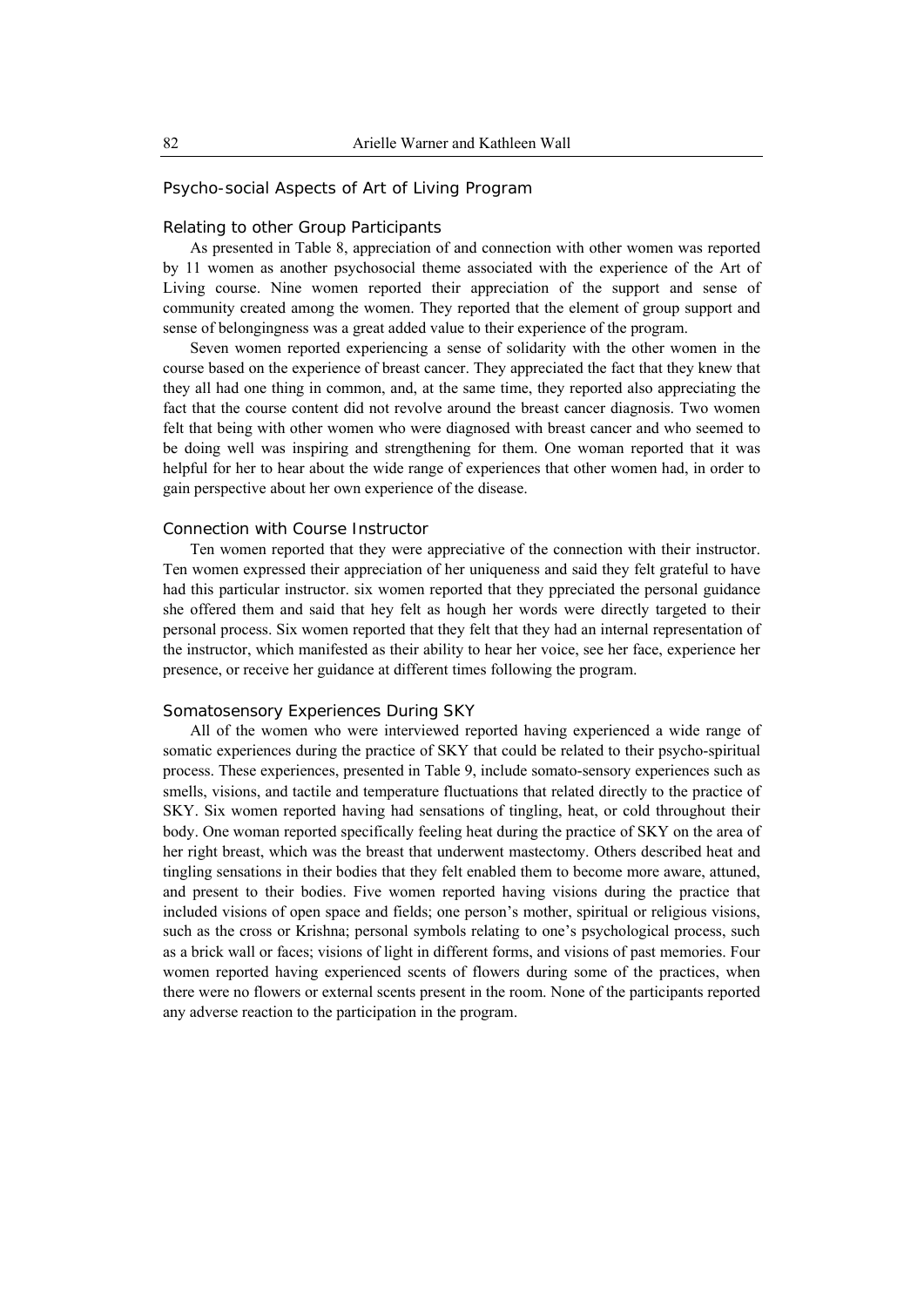### Psycho-social Aspects of Art of Living Program

#### Relating to other Group Participants

As presented in Table 8, appreciation of and connection with other women was reported by 11 women as another psychosocial theme associated with the experience of the Art of Living course. Nine women reported their appreciation of the support and sense of community created among the women. They reported that the element of group support and sense of belongingness was a great added value to their experience of the program.

Seven women reported experiencing a sense of solidarity with the other women in the course based on the experience of breast cancer. They appreciated the fact that they knew that they all had one thing in common, and, at the same time, they reported also appreciating the fact that the course content did not revolve around the breast cancer diagnosis. Two women felt that being with other women who were diagnosed with breast cancer and who seemed to be doing well was inspiring and strengthening for them. One woman reported that it was helpful for her to hear about the wide range of experiences that other women had, in order to gain perspective about her own experience of the disease.

#### Connection with Course Instructor

Ten women reported that they were appreciative of the connection with their instructor. Ten women expressed their appreciation of her uniqueness and said they felt grateful to have had this particular instructor. six women reported that they ppreciated the personal guidance she offered them and said that hey felt as hough her words were directly targeted to their personal process. Six women reported that they felt that they had an internal representation of the instructor, which manifested as their ability to hear her voice, see her face, experience her presence, or receive her guidance at different times following the program.

#### Somatosensory Experiences During SKY

All of the women who were interviewed reported having experienced a wide range of somatic experiences during the practice of SKY that could be related to their psycho-spiritual process. These experiences, presented in Table 9, include somato-sensory experiences such as smells, visions, and tactile and temperature fluctuations that related directly to the practice of SKY. Six women reported having had sensations of tingling, heat, or cold throughout their body. One woman reported specifically feeling heat during the practice of SKY on the area of her right breast, which was the breast that underwent mastectomy. Others described heat and tingling sensations in their bodies that they felt enabled them to become more aware, attuned, and present to their bodies. Five women reported having visions during the practice that included visions of open space and fields; one person's mother, spiritual or religious visions, such as the cross or Krishna; personal symbols relating to one's psychological process, such as a brick wall or faces; visions of light in different forms, and visions of past memories. Four women reported having experienced scents of flowers during some of the practices, when there were no flowers or external scents present in the room. None of the participants reported any adverse reaction to the participation in the program.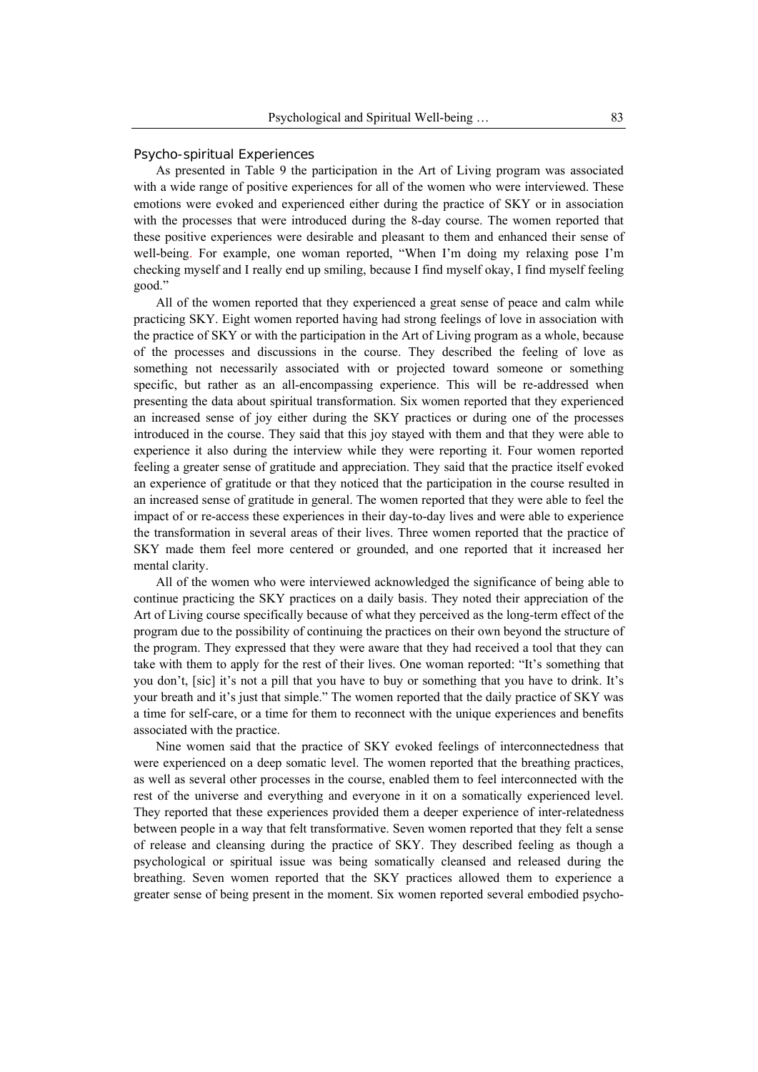### Psycho-spiritual Experiences

As presented in Table 9 the participation in the Art of Living program was associated with a wide range of positive experiences for all of the women who were interviewed. These emotions were evoked and experienced either during the practice of SKY or in association with the processes that were introduced during the 8-day course. The women reported that these positive experiences were desirable and pleasant to them and enhanced their sense of well-being. For example, one woman reported, "When I'm doing my relaxing pose I'm checking myself and I really end up smiling, because I find myself okay, I find myself feeling good."

All of the women reported that they experienced a great sense of peace and calm while practicing SKY. Eight women reported having had strong feelings of love in association with the practice of SKY or with the participation in the Art of Living program as a whole, because of the processes and discussions in the course. They described the feeling of love as something not necessarily associated with or projected toward someone or something specific, but rather as an all-encompassing experience. This will be re-addressed when presenting the data about spiritual transformation. Six women reported that they experienced an increased sense of joy either during the SKY practices or during one of the processes introduced in the course. They said that this joy stayed with them and that they were able to experience it also during the interview while they were reporting it. Four women reported feeling a greater sense of gratitude and appreciation. They said that the practice itself evoked an experience of gratitude or that they noticed that the participation in the course resulted in an increased sense of gratitude in general. The women reported that they were able to feel the impact of or re-access these experiences in their day-to-day lives and were able to experience the transformation in several areas of their lives. Three women reported that the practice of SKY made them feel more centered or grounded, and one reported that it increased her mental clarity.

All of the women who were interviewed acknowledged the significance of being able to continue practicing the SKY practices on a daily basis. They noted their appreciation of the Art of Living course specifically because of what they perceived as the long-term effect of the program due to the possibility of continuing the practices on their own beyond the structure of the program. They expressed that they were aware that they had received a tool that they can take with them to apply for the rest of their lives. One woman reported: "It's something that you don't, [sic] it's not a pill that you have to buy or something that you have to drink. It's your breath and it's just that simple." The women reported that the daily practice of SKY was a time for self-care, or a time for them to reconnect with the unique experiences and benefits associated with the practice.

Nine women said that the practice of SKY evoked feelings of interconnectedness that were experienced on a deep somatic level. The women reported that the breathing practices, as well as several other processes in the course, enabled them to feel interconnected with the rest of the universe and everything and everyone in it on a somatically experienced level. They reported that these experiences provided them a deeper experience of inter-relatedness between people in a way that felt transformative. Seven women reported that they felt a sense of release and cleansing during the practice of SKY. They described feeling as though a psychological or spiritual issue was being somatically cleansed and released during the breathing. Seven women reported that the SKY practices allowed them to experience a greater sense of being present in the moment. Six women reported several embodied psycho-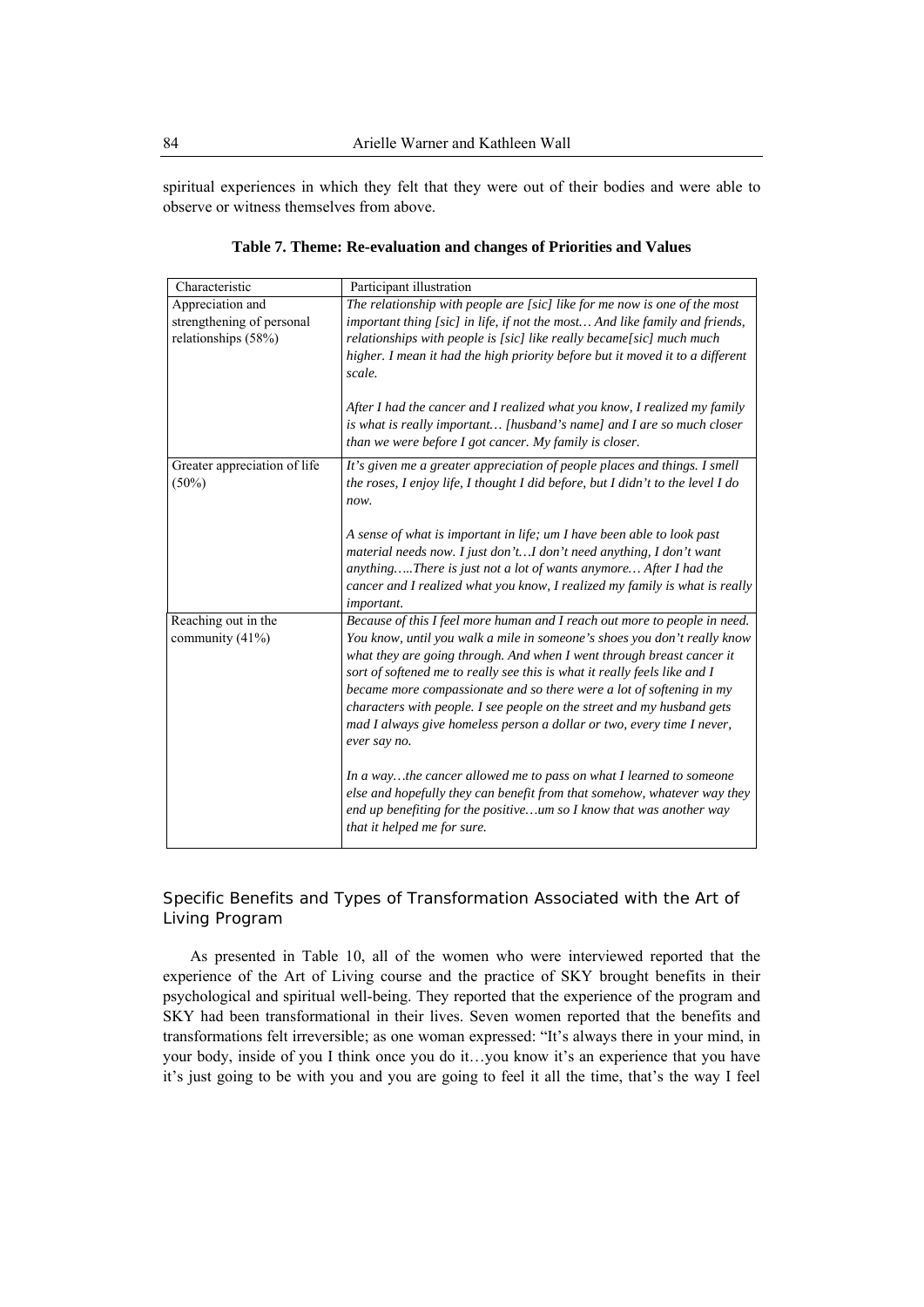spiritual experiences in which they felt that they were out of their bodies and were able to observe or witness themselves from above.

**Table 7. Theme: Re-evaluation and changes of Priorities and Values**

| Characteristic | Participant illustration |
|---|---|
| Appreciation and strengthening of personal relationships (58%) | *The relationship with people are [sic] like for me now is one of the most important thing [sic] in life, if not the most… And like family and friends, relationships with people is [sic] like really became[sic] much much higher. I mean it had the high priority before but it moved it to a different scale.*<br><br>*After I had the cancer and I realized what you know, I realized my family is what is really important… [husband's name] and I are so much closer than we were before I got cancer. My family is closer.* |
| Greater appreciation of life (50%) | *It's given me a greater appreciation of people places and things. I smell the roses, I enjoy life, I thought I did before, but I didn't to the level I do now.*<br><br>*A sense of what is important in life; um I have been able to look past material needs now. I just don't…I don't need anything, I don't want anything…..There is just not a lot of wants anymore… After I had the cancer and I realized what you know, I realized my family is what is really important.* |
| Reaching out in the community (41%) | *Because of this I feel more human and I reach out more to people in need. You know, until you walk a mile in someone's shoes you don't really know what they are going through. And when I went through breast cancer it sort of softened me to really see this is what it really feels like and I became more compassionate and so there were a lot of softening in my characters with people. I see people on the street and my husband gets mad I always give homeless person a dollar or two, every time I never, ever say no.*<br><br>*In a way…the cancer allowed me to pass on what I learned to someone else and hopefully they can benefit from that somehow, whatever way they end up benefiting for the positive…um so I know that was another way that it helped me for sure.* |

### Specific Benefits and Types of Transformation Associated with the Art of Living Program

As presented in Table 10, all of the women who were interviewed reported that the experience of the Art of Living course and the practice of SKY brought benefits in their psychological and spiritual well-being. They reported that the experience of the program and SKY had been transformational in their lives. Seven women reported that the benefits and transformations felt irreversible; as one woman expressed: "It's always there in your mind, in your body, inside of you I think once you do it…you know it's an experience that you have it's just going to be with you and you are going to feel it all the time, that's the way I feel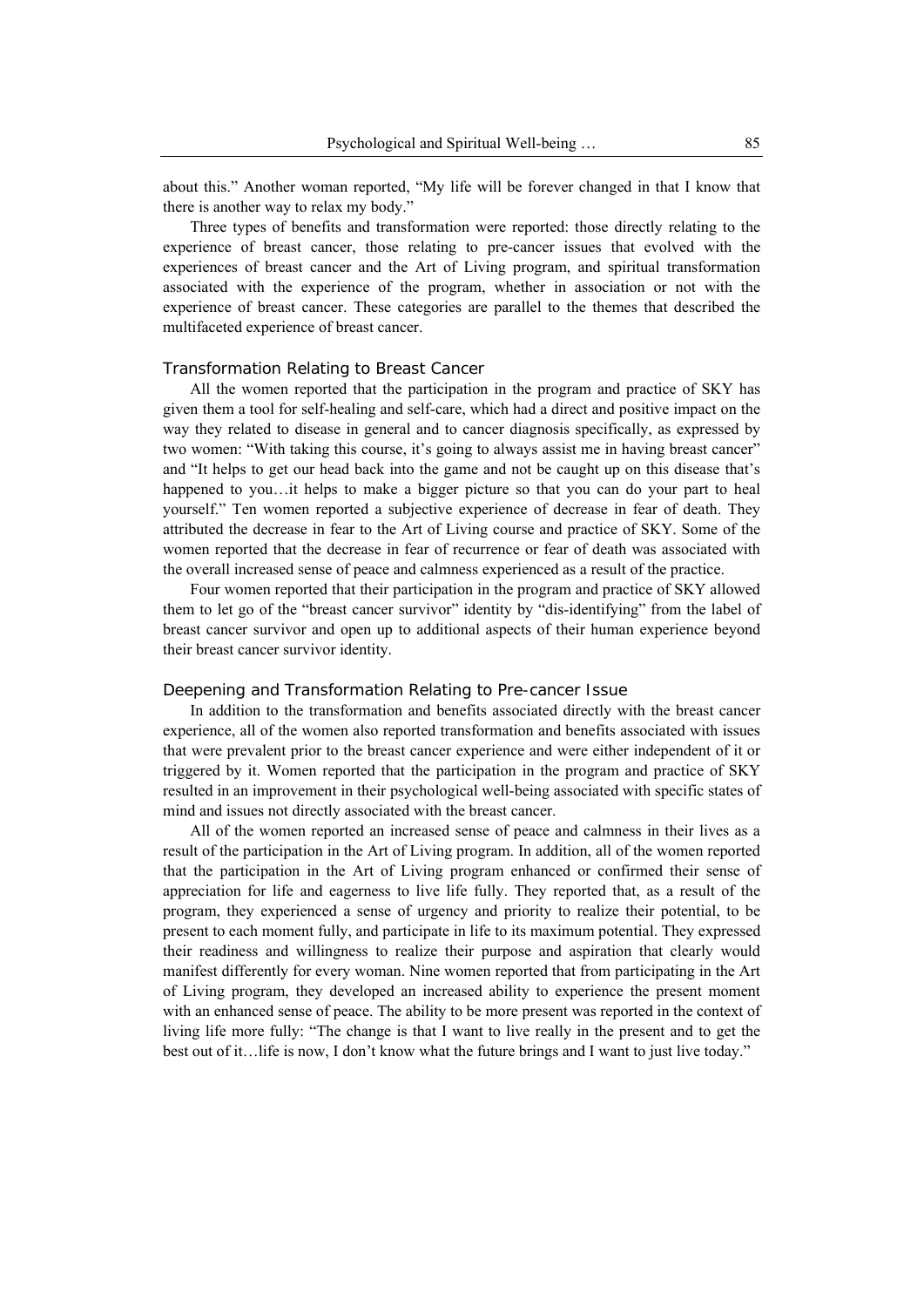about this." Another woman reported, "My life will be forever changed in that I know that there is another way to relax my body."

Three types of benefits and transformation were reported: those directly relating to the experience of breast cancer, those relating to pre-cancer issues that evolved with the experiences of breast cancer and the Art of Living program, and spiritual transformation associated with the experience of the program, whether in association or not with the experience of breast cancer. These categories are parallel to the themes that described the multifaceted experience of breast cancer.

### Transformation Relating to Breast Cancer

All the women reported that the participation in the program and practice of SKY has given them a tool for self-healing and self-care, which had a direct and positive impact on the way they related to disease in general and to cancer diagnosis specifically, as expressed by two women: "With taking this course, it's going to always assist me in having breast cancer" and "It helps to get our head back into the game and not be caught up on this disease that's happened to you…it helps to make a bigger picture so that you can do your part to heal yourself." Ten women reported a subjective experience of decrease in fear of death. They attributed the decrease in fear to the Art of Living course and practice of SKY. Some of the women reported that the decrease in fear of recurrence or fear of death was associated with the overall increased sense of peace and calmness experienced as a result of the practice.

Four women reported that their participation in the program and practice of SKY allowed them to let go of the "breast cancer survivor" identity by "dis-identifying" from the label of breast cancer survivor and open up to additional aspects of their human experience beyond their breast cancer survivor identity.

### Deepening and Transformation Relating to Pre-cancer Issue

In addition to the transformation and benefits associated directly with the breast cancer experience, all of the women also reported transformation and benefits associated with issues that were prevalent prior to the breast cancer experience and were either independent of it or triggered by it. Women reported that the participation in the program and practice of SKY resulted in an improvement in their psychological well-being associated with specific states of mind and issues not directly associated with the breast cancer.

All of the women reported an increased sense of peace and calmness in their lives as a result of the participation in the Art of Living program. In addition, all of the women reported that the participation in the Art of Living program enhanced or confirmed their sense of appreciation for life and eagerness to live life fully. They reported that, as a result of the program, they experienced a sense of urgency and priority to realize their potential, to be present to each moment fully, and participate in life to its maximum potential. They expressed their readiness and willingness to realize their purpose and aspiration that clearly would manifest differently for every woman. Nine women reported that from participating in the Art of Living program, they developed an increased ability to experience the present moment with an enhanced sense of peace. The ability to be more present was reported in the context of living life more fully: "The change is that I want to live really in the present and to get the best out of it…life is now, I don't know what the future brings and I want to just live today."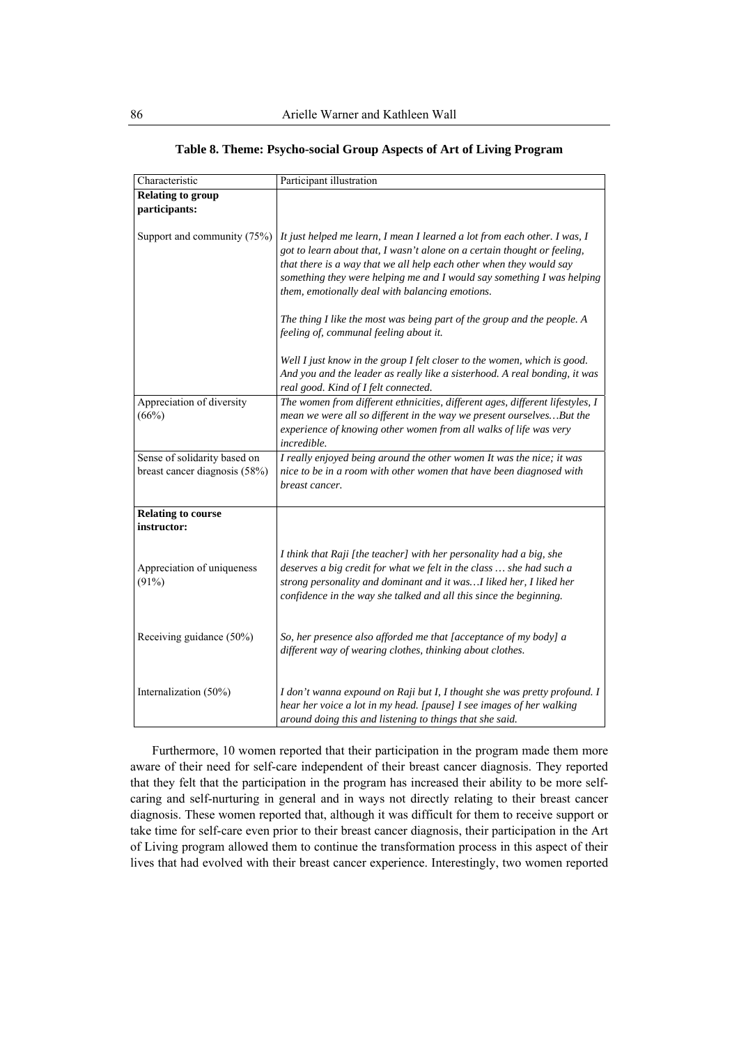**Table 8. Theme: Psycho-social Group Aspects of Art of Living Program**

| Characteristic | Participant illustration |
|---|---|
| **Relating to group participants:** | |
| Support and community (75%) | *It just helped me learn, I mean I learned a lot from each other. I was, I got to learn about that, I wasn't alone on a certain thought or feeling, that there is a way that we all help each other when they would say something they were helping me and I would say something I was helping them, emotionally deal with balancing emotions.*<br><br>*The thing I like the most was being part of the group and the people. A feeling of, communal feeling about it.*<br><br>*Well I just know in the group I felt closer to the women, which is good. And you and the leader as really like a sisterhood. A real bonding, it was real good. Kind of I felt connected.* |
| Appreciation of diversity (66%) | *The women from different ethnicities, different ages, different lifestyles, I mean we were all so different in the way we present ourselves…But the experience of knowing other women from all walks of life was very incredible.* |
| Sense of solidarity based on breast cancer diagnosis (58%) | *I really enjoyed being around the other women It was the nice; it was nice to be in a room with other women that have been diagnosed with breast cancer.* |
| **Relating to course instructor:** | |
| Appreciation of uniqueness (91%) | *I think that Raji [the teacher] with her personality had a big, she deserves a big credit for what we felt in the class … she had such a strong personality and dominant and it was…I liked her, I liked her confidence in the way she talked and all this since the beginning.* |
| Receiving guidance (50%) | *So, her presence also afforded me that [acceptance of my body] a different way of wearing clothes, thinking about clothes.* |
| Internalization (50%) | *I don't wanna expound on Raji but I, I thought she was pretty profound. I hear her voice a lot in my head. [pause] I see images of her walking around doing this and listening to things that she said.* |

Furthermore, 10 women reported that their participation in the program made them more aware of their need for self-care independent of their breast cancer diagnosis. They reported that they felt that the participation in the program has increased their ability to be more self-caring and self-nurturing in general and in ways not directly relating to their breast cancer diagnosis. These women reported that, although it was difficult for them to receive support or take time for self-care even prior to their breast cancer diagnosis, their participation in the Art of Living program allowed them to continue the transformation process in this aspect of their lives that had evolved with their breast cancer experience. Interestingly, two women reported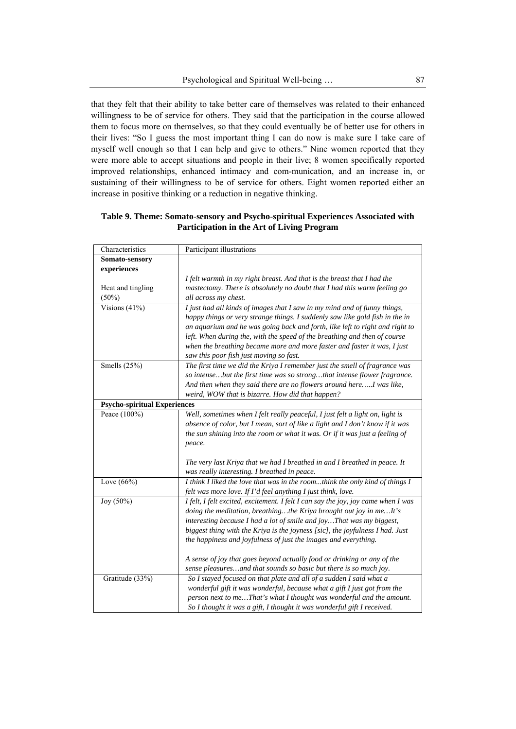that they felt that their ability to take better care of themselves was related to their enhanced willingness to be of service for others. They said that the participation in the course allowed them to focus more on themselves, so that they could eventually be of better use for others in their lives: "So I guess the most important thing I can do now is make sure I take care of myself well enough so that I can help and give to others." Nine women reported that they were more able to accept situations and people in their live; 8 women specifically reported improved relationships, enhanced intimacy and com-munication, and an increase in, or sustaining of their willingness to be of service for others. Eight women reported either an increase in positive thinking or a reduction in negative thinking.

**Table 9. Theme: Somato-sensory and Psycho-spiritual Experiences Associated with Participation in the Art of Living Program**

| Characteristics | Participant illustrations |
|---|---|
| **Somato-sensory experiences** | |
| Heat and tingling (50%) | *I felt warmth in my right breast. And that is the breast that I had the mastectomy. There is absolutely no doubt that I had this warm feeling go all across my chest.* |
| Visions (41%) | *I just had all kinds of images that I saw in my mind and of funny things, happy things or very strange things. I suddenly saw like gold fish in the in an aquarium and he was going back and forth, like left to right and right to left. When during the, with the speed of the breathing and then of course when the breathing became more and more faster and faster it was, I just saw this poor fish just moving so fast.* |
| Smells (25%) | *The first time we did the Kriya I remember just the smell of fragrance was so intense…but the first time was so strong…that intense flower fragrance. And then when they said there are no flowers around here…..I was like, weird, WOW that is bizarre. How did that happen?* |
| **Psycho-spiritual Experiences** | |
| Peace (100%) | *Well, sometimes when I felt really peaceful, I just felt a light on, light is absence of color, but I mean, sort of like a light and I don't know if it was the sun shining into the room or what it was. Or if it was just a feeling of peace.* <br><br> *The very last Kriya that we had I breathed in and I breathed in peace. It was really interesting. I breathed in peace.* |
| Love (66%) | *I think I liked the love that was in the room...think the only kind of things I felt was more love. If I'd feel anything I just think, love.* |
| Joy (50%) | *I felt, I felt excited, excitement. I felt I can say the joy, joy came when I was doing the meditation, breathing…the Kriya brought out joy in me…It's interesting because I had a lot of smile and joy…That was my biggest, biggest thing with the Kriya is the joyness [sic], the joyfulness I had. Just the happiness and joyfulness of just the images and everything.* <br><br> *A sense of joy that goes beyond actually food or drinking or any of the sense pleasures…and that sounds so basic but there is so much joy.* |
| Gratitude (33%) | *So I stayed focused on that plate and all of a sudden I said what a wonderful gift it was wonderful, because what a gift I just got from the person next to me…That's what I thought was wonderful and the amount. So I thought it was a gift, I thought it was wonderful gift I received.* |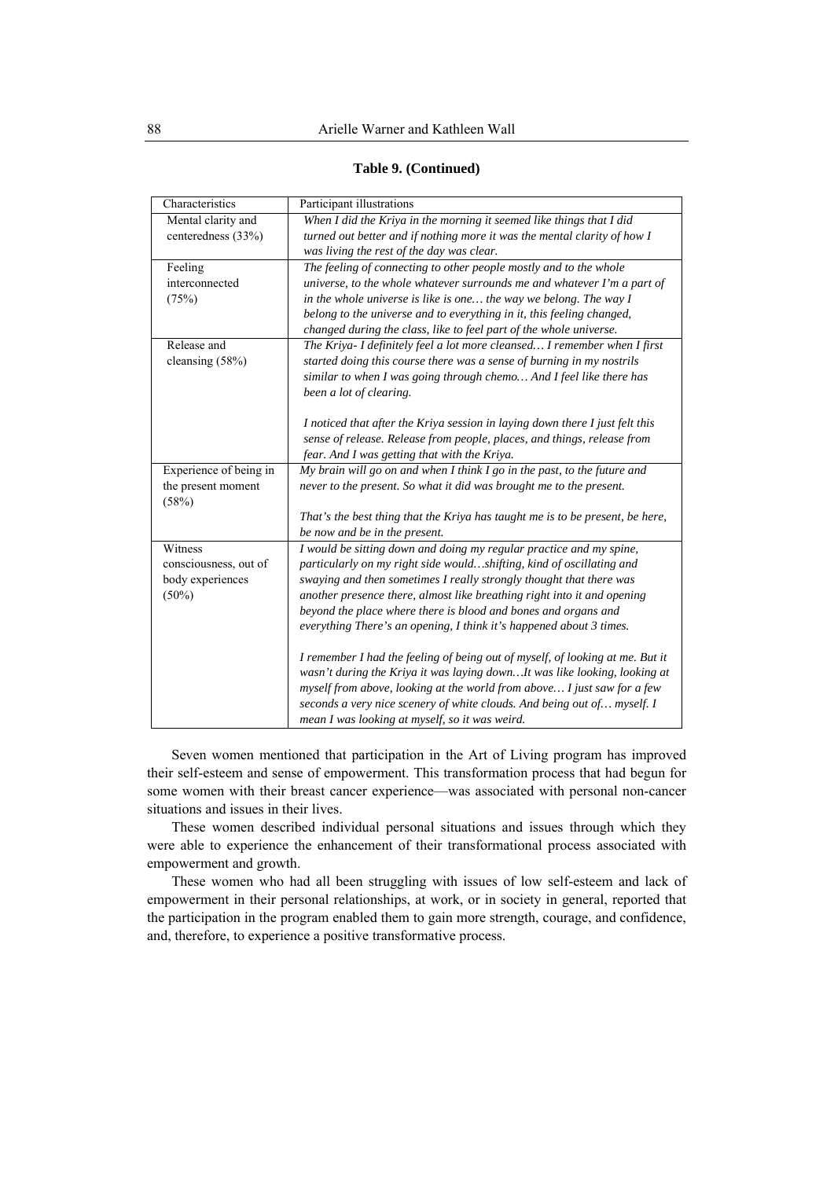**Table 9. (Continued)**

| Characteristics | Participant illustrations |
|---|---|
| Mental clarity and centeredness (33%) | *When I did the Kriya in the morning it seemed like things that I did turned out better and if nothing more it was the mental clarity of how I was living the rest of the day was clear.* |
| Feeling interconnected (75%) | *The feeling of connecting to other people mostly and to the whole universe, to the whole whatever surrounds me and whatever I'm a part of in the whole universe is like is one… the way we belong. The way I belong to the universe and to everything in it, this feeling changed, changed during the class, like to feel part of the whole universe.* |
| Release and cleansing (58%) | *The Kriya- I definitely feel a lot more cleansed… I remember when I first started doing this course there was a sense of burning in my nostrils similar to when I was going through chemo… And I feel like there has been a lot of clearing.* <br><br> *I noticed that after the Kriya session in laying down there I just felt this sense of release. Release from people, places, and things, release from fear. And I was getting that with the Kriya.* |
| Experience of being in the present moment (58%) | *My brain will go on and when I think I go in the past, to the future and never to the present. So what it did was brought me to the present.* <br><br> *That's the best thing that the Kriya has taught me is to be present, be here, be now and be in the present.* |
| Witness consciousness, out of body experiences (50%) | *I would be sitting down and doing my regular practice and my spine, particularly on my right side would…shifting, kind of oscillating and swaying and then sometimes I really strongly thought that there was another presence there, almost like breathing right into it and opening beyond the place where there is blood and bones and organs and everything There's an opening, I think it's happened about 3 times.* <br><br> *I remember I had the feeling of being out of myself, of looking at me. But it wasn't during the Kriya it was laying down…It was like looking, looking at myself from above, looking at the world from above… I just saw for a few seconds a very nice scenery of white clouds. And being out of… myself. I mean I was looking at myself, so it was weird.* |

Seven women mentioned that participation in the Art of Living program has improved their self-esteem and sense of empowerment. This transformation process that had begun for some women with their breast cancer experience—was associated with personal non-cancer situations and issues in their lives.

These women described individual personal situations and issues through which they were able to experience the enhancement of their transformational process associated with empowerment and growth.

These women who had all been struggling with issues of low self-esteem and lack of empowerment in their personal relationships, at work, or in society in general, reported that the participation in the program enabled them to gain more strength, courage, and confidence, and, therefore, to experience a positive transformative process.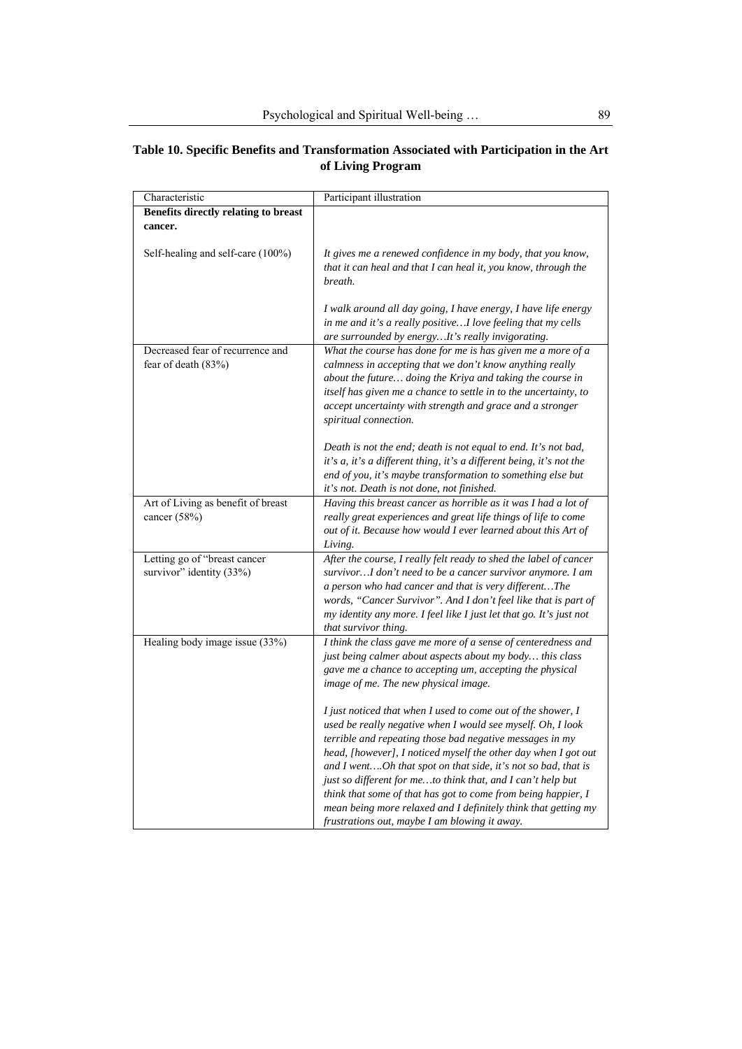**Table 10. Specific Benefits and Transformation Associated with Participation in the Art of Living Program**

| Characteristic | Participant illustration |
|---|---|
| **Benefits directly relating to breast cancer.** | |
| Self-healing and self-care (100%) | *It gives me a renewed confidence in my body, that you know, that it can heal and that I can heal it, you know, through the breath.*<br><br>*I walk around all day going, I have energy, I have life energy in me and it's a really positive…I love feeling that my cells are surrounded by energy…It's really invigorating.* |
| Decreased fear of recurrence and fear of death (83%) | *What the course has done for me is has given me a more of a calmness in accepting that we don't know anything really about the future… doing the Kriya and taking the course in itself has given me a chance to settle in to the uncertainty, to accept uncertainty with strength and grace and a stronger spiritual connection.*<br><br>*Death is not the end; death is not equal to end. It's not bad, it's a, it's a different thing, it's a different being, it's not the end of you, it's maybe transformation to something else but it's not. Death is not done, not finished.* |
| Art of Living as benefit of breast cancer (58%) | *Having this breast cancer as horrible as it was I had a lot of really great experiences and great life things of life to come out of it. Because how would I ever learned about this Art of Living.* |
| Letting go of "breast cancer survivor" identity (33%) | *After the course, I really felt ready to shed the label of cancer survivor…I don't need to be a cancer survivor anymore. I am a person who had cancer and that is very different…The words, "Cancer Survivor". And I don't feel like that is part of my identity any more. I feel like I just let that go. It's just not that survivor thing.* |
| Healing body image issue (33%) | *I think the class gave me more of a sense of centeredness and just being calmer about aspects about my body… this class gave me a chance to accepting um, accepting the physical image of me. The new physical image.*<br><br>*I just noticed that when I used to come out of the shower, I used be really negative when I would see myself. Oh, I look terrible and repeating those bad negative messages in my head, [however], I noticed myself the other day when I got out and I went….Oh that spot on that side, it's not so bad, that is just so different for me…to think that, and I can't help but think that some of that has got to come from being happier, I mean being more relaxed and I definitely think that getting my frustrations out, maybe I am blowing it away.* |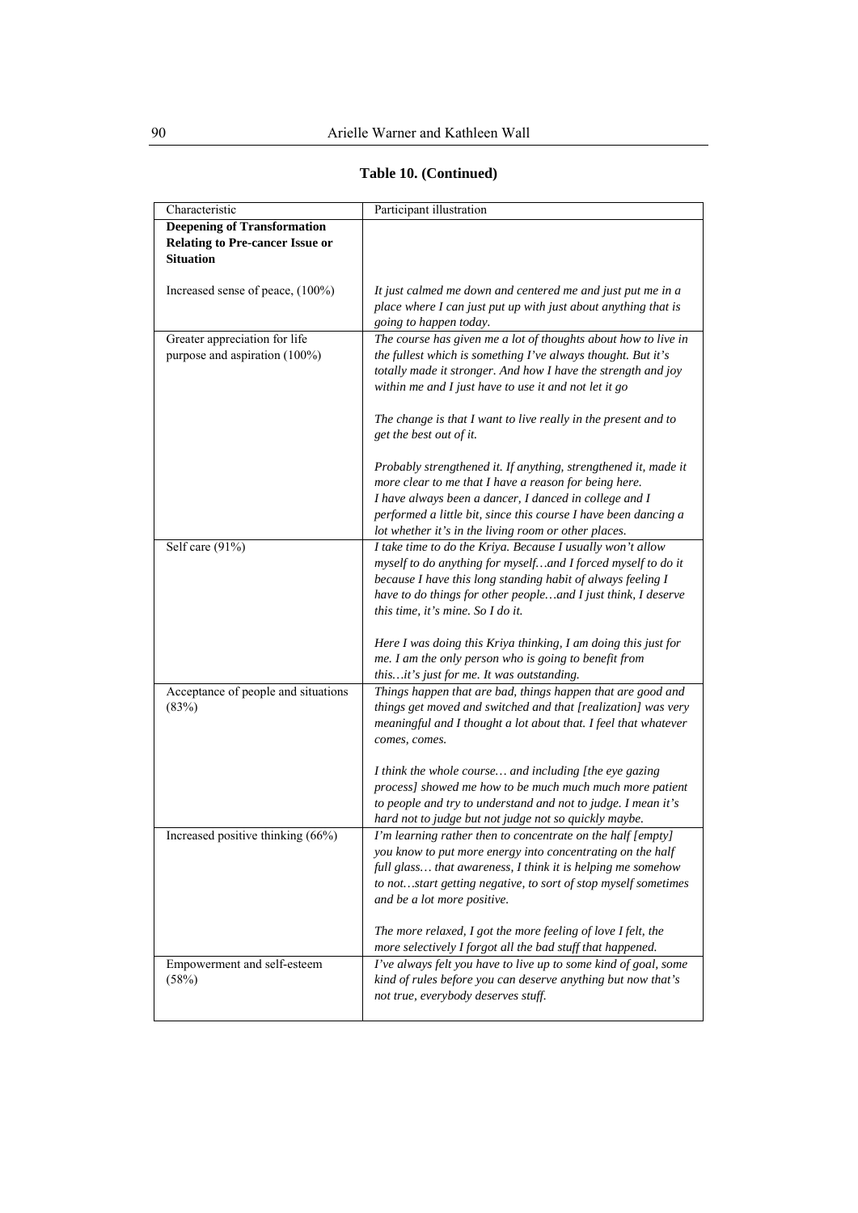**Table 10. (Continued)**

| Characteristic | Participant illustration |
|---|---|
| **Deepening of Transformation Relating to Pre-cancer Issue or Situation** | |
| Increased sense of peace, (100%) | *It just calmed me down and centered me and just put me in a place where I can just put up with just about anything that is going to happen today.* |
| Greater appreciation for life purpose and aspiration (100%) | *The course has given me a lot of thoughts about how to live in the fullest which is something I've always thought. But it's totally made it stronger. And how I have the strength and joy within me and I just have to use it and not let it go*<br><br>*The change is that I want to live really in the present and to get the best out of it.*<br><br>*Probably strengthened it. If anything, strengthened it, made it more clear to me that I have a reason for being here. I have always been a dancer, I danced in college and I performed a little bit, since this course I have been dancing a lot whether it's in the living room or other places.* |
| Self care (91%) | *I take time to do the Kriya. Because I usually won't allow myself to do anything for myself…and I forced myself to do it because I have this long standing habit of always feeling I have to do things for other people…and I just think, I deserve this time, it's mine. So I do it.*<br><br>*Here I was doing this Kriya thinking, I am doing this just for me. I am the only person who is going to benefit from this…it's just for me. It was outstanding.* |
| Acceptance of people and situations (83%) | *Things happen that are bad, things happen that are good and things get moved and switched and that [realization] was very meaningful and I thought a lot about that. I feel that whatever comes, comes.*<br><br>*I think the whole course… and including [the eye gazing process] showed me how to be much much much more patient to people and try to understand and not to judge. I mean it's hard not to judge but not judge not so quickly maybe.* |
| Increased positive thinking (66%) | *I'm learning rather then to concentrate on the half [empty] you know to put more energy into concentrating on the half full glass… that awareness, I think it is helping me somehow to not…start getting negative, to sort of stop myself sometimes and be a lot more positive.*<br><br>*The more relaxed, I got the more feeling of love I felt, the more selectively I forgot all the bad stuff that happened.* |
| Empowerment and self-esteem (58%) | *I've always felt you have to live up to some kind of goal, some kind of rules before you can deserve anything but now that's not true, everybody deserves stuff.* |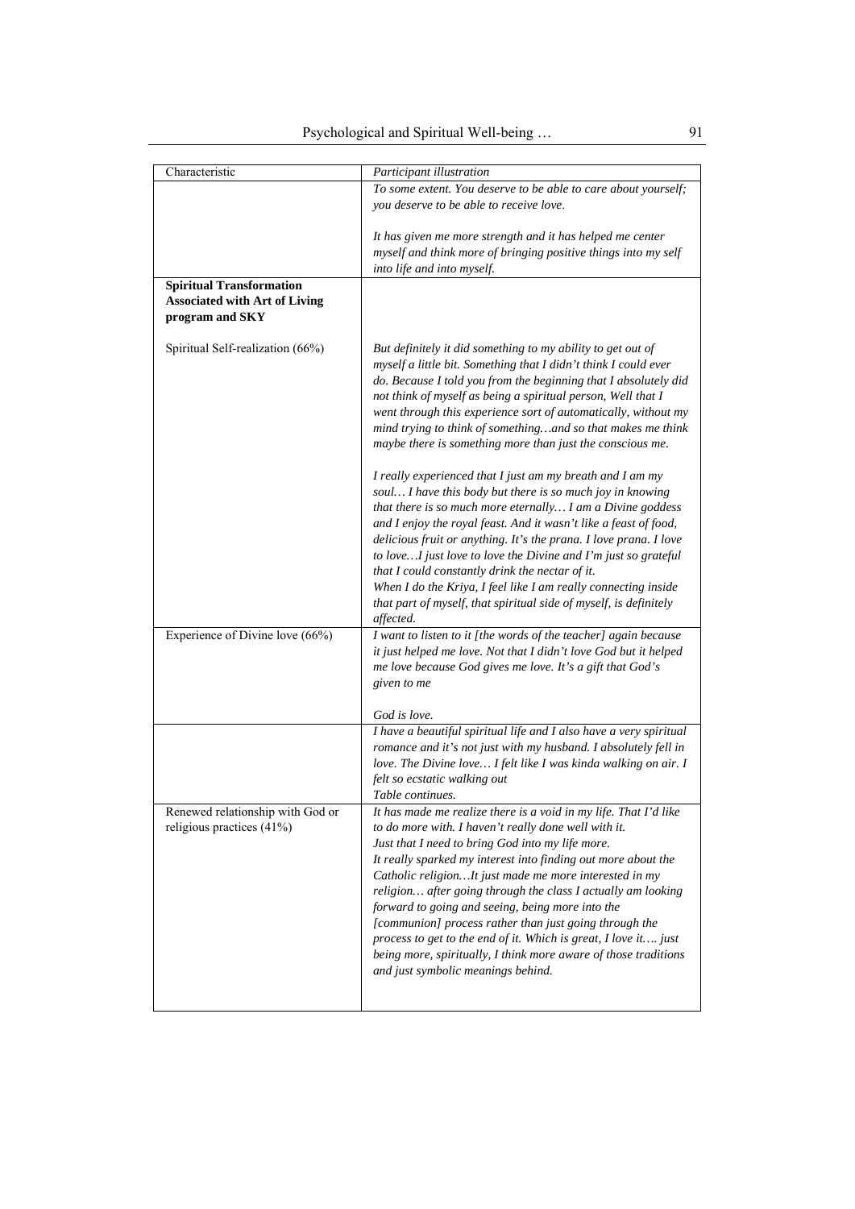| Characteristic | *Participant illustration* |
|---|---|
| | *To some extent. You deserve to be able to care about yourself; you deserve to be able to receive love.*<br><br>*It has given me more strength and it has helped me center myself and think more of bringing positive things into my self into life and into myself.* |
| **Spiritual Transformation Associated with Art of Living program and SKY** | |
| Spiritual Self-realization (66%) | *But definitely it did something to my ability to get out of myself a little bit. Something that I didn't think I could ever do. Because I told you from the beginning that I absolutely did not think of myself as being a spiritual person, Well that I went through this experience sort of automatically, without my mind trying to think of something…and so that makes me think maybe there is something more than just the conscious me.*<br><br>*I really experienced that I just am my breath and I am my soul… I have this body but there is so much joy in knowing that there is so much more eternally… I am a Divine goddess and I enjoy the royal feast. And it wasn't like a feast of food, delicious fruit or anything. It's the prana. I love prana. I love to love…I just love to love the Divine and I'm just so grateful that I could constantly drink the nectar of it.*<br>*When I do the Kriya, I feel like I am really connecting inside that part of myself, that spiritual side of myself, is definitely affected.* |
| Experience of Divine love (66%) | *I want to listen to it [the words of the teacher] again because it just helped me love. Not that I didn't love God but it helped me love because God gives me love. It's a gift that God's given to me*<br><br>*God is love.* |
| | *I have a beautiful spiritual life and I also have a very spiritual romance and it's not just with my husband. I absolutely fell in love. The Divine love… I felt like I was kinda walking on air. I felt so ecstatic walking out*<br>*Table continues.* |
| Renewed relationship with God or religious practices (41%) | *It has made me realize there is a void in my life. That I'd like to do more with. I haven't really done well with it.*<br>*Just that I need to bring God into my life more.*<br>*It really sparked my interest into finding out more about the Catholic religion…It just made me more interested in my religion… after going through the class I actually am looking forward to going and seeing, being more into the [communion] process rather than just going through the process to get to the end of it. Which is great, I love it…. just being more, spiritually, I think more aware of those traditions and just symbolic meanings behind.* |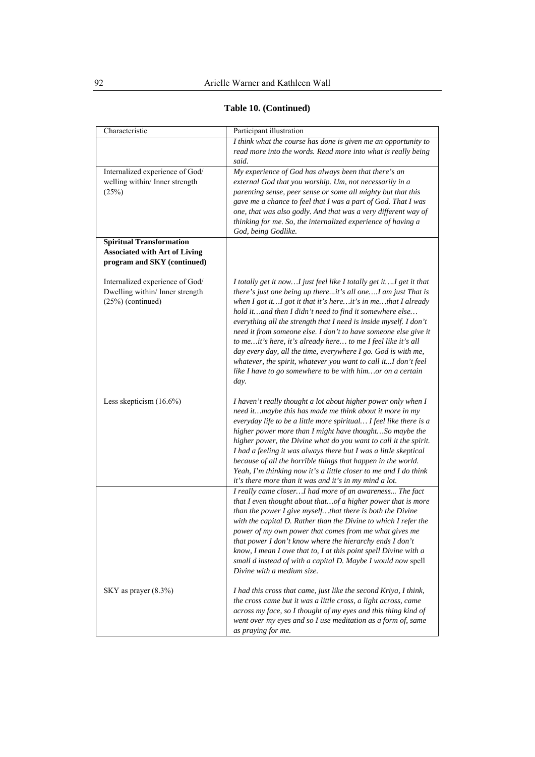**Table 10. (Continued)**

| Characteristic | Participant illustration |
|---|---|
| | *I think what the course has done is given me an opportunity to read more into the words. Read more into what is really being said.* |
| Internalized experience of God/ welling within/ Inner strength (25%) | *My experience of God has always been that there's an external God that you worship. Um, not necessarily in a parenting sense, peer sense or some all mighty but that this gave me a chance to feel that I was a part of God. That I was one, that was also godly. And that was a very different way of thinking for me. So, the internalized experience of having a God, being Godlike.* |
| **Spiritual Transformation Associated with Art of Living program and SKY (continued)** | |
| Internalized experience of God/ Dwelling within/ Inner strength (25%) (continued) | *I totally get it now…I just feel like I totally get it….I get it that there's just one being up there...it's all one….I am just That is when I got it…I got it that it's here…it's in me…that I already hold it…and then I didn't need to find it somewhere else… everything all the strength that I need is inside myself. I don't need it from someone else. I don't to have someone else give it to me…it's here, it's already here… to me I feel like it's all day every day, all the time, everywhere I go. God is with me, whatever, the spirit, whatever you want to call it...I don't feel like I have to go somewhere to be with him…or on a certain day.* |
| Less skepticism (16.6%) | *I haven't really thought a lot about higher power only when I need it…maybe this has made me think about it more in my everyday life to be a little more spiritual… I feel like there is a higher power more than I might have thought…So maybe the higher power, the Divine what do you want to call it the spirit. I had a feeling it was always there but I was a little skeptical because of all the horrible things that happen in the world. Yeah, I'm thinking now it's a little closer to me and I do think it's there more than it was and it's in my mind a lot.* |
| | *I really came closer…I had more of an awareness... The fact that I even thought about that…of a higher power that is more than the power I give myself…that there is both the Divine with the capital D. Rather than the Divine to which I refer the power of my own power that comes from me what gives me that power I don't know where the hierarchy ends I don't know, I mean I owe that to, I at this point spell Divine with a small d instead of with a capital D. Maybe I would now* spell *Divine with a medium size.* |
| SKY as prayer (8.3%) | *I had this cross that came, just like the second Kriya, I think, the cross came but it was a little cross, a light across, came across my face, so I thought of my eyes and this thing kind of went over my eyes and so I use meditation as a form of, same as praying for me.* |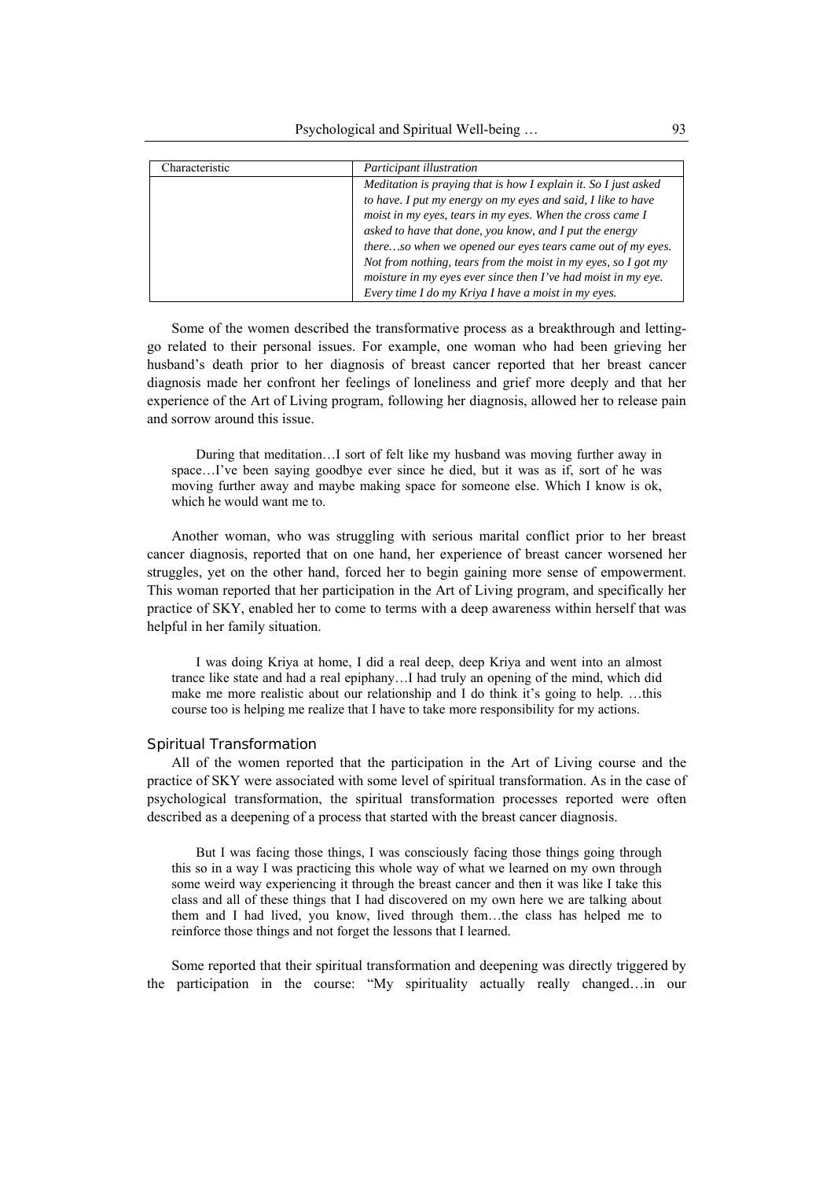| Characteristic | *Participant illustration* |
|---|---|
| | *Meditation is praying that is how I explain it. So I just asked to have. I put my energy on my eyes and said, I like to have moist in my eyes, tears in my eyes. When the cross came I asked to have that done, you know, and I put the energy there…so when we opened our eyes tears came out of my eyes. Not from nothing, tears from the moist in my eyes, so I got my moisture in my eyes ever since then I've had moist in my eye. Every time I do my Kriya I have a moist in my eyes.* |

Some of the women described the transformative process as a breakthrough and letting-go related to their personal issues. For example, one woman who had been grieving her husband's death prior to her diagnosis of breast cancer reported that her breast cancer diagnosis made her confront her feelings of loneliness and grief more deeply and that her experience of the Art of Living program, following her diagnosis, allowed her to release pain and sorrow around this issue.

> During that meditation…I sort of felt like my husband was moving further away in space…I've been saying goodbye ever since he died, but it was as if, sort of he was moving further away and maybe making space for someone else. Which I know is ok, which he would want me to.

Another woman, who was struggling with serious marital conflict prior to her breast cancer diagnosis, reported that on one hand, her experience of breast cancer worsened her struggles, yet on the other hand, forced her to begin gaining more sense of empowerment. This woman reported that her participation in the Art of Living program, and specifically her practice of SKY, enabled her to come to terms with a deep awareness within herself that was helpful in her family situation.

> I was doing Kriya at home, I did a real deep, deep Kriya and went into an almost trance like state and had a real epiphany…I had truly an opening of the mind, which did make me more realistic about our relationship and I do think it's going to help. …this course too is helping me realize that I have to take more responsibility for my actions.

### Spiritual Transformation

All of the women reported that the participation in the Art of Living course and the practice of SKY were associated with some level of spiritual transformation. As in the case of psychological transformation, the spiritual transformation processes reported were often described as a deepening of a process that started with the breast cancer diagnosis.

> But I was facing those things, I was consciously facing those things going through this so in a way I was practicing this whole way of what we learned on my own through some weird way experiencing it through the breast cancer and then it was like I take this class and all of these things that I had discovered on my own here we are talking about them and I had lived, you know, lived through them…the class has helped me to reinforce those things and not forget the lessons that I learned.

Some reported that their spiritual transformation and deepening was directly triggered by the participation in the course: "My spirituality actually really changed…in our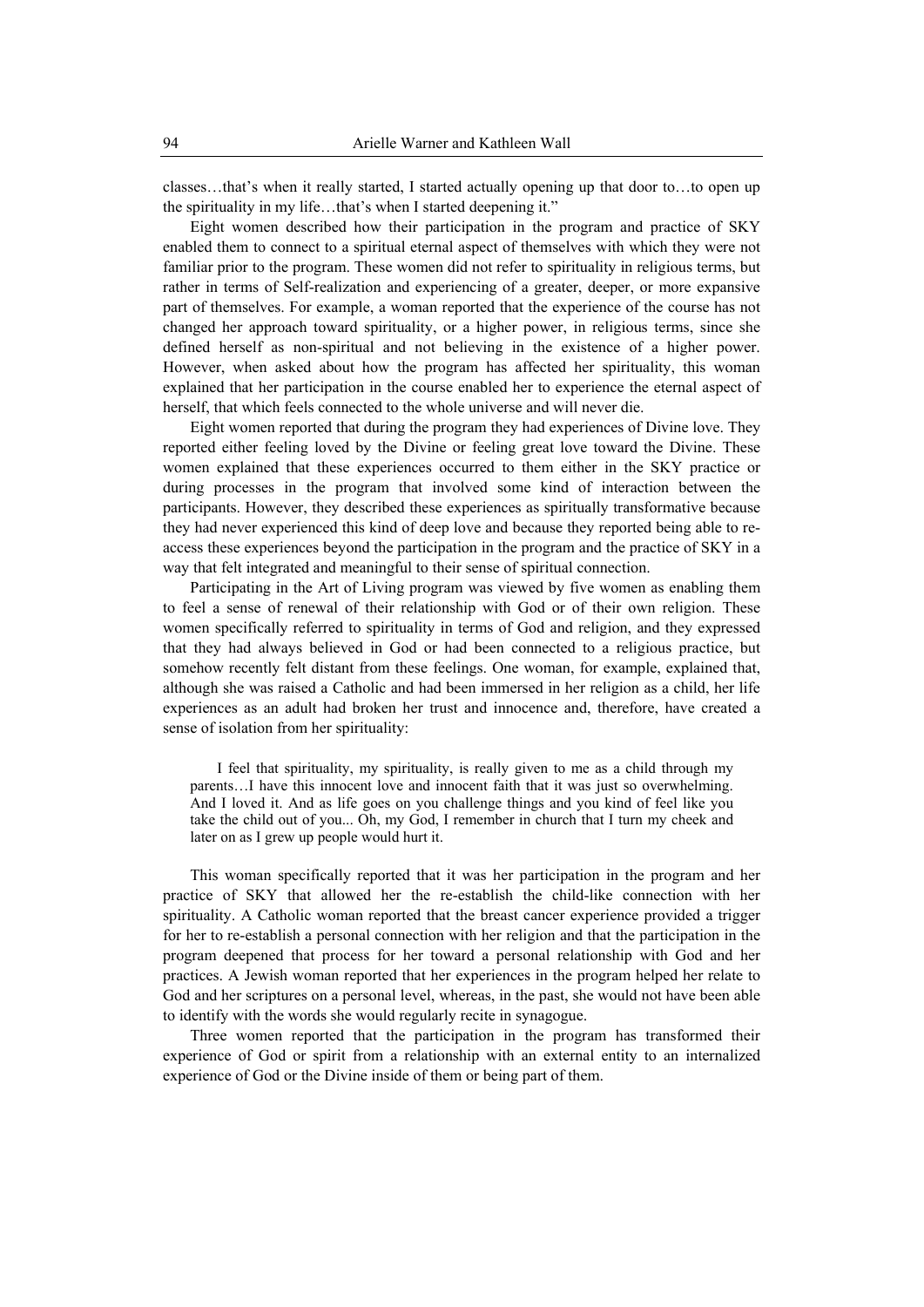classes…that's when it really started, I started actually opening up that door to…to open up the spirituality in my life…that's when I started deepening it."

Eight women described how their participation in the program and practice of SKY enabled them to connect to a spiritual eternal aspect of themselves with which they were not familiar prior to the program. These women did not refer to spirituality in religious terms, but rather in terms of Self-realization and experiencing of a greater, deeper, or more expansive part of themselves. For example, a woman reported that the experience of the course has not changed her approach toward spirituality, or a higher power, in religious terms, since she defined herself as non-spiritual and not believing in the existence of a higher power. However, when asked about how the program has affected her spirituality, this woman explained that her participation in the course enabled her to experience the eternal aspect of herself, that which feels connected to the whole universe and will never die.

Eight women reported that during the program they had experiences of Divine love. They reported either feeling loved by the Divine or feeling great love toward the Divine. These women explained that these experiences occurred to them either in the SKY practice or during processes in the program that involved some kind of interaction between the participants. However, they described these experiences as spiritually transformative because they had never experienced this kind of deep love and because they reported being able to re-access these experiences beyond the participation in the program and the practice of SKY in a way that felt integrated and meaningful to their sense of spiritual connection.

Participating in the Art of Living program was viewed by five women as enabling them to feel a sense of renewal of their relationship with God or of their own religion. These women specifically referred to spirituality in terms of God and religion, and they expressed that they had always believed in God or had been connected to a religious practice, but somehow recently felt distant from these feelings. One woman, for example, explained that, although she was raised a Catholic and had been immersed in her religion as a child, her life experiences as an adult had broken her trust and innocence and, therefore, have created a sense of isolation from her spirituality:

> I feel that spirituality, my spirituality, is really given to me as a child through my parents…I have this innocent love and innocent faith that it was just so overwhelming. And I loved it. And as life goes on you challenge things and you kind of feel like you take the child out of you... Oh, my God, I remember in church that I turn my cheek and later on as I grew up people would hurt it.

This woman specifically reported that it was her participation in the program and her practice of SKY that allowed her the re-establish the child-like connection with her spirituality. A Catholic woman reported that the breast cancer experience provided a trigger for her to re-establish a personal connection with her religion and that the participation in the program deepened that process for her toward a personal relationship with God and her practices. A Jewish woman reported that her experiences in the program helped her relate to God and her scriptures on a personal level, whereas, in the past, she would not have been able to identify with the words she would regularly recite in synagogue.

Three women reported that the participation in the program has transformed their experience of God or spirit from a relationship with an external entity to an internalized experience of God or the Divine inside of them or being part of them.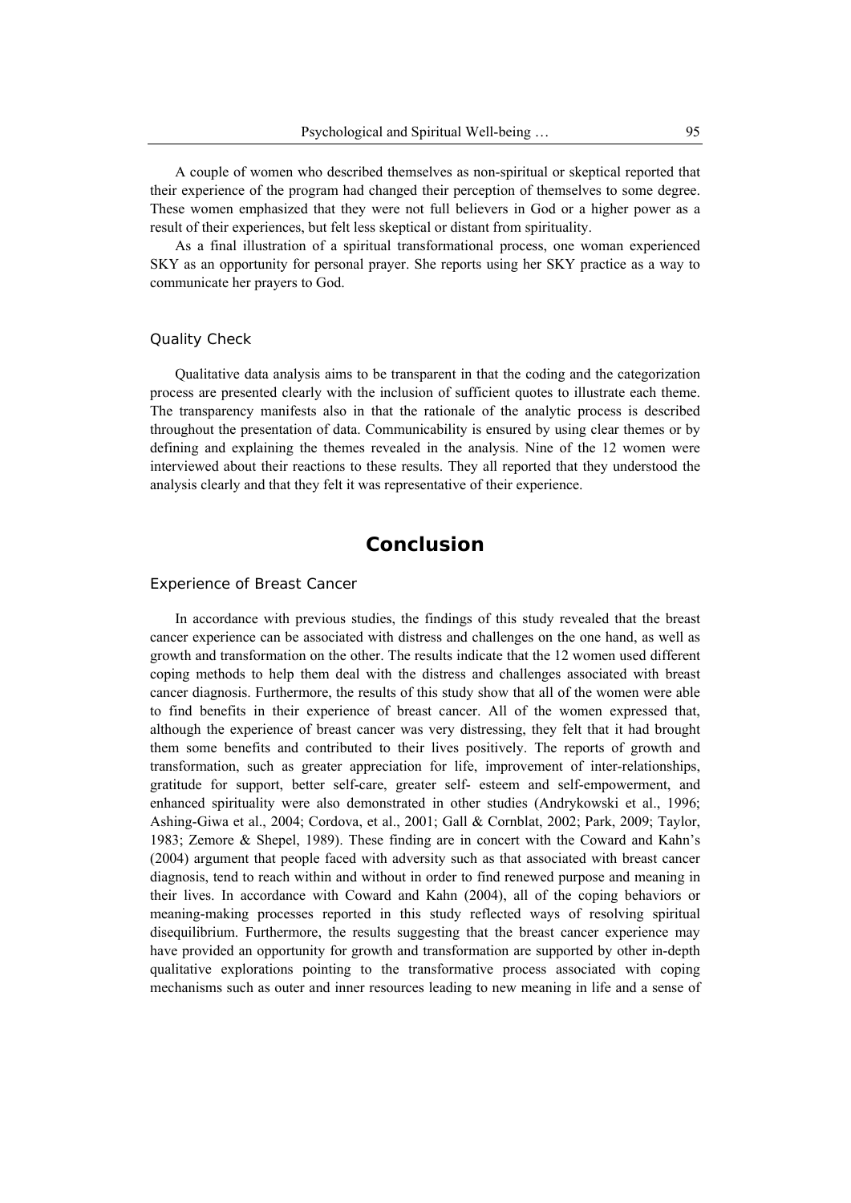A couple of women who described themselves as non-spiritual or skeptical reported that their experience of the program had changed their perception of themselves to some degree. These women emphasized that they were not full believers in God or a higher power as a result of their experiences, but felt less skeptical or distant from spirituality.

As a final illustration of a spiritual transformational process, one woman experienced SKY as an opportunity for personal prayer. She reports using her SKY practice as a way to communicate her prayers to God.

### Quality Check

Qualitative data analysis aims to be transparent in that the coding and the categorization process are presented clearly with the inclusion of sufficient quotes to illustrate each theme. The transparency manifests also in that the rationale of the analytic process is described throughout the presentation of data. Communicability is ensured by using clear themes or by defining and explaining the themes revealed in the analysis. Nine of the 12 women were interviewed about their reactions to these results. They all reported that they understood the analysis clearly and that they felt it was representative of their experience.

## Conclusion

### Experience of Breast Cancer

In accordance with previous studies, the findings of this study revealed that the breast cancer experience can be associated with distress and challenges on the one hand, as well as growth and transformation on the other. The results indicate that the 12 women used different coping methods to help them deal with the distress and challenges associated with breast cancer diagnosis. Furthermore, the results of this study show that all of the women were able to find benefits in their experience of breast cancer. All of the women expressed that, although the experience of breast cancer was very distressing, they felt that it had brought them some benefits and contributed to their lives positively. The reports of growth and transformation, such as greater appreciation for life, improvement of inter-relationships, gratitude for support, better self-care, greater self- esteem and self-empowerment, and enhanced spirituality were also demonstrated in other studies (Andrykowski et al., 1996; Ashing-Giwa et al., 2004; Cordova, et al., 2001; Gall & Cornblat, 2002; Park, 2009; Taylor, 1983; Zemore & Shepel, 1989). These finding are in concert with the Coward and Kahn's (2004) argument that people faced with adversity such as that associated with breast cancer diagnosis, tend to reach within and without in order to find renewed purpose and meaning in their lives. In accordance with Coward and Kahn (2004), all of the coping behaviors or meaning-making processes reported in this study reflected ways of resolving spiritual disequilibrium. Furthermore, the results suggesting that the breast cancer experience may have provided an opportunity for growth and transformation are supported by other in-depth qualitative explorations pointing to the transformative process associated with coping mechanisms such as outer and inner resources leading to new meaning in life and a sense of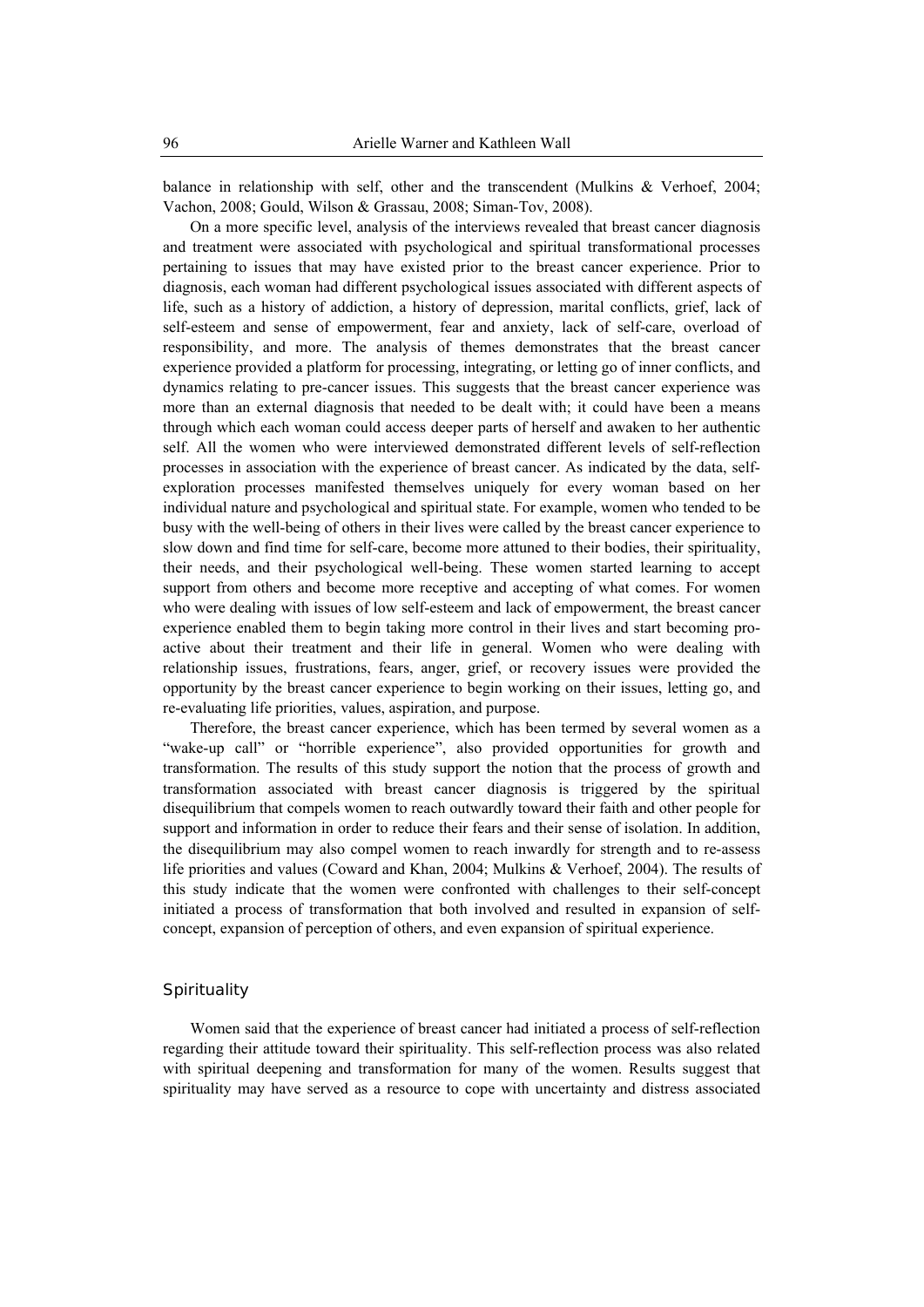balance in relationship with self, other and the transcendent (Mulkins & Verhoef, 2004; Vachon, 2008; Gould, Wilson & Grassau, 2008; Siman-Tov, 2008).

On a more specific level, analysis of the interviews revealed that breast cancer diagnosis and treatment were associated with psychological and spiritual transformational processes pertaining to issues that may have existed prior to the breast cancer experience. Prior to diagnosis, each woman had different psychological issues associated with different aspects of life, such as a history of addiction, a history of depression, marital conflicts, grief, lack of self-esteem and sense of empowerment, fear and anxiety, lack of self-care, overload of responsibility, and more. The analysis of themes demonstrates that the breast cancer experience provided a platform for processing, integrating, or letting go of inner conflicts, and dynamics relating to pre-cancer issues. This suggests that the breast cancer experience was more than an external diagnosis that needed to be dealt with; it could have been a means through which each woman could access deeper parts of herself and awaken to her authentic self. All the women who were interviewed demonstrated different levels of self-reflection processes in association with the experience of breast cancer. As indicated by the data, self-exploration processes manifested themselves uniquely for every woman based on her individual nature and psychological and spiritual state. For example, women who tended to be busy with the well-being of others in their lives were called by the breast cancer experience to slow down and find time for self-care, become more attuned to their bodies, their spirituality, their needs, and their psychological well-being. These women started learning to accept support from others and become more receptive and accepting of what comes. For women who were dealing with issues of low self-esteem and lack of empowerment, the breast cancer experience enabled them to begin taking more control in their lives and start becoming pro-active about their treatment and their life in general. Women who were dealing with relationship issues, frustrations, fears, anger, grief, or recovery issues were provided the opportunity by the breast cancer experience to begin working on their issues, letting go, and re-evaluating life priorities, values, aspiration, and purpose.

Therefore, the breast cancer experience, which has been termed by several women as a "wake-up call" or "horrible experience", also provided opportunities for growth and transformation. The results of this study support the notion that the process of growth and transformation associated with breast cancer diagnosis is triggered by the spiritual disequilibrium that compels women to reach outwardly toward their faith and other people for support and information in order to reduce their fears and their sense of isolation. In addition, the disequilibrium may also compel women to reach inwardly for strength and to re-assess life priorities and values (Coward and Khan, 2004; Mulkins & Verhoef, 2004). The results of this study indicate that the women were confronted with challenges to their self-concept initiated a process of transformation that both involved and resulted in expansion of self-concept, expansion of perception of others, and even expansion of spiritual experience.

### Spirituality

Women said that the experience of breast cancer had initiated a process of self-reflection regarding their attitude toward their spirituality. This self-reflection process was also related with spiritual deepening and transformation for many of the women. Results suggest that spirituality may have served as a resource to cope with uncertainty and distress associated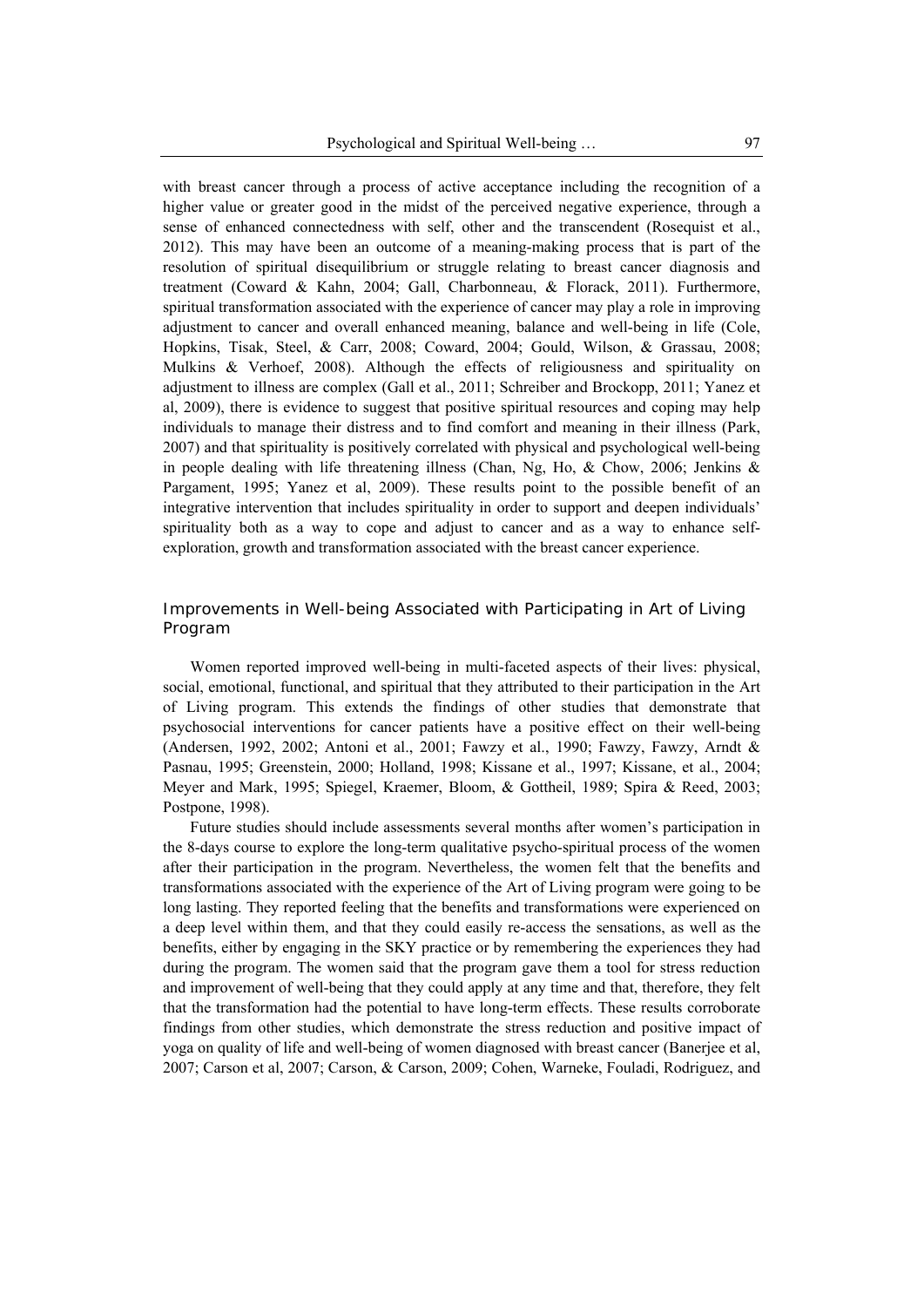with breast cancer through a process of active acceptance including the recognition of a higher value or greater good in the midst of the perceived negative experience, through a sense of enhanced connectedness with self, other and the transcendent (Rosequist et al., 2012). This may have been an outcome of a meaning-making process that is part of the resolution of spiritual disequilibrium or struggle relating to breast cancer diagnosis and treatment (Coward & Kahn, 2004; Gall, Charbonneau, & Florack, 2011). Furthermore, spiritual transformation associated with the experience of cancer may play a role in improving adjustment to cancer and overall enhanced meaning, balance and well-being in life (Cole, Hopkins, Tisak, Steel, & Carr, 2008; Coward, 2004; Gould, Wilson, & Grassau, 2008; Mulkins & Verhoef, 2008). Although the effects of religiousness and spirituality on adjustment to illness are complex (Gall et al., 2011; Schreiber and Brockopp, 2011; Yanez et al, 2009), there is evidence to suggest that positive spiritual resources and coping may help individuals to manage their distress and to find comfort and meaning in their illness (Park, 2007) and that spirituality is positively correlated with physical and psychological well-being in people dealing with life threatening illness (Chan, Ng, Ho, & Chow, 2006; Jenkins & Pargament, 1995; Yanez et al, 2009). These results point to the possible benefit of an integrative intervention that includes spirituality in order to support and deepen individuals' spirituality both as a way to cope and adjust to cancer and as a way to enhance self-exploration, growth and transformation associated with the breast cancer experience.

### Improvements in Well-being Associated with Participating in Art of Living Program

Women reported improved well-being in multi-faceted aspects of their lives: physical, social, emotional, functional, and spiritual that they attributed to their participation in the Art of Living program. This extends the findings of other studies that demonstrate that psychosocial interventions for cancer patients have a positive effect on their well-being (Andersen, 1992, 2002; Antoni et al., 2001; Fawzy et al., 1990; Fawzy, Fawzy, Arndt & Pasnau, 1995; Greenstein, 2000; Holland, 1998; Kissane et al., 1997; Kissane, et al., 2004; Meyer and Mark, 1995; Spiegel, Kraemer, Bloom, & Gottheil, 1989; Spira & Reed, 2003; Postpone, 1998).

Future studies should include assessments several months after women's participation in the 8-days course to explore the long-term qualitative psycho-spiritual process of the women after their participation in the program. Nevertheless, the women felt that the benefits and transformations associated with the experience of the Art of Living program were going to be long lasting. They reported feeling that the benefits and transformations were experienced on a deep level within them, and that they could easily re-access the sensations, as well as the benefits, either by engaging in the SKY practice or by remembering the experiences they had during the program. The women said that the program gave them a tool for stress reduction and improvement of well-being that they could apply at any time and that, therefore, they felt that the transformation had the potential to have long-term effects. These results corroborate findings from other studies, which demonstrate the stress reduction and positive impact of yoga on quality of life and well-being of women diagnosed with breast cancer (Banerjee et al, 2007; Carson et al, 2007; Carson, & Carson, 2009; Cohen, Warneke, Fouladi, Rodriguez, and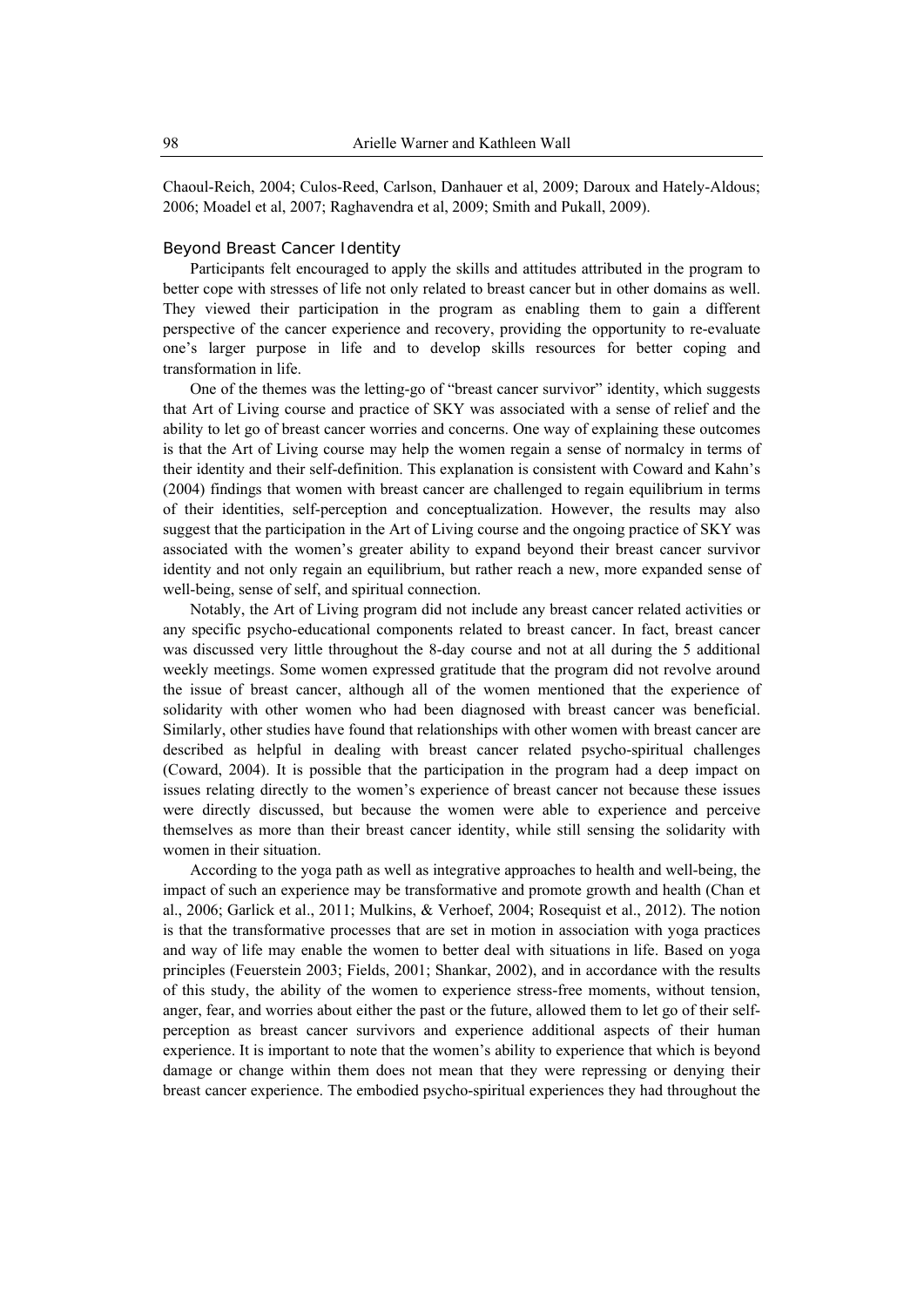Chaoul-Reich, 2004; Culos-Reed, Carlson, Danhauer et al, 2009; Daroux and Hately-Aldous; 2006; Moadel et al, 2007; Raghavendra et al, 2009; Smith and Pukall, 2009).

### Beyond Breast Cancer Identity

Participants felt encouraged to apply the skills and attitudes attributed in the program to better cope with stresses of life not only related to breast cancer but in other domains as well. They viewed their participation in the program as enabling them to gain a different perspective of the cancer experience and recovery, providing the opportunity to re-evaluate one's larger purpose in life and to develop skills resources for better coping and transformation in life.

One of the themes was the letting-go of "breast cancer survivor" identity, which suggests that Art of Living course and practice of SKY was associated with a sense of relief and the ability to let go of breast cancer worries and concerns. One way of explaining these outcomes is that the Art of Living course may help the women regain a sense of normalcy in terms of their identity and their self-definition. This explanation is consistent with Coward and Kahn's (2004) findings that women with breast cancer are challenged to regain equilibrium in terms of their identities, self-perception and conceptualization. However, the results may also suggest that the participation in the Art of Living course and the ongoing practice of SKY was associated with the women's greater ability to expand beyond their breast cancer survivor identity and not only regain an equilibrium, but rather reach a new, more expanded sense of well-being, sense of self, and spiritual connection.

Notably, the Art of Living program did not include any breast cancer related activities or any specific psycho-educational components related to breast cancer. In fact, breast cancer was discussed very little throughout the 8-day course and not at all during the 5 additional weekly meetings. Some women expressed gratitude that the program did not revolve around the issue of breast cancer, although all of the women mentioned that the experience of solidarity with other women who had been diagnosed with breast cancer was beneficial. Similarly, other studies have found that relationships with other women with breast cancer are described as helpful in dealing with breast cancer related psycho-spiritual challenges (Coward, 2004). It is possible that the participation in the program had a deep impact on issues relating directly to the women's experience of breast cancer not because these issues were directly discussed, but because the women were able to experience and perceive themselves as more than their breast cancer identity, while still sensing the solidarity with women in their situation.

According to the yoga path as well as integrative approaches to health and well-being, the impact of such an experience may be transformative and promote growth and health (Chan et al., 2006; Garlick et al., 2011; Mulkins, & Verhoef, 2004; Rosequist et al., 2012). The notion is that the transformative processes that are set in motion in association with yoga practices and way of life may enable the women to better deal with situations in life. Based on yoga principles (Feuerstein 2003; Fields, 2001; Shankar, 2002), and in accordance with the results of this study, the ability of the women to experience stress-free moments, without tension, anger, fear, and worries about either the past or the future, allowed them to let go of their self-perception as breast cancer survivors and experience additional aspects of their human experience. It is important to note that the women's ability to experience that which is beyond damage or change within them does not mean that they were repressing or denying their breast cancer experience. The embodied psycho-spiritual experiences they had throughout the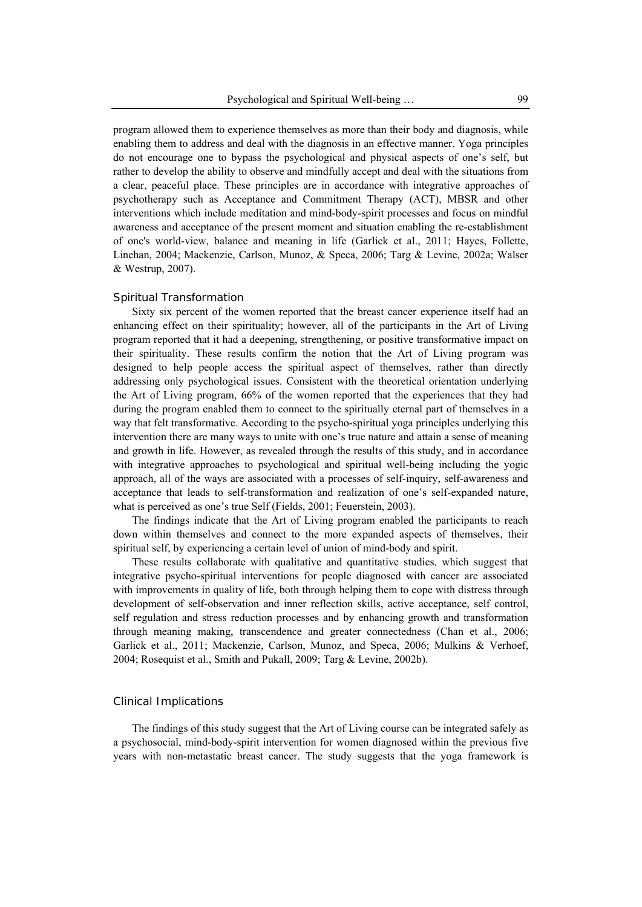program allowed them to experience themselves as more than their body and diagnosis, while enabling them to address and deal with the diagnosis in an effective manner. Yoga principles do not encourage one to bypass the psychological and physical aspects of one's self, but rather to develop the ability to observe and mindfully accept and deal with the situations from a clear, peaceful place. These principles are in accordance with integrative approaches of psychotherapy such as Acceptance and Commitment Therapy (ACT), MBSR and other interventions which include meditation and mind-body-spirit processes and focus on mindful awareness and acceptance of the present moment and situation enabling the re-establishment of one's world-view, balance and meaning in life (Garlick et al., 2011; Hayes, Follette, Linehan, 2004; Mackenzie, Carlson, Munoz, & Speca, 2006; Targ & Levine, 2002a; Walser & Westrup, 2007).

### Spiritual Transformation

Sixty six percent of the women reported that the breast cancer experience itself had an enhancing effect on their spirituality; however, all of the participants in the Art of Living program reported that it had a deepening, strengthening, or positive transformative impact on their spirituality. These results confirm the notion that the Art of Living program was designed to help people access the spiritual aspect of themselves, rather than directly addressing only psychological issues. Consistent with the theoretical orientation underlying the Art of Living program, 66% of the women reported that the experiences that they had during the program enabled them to connect to the spiritually eternal part of themselves in a way that felt transformative. According to the psycho-spiritual yoga principles underlying this intervention there are many ways to unite with one's true nature and attain a sense of meaning and growth in life. However, as revealed through the results of this study, and in accordance with integrative approaches to psychological and spiritual well-being including the yogic approach, all of the ways are associated with a processes of self-inquiry, self-awareness and acceptance that leads to self-transformation and realization of one's self-expanded nature, what is perceived as one's true Self (Fields, 2001; Feuerstein, 2003).

The findings indicate that the Art of Living program enabled the participants to reach down within themselves and connect to the more expanded aspects of themselves, their spiritual self, by experiencing a certain level of union of mind-body and spirit.

These results collaborate with qualitative and quantitative studies, which suggest that integrative psycho-spiritual interventions for people diagnosed with cancer are associated with improvements in quality of life, both through helping them to cope with distress through development of self-observation and inner reflection skills, active acceptance, self control, self regulation and stress reduction processes and by enhancing growth and transformation through meaning making, transcendence and greater connectedness (Chan et al., 2006; Garlick et al., 2011; Mackenzie, Carlson, Munoz, and Speca, 2006; Mulkins & Verhoef, 2004; Rosequist et al., Smith and Pukall, 2009; Targ & Levine, 2002b).

## Clinical Implications

The findings of this study suggest that the Art of Living course can be integrated safely as a psychosocial, mind-body-spirit intervention for women diagnosed within the previous five years with non-metastatic breast cancer. The study suggests that the yoga framework is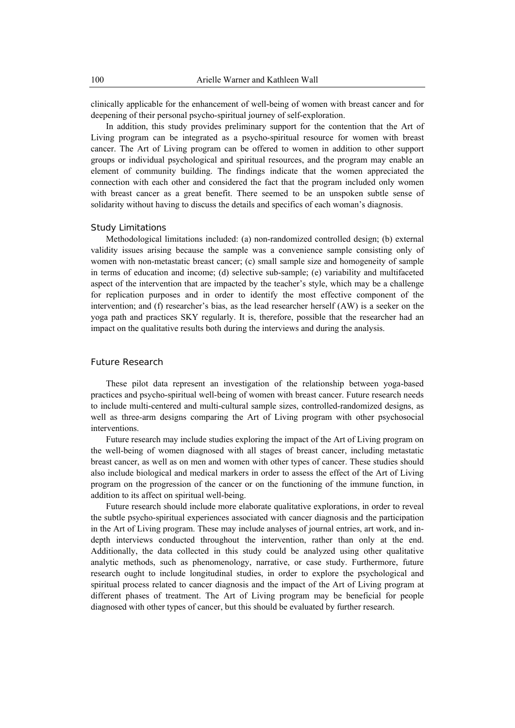clinically applicable for the enhancement of well-being of women with breast cancer and for deepening of their personal psycho-spiritual journey of self-exploration.

In addition, this study provides preliminary support for the contention that the Art of Living program can be integrated as a psycho-spiritual resource for women with breast cancer. The Art of Living program can be offered to women in addition to other support groups or individual psychological and spiritual resources, and the program may enable an element of community building. The findings indicate that the women appreciated the connection with each other and considered the fact that the program included only women with breast cancer as a great benefit. There seemed to be an unspoken subtle sense of solidarity without having to discuss the details and specifics of each woman's diagnosis.

### Study Limitations

Methodological limitations included: (a) non-randomized controlled design; (b) external validity issues arising because the sample was a convenience sample consisting only of women with non-metastatic breast cancer; (c) small sample size and homogeneity of sample in terms of education and income; (d) selective sub-sample; (e) variability and multifaceted aspect of the intervention that are impacted by the teacher's style, which may be a challenge for replication purposes and in order to identify the most effective component of the intervention; and (f) researcher's bias, as the lead researcher herself (AW) is a seeker on the yoga path and practices SKY regularly. It is, therefore, possible that the researcher had an impact on the qualitative results both during the interviews and during the analysis.

## Future Research

These pilot data represent an investigation of the relationship between yoga-based practices and psycho-spiritual well-being of women with breast cancer. Future research needs to include multi-centered and multi-cultural sample sizes, controlled-randomized designs, as well as three-arm designs comparing the Art of Living program with other psychosocial interventions.

Future research may include studies exploring the impact of the Art of Living program on the well-being of women diagnosed with all stages of breast cancer, including metastatic breast cancer, as well as on men and women with other types of cancer. These studies should also include biological and medical markers in order to assess the effect of the Art of Living program on the progression of the cancer or on the functioning of the immune function, in addition to its affect on spiritual well-being.

Future research should include more elaborate qualitative explorations, in order to reveal the subtle psycho-spiritual experiences associated with cancer diagnosis and the participation in the Art of Living program. These may include analyses of journal entries, art work, and in-depth interviews conducted throughout the intervention, rather than only at the end. Additionally, the data collected in this study could be analyzed using other qualitative analytic methods, such as phenomenology, narrative, or case study. Furthermore, future research ought to include longitudinal studies, in order to explore the psychological and spiritual process related to cancer diagnosis and the impact of the Art of Living program at different phases of treatment. The Art of Living program may be beneficial for people diagnosed with other types of cancer, but this should be evaluated by further research.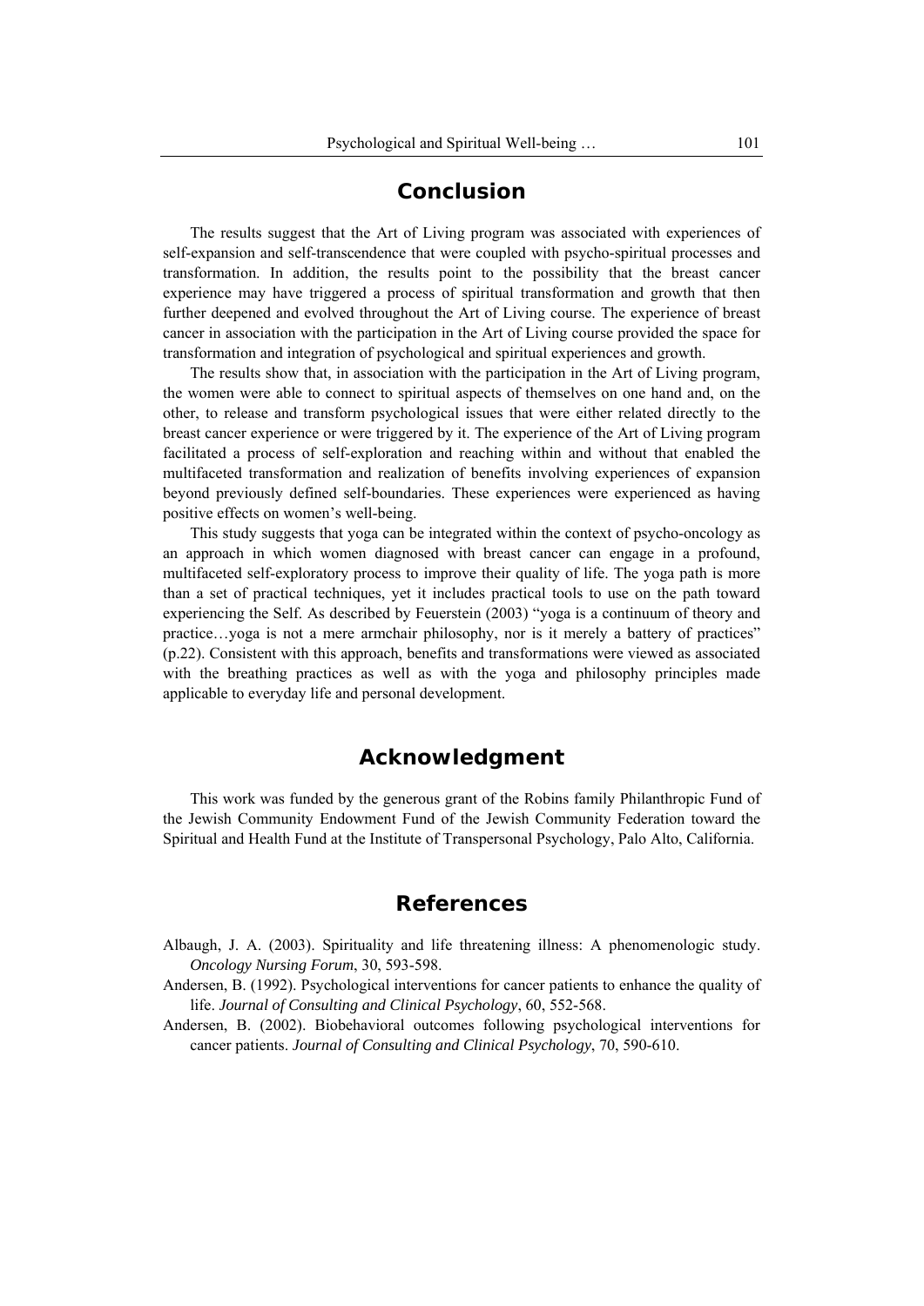## Conclusion

The results suggest that the Art of Living program was associated with experiences of self-expansion and self-transcendence that were coupled with psycho-spiritual processes and transformation. In addition, the results point to the possibility that the breast cancer experience may have triggered a process of spiritual transformation and growth that then further deepened and evolved throughout the Art of Living course. The experience of breast cancer in association with the participation in the Art of Living course provided the space for transformation and integration of psychological and spiritual experiences and growth.

The results show that, in association with the participation in the Art of Living program, the women were able to connect to spiritual aspects of themselves on one hand and, on the other, to release and transform psychological issues that were either related directly to the breast cancer experience or were triggered by it. The experience of the Art of Living program facilitated a process of self-exploration and reaching within and without that enabled the multifaceted transformation and realization of benefits involving experiences of expansion beyond previously defined self-boundaries. These experiences were experienced as having positive effects on women's well-being.

This study suggests that yoga can be integrated within the context of psycho-oncology as an approach in which women diagnosed with breast cancer can engage in a profound, multifaceted self-exploratory process to improve their quality of life. The yoga path is more than a set of practical techniques, yet it includes practical tools to use on the path toward experiencing the Self. As described by Feuerstein (2003) "yoga is a continuum of theory and practice…yoga is not a mere armchair philosophy, nor is it merely a battery of practices" (p.22). Consistent with this approach, benefits and transformations were viewed as associated with the breathing practices as well as with the yoga and philosophy principles made applicable to everyday life and personal development.

## Acknowledgment

This work was funded by the generous grant of the Robins family Philanthropic Fund of the Jewish Community Endowment Fund of the Jewish Community Federation toward the Spiritual and Health Fund at the Institute of Transpersonal Psychology, Palo Alto, California.

## References

Albaugh, J. A. (2003). Spirituality and life threatening illness: A phenomenologic study. *Oncology Nursing Forum*, 30, 593-598.

Andersen, B. (1992). Psychological interventions for cancer patients to enhance the quality of life. *Journal of Consulting and Clinical Psychology*, 60, 552-568.

Andersen, B. (2002). Biobehavioral outcomes following psychological interventions for cancer patients. *Journal of Consulting and Clinical Psychology*, 70, 590-610.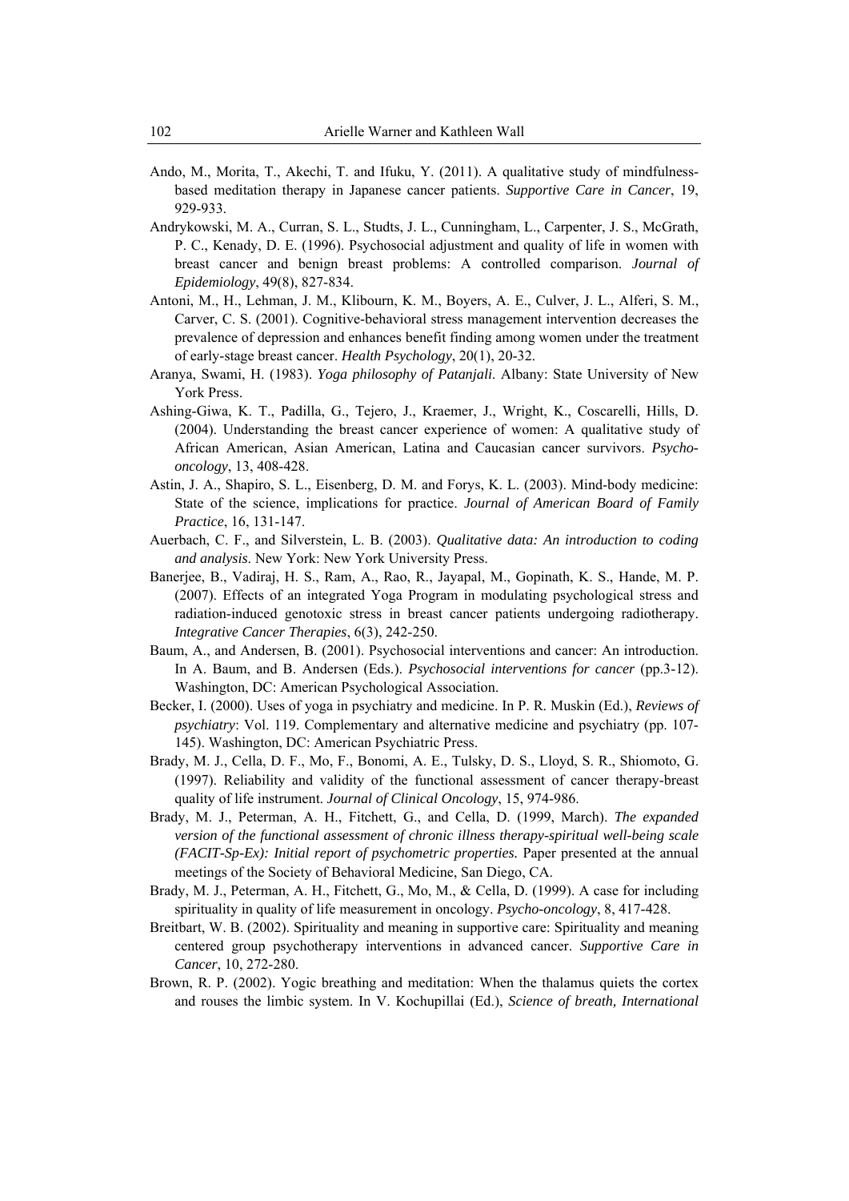Ando, M., Morita, T., Akechi, T. and Ifuku, Y. (2011). A qualitative study of mindfulness-based meditation therapy in Japanese cancer patients. *Supportive Care in Cancer*, 19, 929-933.

Andrykowski, M. A., Curran, S. L., Studts, J. L., Cunningham, L., Carpenter, J. S., McGrath, P. C., Kenady, D. E. (1996). Psychosocial adjustment and quality of life in women with breast cancer and benign breast problems: A controlled comparison. *Journal of Epidemiology*, 49(8), 827-834.

Antoni, M., H., Lehman, J. M., Klibourn, K. M., Boyers, A. E., Culver, J. L., Alferi, S. M., Carver, C. S. (2001). Cognitive-behavioral stress management intervention decreases the prevalence of depression and enhances benefit finding among women under the treatment of early-stage breast cancer. *Health Psychology*, 20(1), 20-32.

Aranya, Swami, H. (1983). *Yoga philosophy of Patanjali.* Albany: State University of New York Press.

Ashing-Giwa, K. T., Padilla, G., Tejero, J., Kraemer, J., Wright, K., Coscarelli, Hills, D. (2004). Understanding the breast cancer experience of women: A qualitative study of African American, Asian American, Latina and Caucasian cancer survivors. *Psycho-oncology*, 13, 408-428.

Astin, J. A., Shapiro, S. L., Eisenberg, D. M. and Forys, K. L. (2003). Mind-body medicine: State of the science, implications for practice. *Journal of American Board of Family Practice*, 16, 131-147.

Auerbach, C. F., and Silverstein, L. B. (2003). *Qualitative data: An introduction to coding and analysis*. New York: New York University Press.

Banerjee, B., Vadiraj, H. S., Ram, A., Rao, R., Jayapal, M., Gopinath, K. S., Hande, M. P. (2007). Effects of an integrated Yoga Program in modulating psychological stress and radiation-induced genotoxic stress in breast cancer patients undergoing radiotherapy. *Integrative Cancer Therapies*, 6(3), 242-250.

Baum, A., and Andersen, B. (2001). Psychosocial interventions and cancer: An introduction. In A. Baum, and B. Andersen (Eds.). *Psychosocial interventions for cancer* (pp.3-12). Washington, DC: American Psychological Association.

Becker, I. (2000). Uses of yoga in psychiatry and medicine. In P. R. Muskin (Ed.), *Reviews of psychiatry*: Vol. 119. Complementary and alternative medicine and psychiatry (pp. 107-145). Washington, DC: American Psychiatric Press.

Brady, M. J., Cella, D. F., Mo, F., Bonomi, A. E., Tulsky, D. S., Lloyd, S. R., Shiomoto, G. (1997). Reliability and validity of the functional assessment of cancer therapy-breast quality of life instrument. *Journal of Clinical Oncology*, 15, 974-986.

Brady, M. J., Peterman, A. H., Fitchett, G., and Cella, D. (1999, March). *The expanded version of the functional assessment of chronic illness therapy-spiritual well-being scale (FACIT-Sp-Ex): Initial report of psychometric properties.* Paper presented at the annual meetings of the Society of Behavioral Medicine, San Diego, CA.

Brady, M. J., Peterman, A. H., Fitchett, G., Mo, M., & Cella, D. (1999). A case for including spirituality in quality of life measurement in oncology. *Psycho-oncology*, 8, 417-428.

Breitbart, W. B. (2002). Spirituality and meaning in supportive care: Spirituality and meaning centered group psychotherapy interventions in advanced cancer. *Supportive Care in Cancer*, 10, 272-280.

Brown, R. P. (2002). Yogic breathing and meditation: When the thalamus quiets the cortex and rouses the limbic system. In V. Kochupillai (Ed.), *Science of breath, International*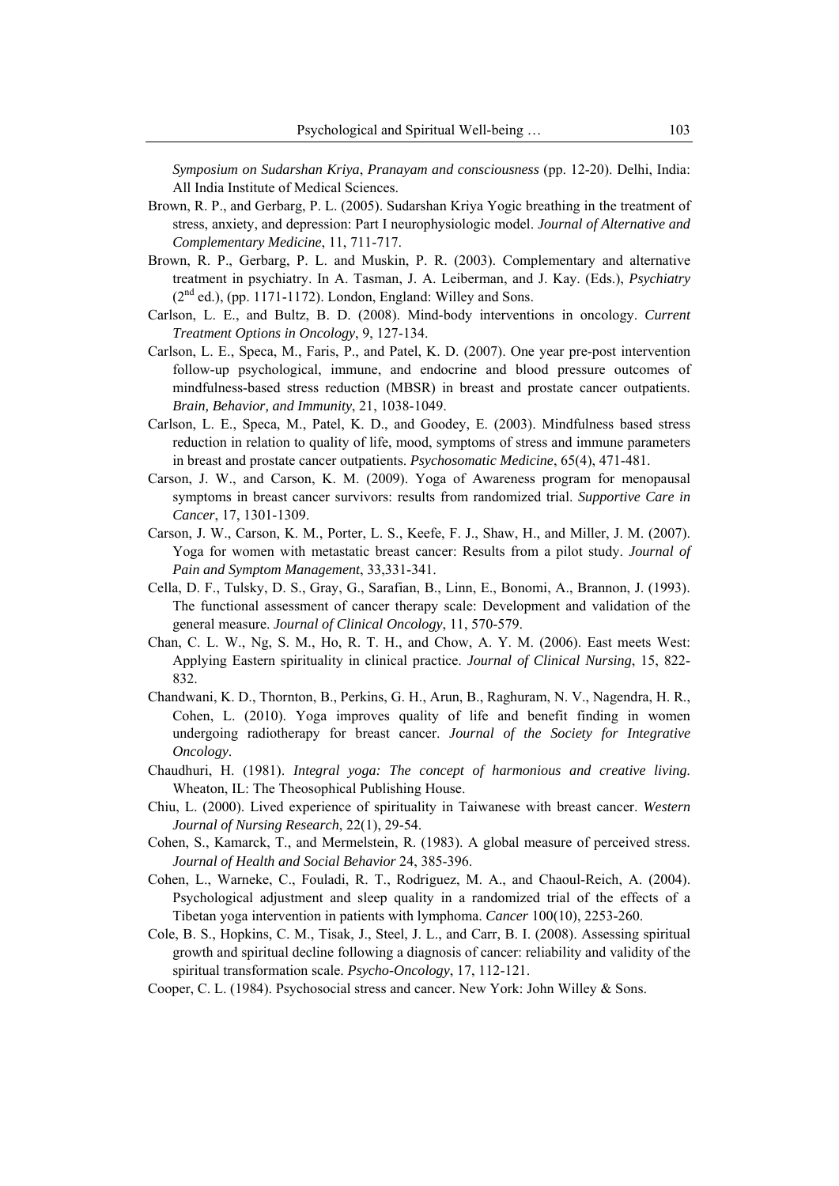*Symposium on Sudarshan Kriya*, *Pranayam and consciousness* (pp. 12-20). Delhi, India: All India Institute of Medical Sciences.

Brown, R. P., and Gerbarg, P. L. (2005). Sudarshan Kriya Yogic breathing in the treatment of stress, anxiety, and depression: Part I neurophysiologic model. *Journal of Alternative and Complementary Medicine*, 11, 711-717.

Brown, R. P., Gerbarg, P. L. and Muskin, P. R. (2003). Complementary and alternative treatment in psychiatry. In A. Tasman, J. A. Leiberman, and J. Kay. (Eds.), *Psychiatry* ($2^{nd}$ ed.), (pp. 1171-1172). London, England: Willey and Sons.

Carlson, L. E., and Bultz, B. D. (2008). Mind-body interventions in oncology. *Current Treatment Options in Oncology*, 9, 127-134.

Carlson, L. E., Speca, M., Faris, P., and Patel, K. D. (2007). One year pre-post intervention follow-up psychological, immune, and endocrine and blood pressure outcomes of mindfulness-based stress reduction (MBSR) in breast and prostate cancer outpatients. *Brain, Behavior, and Immunity*, 21, 1038-1049.

Carlson, L. E., Speca, M., Patel, K. D., and Goodey, E. (2003). Mindfulness based stress reduction in relation to quality of life, mood, symptoms of stress and immune parameters in breast and prostate cancer outpatients. *Psychosomatic Medicine*, 65(4), 471-481.

Carson, J. W., and Carson, K. M. (2009). Yoga of Awareness program for menopausal symptoms in breast cancer survivors: results from randomized trial. *Supportive Care in Cancer*, 17, 1301-1309.

Carson, J. W., Carson, K. M., Porter, L. S., Keefe, F. J., Shaw, H., and Miller, J. M. (2007). Yoga for women with metastatic breast cancer: Results from a pilot study. *Journal of Pain and Symptom Management*, 33,331-341.

Cella, D. F., Tulsky, D. S., Gray, G., Sarafian, B., Linn, E., Bonomi, A., Brannon, J. (1993). The functional assessment of cancer therapy scale: Development and validation of the general measure. *Journal of Clinical Oncology*, 11, 570-579.

Chan, C. L. W., Ng, S. M., Ho, R. T. H., and Chow, A. Y. M. (2006). East meets West: Applying Eastern spirituality in clinical practice. *Journal of Clinical Nursing*, 15, 822-832.

Chandwani, K. D., Thornton, B., Perkins, G. H., Arun, B., Raghuram, N. V., Nagendra, H. R., Cohen, L. (2010). Yoga improves quality of life and benefit finding in women undergoing radiotherapy for breast cancer. *Journal of the Society for Integrative Oncology*.

Chaudhuri, H. (1981). *Integral yoga: The concept of harmonious and creative living*. Wheaton, IL: The Theosophical Publishing House.

Chiu, L. (2000). Lived experience of spirituality in Taiwanese with breast cancer. *Western Journal of Nursing Research*, 22(1), 29-54.

Cohen, S., Kamarck, T., and Mermelstein, R. (1983). A global measure of perceived stress. *Journal of Health and Social Behavior* 24, 385-396.

Cohen, L., Warneke, C., Fouladi, R. T., Rodriguez, M. A., and Chaoul-Reich, A. (2004). Psychological adjustment and sleep quality in a randomized trial of the effects of a Tibetan yoga intervention in patients with lymphoma. *Cancer* 100(10), 2253-260.

Cole, B. S., Hopkins, C. M., Tisak, J., Steel, J. L., and Carr, B. I. (2008). Assessing spiritual growth and spiritual decline following a diagnosis of cancer: reliability and validity of the spiritual transformation scale. *Psycho-Oncology*, 17, 112-121.

Cooper, C. L. (1984). Psychosocial stress and cancer. New York: John Willey & Sons.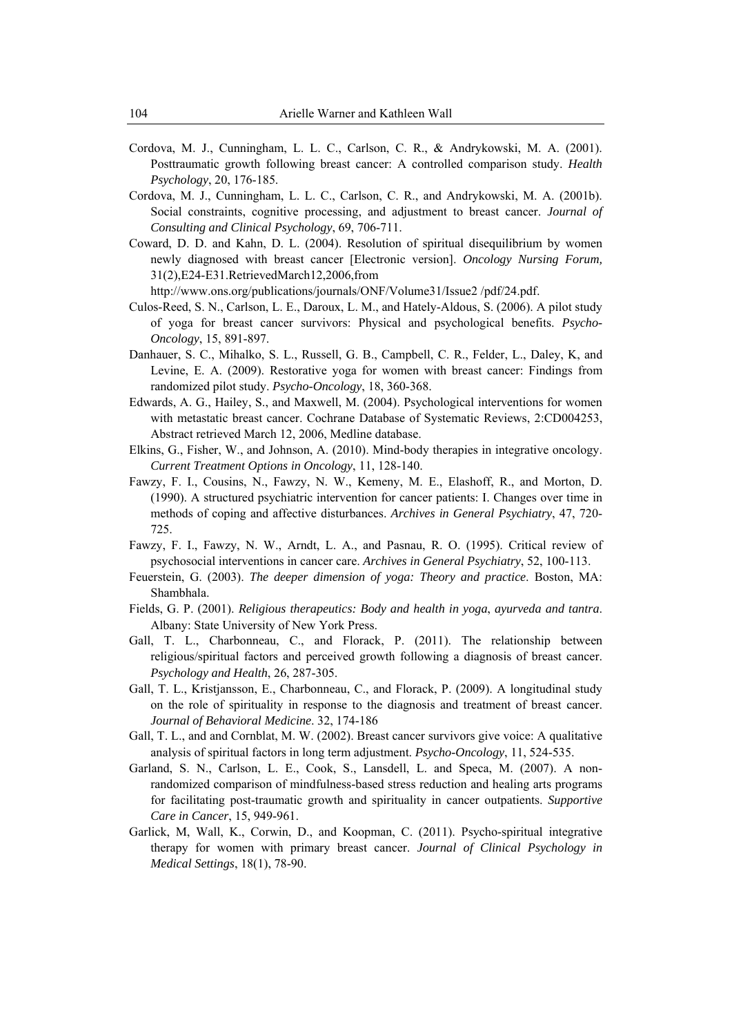Cordova, M. J., Cunningham, L. L. C., Carlson, C. R., & Andrykowski, M. A. (2001). Posttraumatic growth following breast cancer: A controlled comparison study. *Health Psychology*, 20, 176-185.

Cordova, M. J., Cunningham, L. L. C., Carlson, C. R., and Andrykowski, M. A. (2001b). Social constraints, cognitive processing, and adjustment to breast cancer. *Journal of Consulting and Clinical Psychology*, 69, 706-711.

Coward, D. D. and Kahn, D. L. (2004). Resolution of spiritual disequilibrium by women newly diagnosed with breast cancer [Electronic version]. *Oncology Nursing Forum,* 31(2),E24-E31.RetrievedMarch12,2006,from http://www.ons.org/publications/journals/ONF/Volume31/Issue2 /pdf/24.pdf.

Culos-Reed, S. N., Carlson, L. E., Daroux, L. M., and Hately-Aldous, S. (2006). A pilot study of yoga for breast cancer survivors: Physical and psychological benefits. *Psycho-Oncology*, 15, 891-897.

Danhauer, S. C., Mihalko, S. L., Russell, G. B., Campbell, C. R., Felder, L., Daley, K, and Levine, E. A. (2009). Restorative yoga for women with breast cancer: Findings from randomized pilot study. *Psycho-Oncology*, 18, 360-368.

Edwards, A. G., Hailey, S., and Maxwell, M. (2004). Psychological interventions for women with metastatic breast cancer. Cochrane Database of Systematic Reviews, 2:CD004253, Abstract retrieved March 12, 2006, Medline database.

Elkins, G., Fisher, W., and Johnson, A. (2010). Mind-body therapies in integrative oncology. *Current Treatment Options in Oncology*, 11, 128-140.

Fawzy, F. I., Cousins, N., Fawzy, N. W., Kemeny, M. E., Elashoff, R., and Morton, D. (1990). A structured psychiatric intervention for cancer patients: I. Changes over time in methods of coping and affective disturbances. *Archives in General Psychiatry*, 47, 720-725.

Fawzy, F. I., Fawzy, N. W., Arndt, L. A., and Pasnau, R. O. (1995). Critical review of psychosocial interventions in cancer care. *Archives in General Psychiatry*, 52, 100-113.

Feuerstein, G. (2003). *The deeper dimension of yoga: Theory and practice*. Boston, MA: Shambhala.

Fields, G. P. (2001). *Religious therapeutics: Body and health in yoga*, *ayurveda and tantra*. Albany: State University of New York Press.

Gall, T. L., Charbonneau, C., and Florack, P. (2011). The relationship between religious/spiritual factors and perceived growth following a diagnosis of breast cancer. *Psychology and Health*, 26, 287-305.

Gall, T. L., Kristjansson, E., Charbonneau, C., and Florack, P. (2009). A longitudinal study on the role of spirituality in response to the diagnosis and treatment of breast cancer. *Journal of Behavioral Medicine*. 32, 174-186

Gall, T. L., and and Cornblat, M. W. (2002). Breast cancer survivors give voice: A qualitative analysis of spiritual factors in long term adjustment. *Psycho-Oncology*, 11, 524-535.

Garland, S. N., Carlson, L. E., Cook, S., Lansdell, L. and Speca, M. (2007). A non-randomized comparison of mindfulness-based stress reduction and healing arts programs for facilitating post-traumatic growth and spirituality in cancer outpatients. *Supportive Care in Cancer*, 15, 949-961.

Garlick, M, Wall, K., Corwin, D., and Koopman, C. (2011). Psycho-spiritual integrative therapy for women with primary breast cancer. *Journal of Clinical Psychology in Medical Settings*, 18(1), 78-90.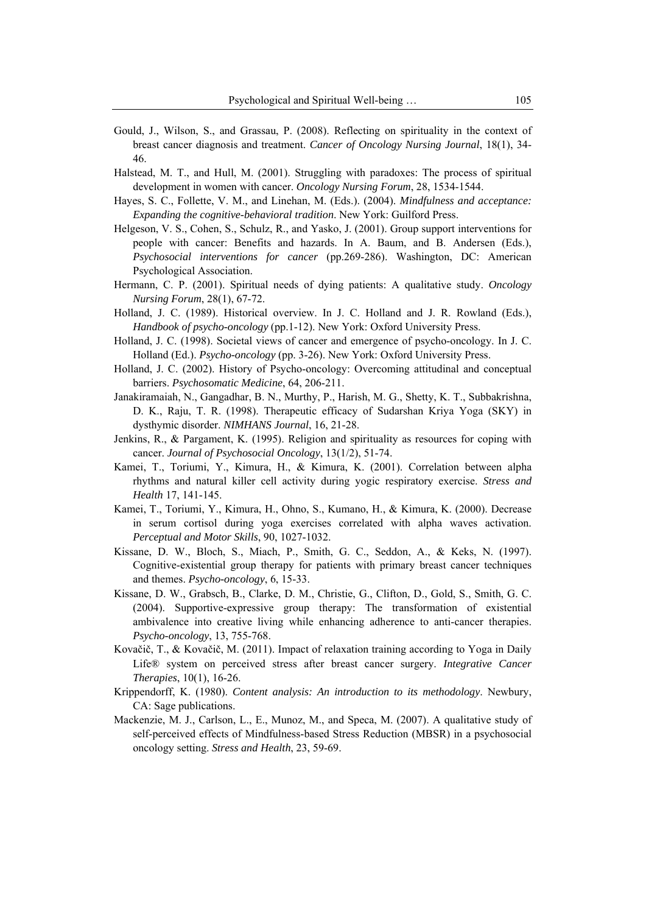Gould, J., Wilson, S., and Grassau, P. (2008). Reflecting on spirituality in the context of breast cancer diagnosis and treatment. *Cancer of Oncology Nursing Journal*, 18(1), 34-46.

Halstead, M. T., and Hull, M. (2001). Struggling with paradoxes: The process of spiritual development in women with cancer. *Oncology Nursing Forum*, 28, 1534-1544.

Hayes, S. C., Follette, V. M., and Linehan, M. (Eds.). (2004). *Mindfulness and acceptance: Expanding the cognitive-behavioral tradition*. New York: Guilford Press.

Helgeson, V. S., Cohen, S., Schulz, R., and Yasko, J. (2001). Group support interventions for people with cancer: Benefits and hazards. In A. Baum, and B. Andersen (Eds.), *Psychosocial interventions for cancer* (pp.269-286). Washington, DC: American Psychological Association.

Hermann, C. P. (2001). Spiritual needs of dying patients: A qualitative study. *Oncology Nursing Forum*, 28(1), 67-72.

Holland, J. C. (1989). Historical overview. In J. C. Holland and J. R. Rowland (Eds.), *Handbook of psycho-oncology* (pp.1-12). New York: Oxford University Press.

Holland, J. C. (1998). Societal views of cancer and emergence of psycho-oncology. In J. C. Holland (Ed.). *Psycho-oncology* (pp. 3-26). New York: Oxford University Press.

Holland, J. C. (2002). History of Psycho-oncology: Overcoming attitudinal and conceptual barriers. *Psychosomatic Medicine*, 64, 206-211.

Janakiramaiah, N., Gangadhar, B. N., Murthy, P., Harish, M. G., Shetty, K. T., Subbakrishna, D. K., Raju, T. R. (1998). Therapeutic efficacy of Sudarshan Kriya Yoga (SKY) in dysthymic disorder. *NIMHANS Journal*, 16, 21-28.

Jenkins, R., & Pargament, K. (1995). Religion and spirituality as resources for coping with cancer. *Journal of Psychosocial Oncology*, 13(1/2), 51-74.

Kamei, T., Toriumi, Y., Kimura, H., & Kimura, K. (2001). Correlation between alpha rhythms and natural killer cell activity during yogic respiratory exercise. *Stress and Health* 17, 141-145.

Kamei, T., Toriumi, Y., Kimura, H., Ohno, S., Kumano, H., & Kimura, K. (2000). Decrease in serum cortisol during yoga exercises correlated with alpha waves activation. *Perceptual and Motor Skills*, 90, 1027-1032.

Kissane, D. W., Bloch, S., Miach, P., Smith, G. C., Seddon, A., & Keks, N. (1997). Cognitive-existential group therapy for patients with primary breast cancer techniques and themes. *Psycho-oncology*, 6, 15-33.

Kissane, D. W., Grabsch, B., Clarke, D. M., Christie, G., Clifton, D., Gold, S., Smith, G. C. (2004). Supportive-expressive group therapy: The transformation of existential ambivalence into creative living while enhancing adherence to anti-cancer therapies. *Psycho-oncology*, 13, 755-768.

Kovačič, T., & Kovačič, M. (2011). Impact of relaxation training according to Yoga in Daily Life® system on perceived stress after breast cancer surgery. *Integrative Cancer Therapies*, 10(1), 16-26.

Krippendorff, K. (1980). *Content analysis: An introduction to its methodology*. Newbury, CA: Sage publications.

Mackenzie, M. J., Carlson, L., E., Munoz, M., and Speca, M. (2007). A qualitative study of self-perceived effects of Mindfulness-based Stress Reduction (MBSR) in a psychosocial oncology setting. *Stress and Health*, 23, 59-69.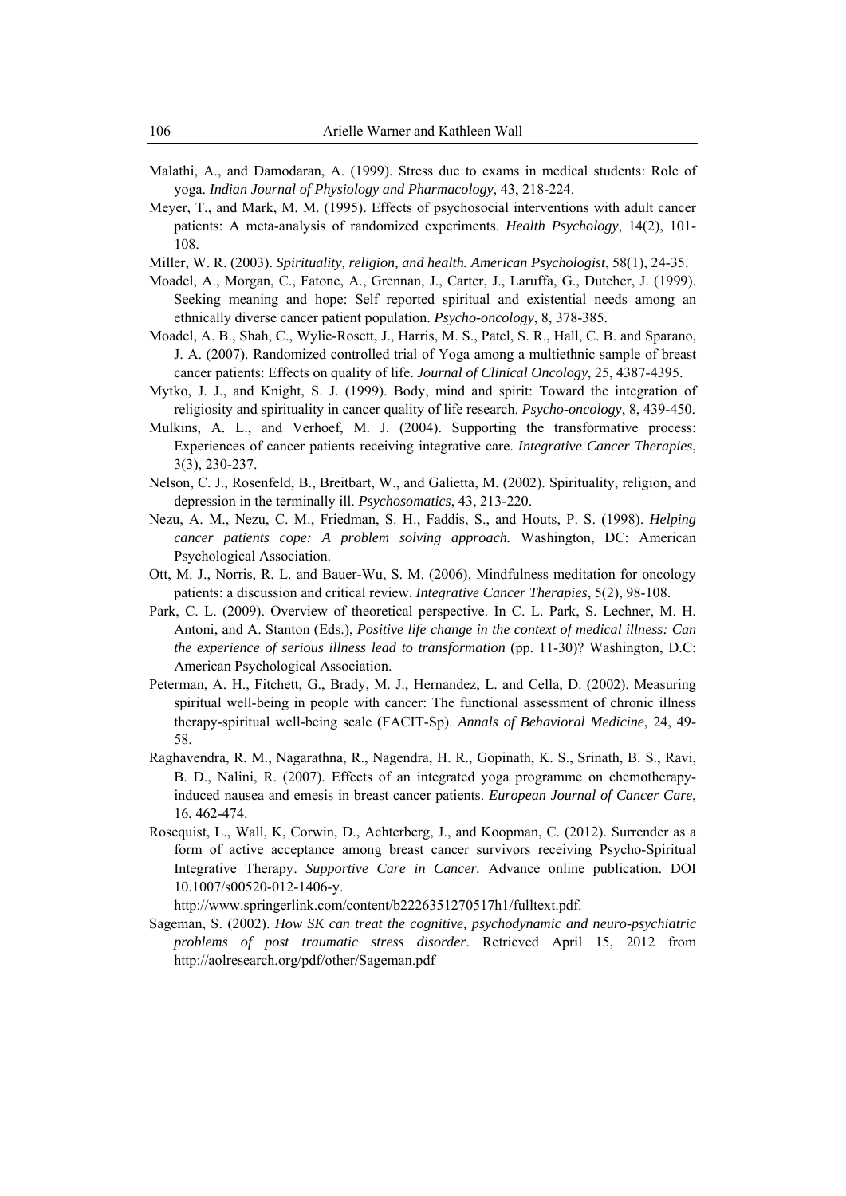Malathi, A., and Damodaran, A. (1999). Stress due to exams in medical students: Role of yoga. *Indian Journal of Physiology and Pharmacology*, 43, 218-224.

Meyer, T., and Mark, M. M. (1995). Effects of psychosocial interventions with adult cancer patients: A meta-analysis of randomized experiments. *Health Psychology*, 14(2), 101-108.

Miller, W. R. (2003). *Spirituality, religion, and health. American Psychologist*, 58(1), 24-35.

Moadel, A., Morgan, C., Fatone, A., Grennan, J., Carter, J., Laruffa, G., Dutcher, J. (1999). Seeking meaning and hope: Self reported spiritual and existential needs among an ethnically diverse cancer patient population. *Psycho-oncology*, 8, 378-385.

Moadel, A. B., Shah, C., Wylie-Rosett, J., Harris, M. S., Patel, S. R., Hall, C. B. and Sparano, J. A. (2007). Randomized controlled trial of Yoga among a multiethnic sample of breast cancer patients: Effects on quality of life. *Journal of Clinical Oncology*, 25, 4387-4395.

Mytko, J. J., and Knight, S. J. (1999). Body, mind and spirit: Toward the integration of religiosity and spirituality in cancer quality of life research. *Psycho-oncology*, 8, 439-450.

Mulkins, A. L., and Verhoef, M. J. (2004). Supporting the transformative process: Experiences of cancer patients receiving integrative care. *Integrative Cancer Therapies*, 3(3), 230-237.

Nelson, C. J., Rosenfeld, B., Breitbart, W., and Galietta, M. (2002). Spirituality, religion, and depression in the terminally ill. *Psychosomatics*, 43, 213-220.

Nezu, A. M., Nezu, C. M., Friedman, S. H., Faddis, S., and Houts, P. S. (1998). *Helping cancer patients cope: A problem solving approach.* Washington, DC: American Psychological Association.

Ott, M. J., Norris, R. L. and Bauer-Wu, S. M. (2006). Mindfulness meditation for oncology patients: a discussion and critical review. *Integrative Cancer Therapies*, 5(2), 98-108.

Park, C. L. (2009). Overview of theoretical perspective. In C. L. Park, S. Lechner, M. H. Antoni, and A. Stanton (Eds.), *Positive life change in the context of medical illness: Can the experience of serious illness lead to transformation* (pp. 11-30)? Washington, D.C: American Psychological Association.

Peterman, A. H., Fitchett, G., Brady, M. J., Hernandez, L. and Cella, D. (2002). Measuring spiritual well-being in people with cancer: The functional assessment of chronic illness therapy-spiritual well-being scale (FACIT-Sp). *Annals of Behavioral Medicine*, 24, 49-58.

Raghavendra, R. M., Nagarathna, R., Nagendra, H. R., Gopinath, K. S., Srinath, B. S., Ravi, B. D., Nalini, R. (2007). Effects of an integrated yoga programme on chemotherapy-induced nausea and emesis in breast cancer patients. *European Journal of Cancer Care*, 16, 462-474.

Rosequist, L., Wall, K, Corwin, D., Achterberg, J., and Koopman, C. (2012). Surrender as a form of active acceptance among breast cancer survivors receiving Psycho-Spiritual Integrative Therapy. *Supportive Care in Cancer.* Advance online publication. DOI 10.1007/s00520-012-1406-y. http://www.springerlink.com/content/b2226351270517h1/fulltext.pdf.

Sageman, S. (2002). *How SK can treat the cognitive, psychodynamic and neuro-psychiatric problems of post traumatic stress disorder*. Retrieved April 15, 2012 from http://aolresearch.org/pdf/other/Sageman.pdf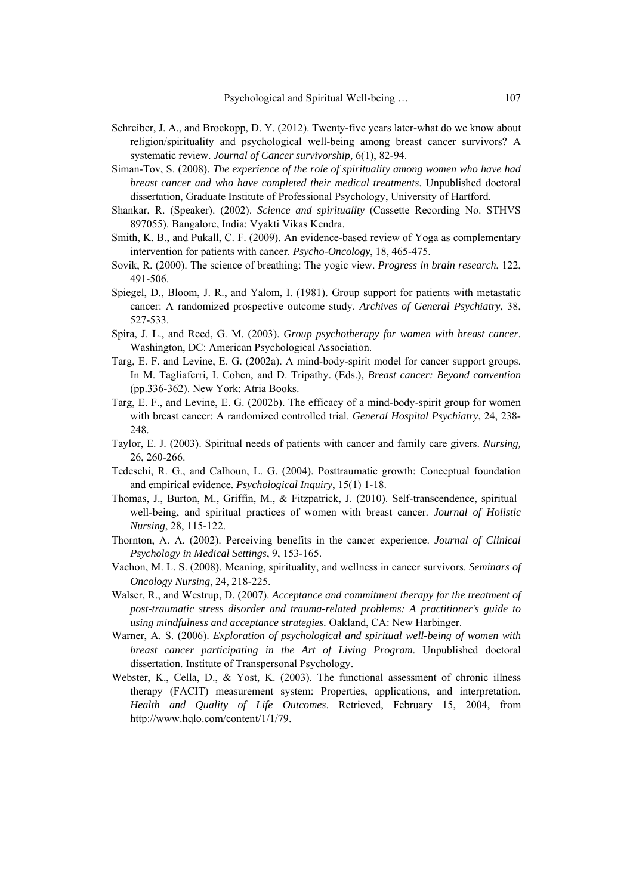Schreiber, J. A., and Brockopp, D. Y. (2012). Twenty-five years later-what do we know about religion/spirituality and psychological well-being among breast cancer survivors? A systematic review. *Journal of Cancer survivorship,* 6(1), 82-94.

Siman-Tov, S. (2008). *The experience of the role of spirituality among women who have had breast cancer and who have completed their medical treatments*. Unpublished doctoral dissertation, Graduate Institute of Professional Psychology, University of Hartford.

Shankar, R. (Speaker). (2002). *Science and spirituality* (Cassette Recording No. STHVS 897055). Bangalore, India: Vyakti Vikas Kendra.

Smith, K. B., and Pukall, C. F. (2009). An evidence-based review of Yoga as complementary intervention for patients with cancer. *Psycho-Oncology*, 18, 465-475.

Sovik, R. (2000). The science of breathing: The yogic view. *Progress in brain research*, 122, 491-506.

Spiegel, D., Bloom, J. R., and Yalom, I. (1981). Group support for patients with metastatic cancer: A randomized prospective outcome study. *Archives of General Psychiatry*, 38, 527-533.

Spira, J. L., and Reed, G. M. (2003). *Group psychotherapy for women with breast cancer*. Washington, DC: American Psychological Association.

Targ, E. F. and Levine, E. G. (2002a). A mind-body-spirit model for cancer support groups. In M. Tagliaferri, I. Cohen, and D. Tripathy. (Eds.), *Breast cancer: Beyond convention* (pp.336-362). New York: Atria Books.

Targ, E. F., and Levine, E. G. (2002b). The efficacy of a mind-body-spirit group for women with breast cancer: A randomized controlled trial. *General Hospital Psychiatry*, 24, 238-248.

Taylor, E. J. (2003). Spiritual needs of patients with cancer and family care givers. *Nursing,* 26, 260-266.

Tedeschi, R. G., and Calhoun, L. G. (2004). Posttraumatic growth: Conceptual foundation and empirical evidence. *Psychological Inquiry*, 15(1) 1-18.

Thomas, J., Burton, M., Griffin, M., & Fitzpatrick, J. (2010). Self-transcendence, spiritual well-being, and spiritual practices of women with breast cancer. *Journal of Holistic Nursing*, 28, 115-122.

Thornton, A. A. (2002). Perceiving benefits in the cancer experience. *Journal of Clinical Psychology in Medical Settings*, 9, 153-165.

Vachon, M. L. S. (2008). Meaning, spirituality, and wellness in cancer survivors. *Seminars of Oncology Nursing*, 24, 218-225.

Walser, R., and Westrup, D. (2007). *Acceptance and commitment therapy for the treatment of post-traumatic stress disorder and trauma-related problems: A practitioner's guide to using mindfulness and acceptance strategies.* Oakland, CA: New Harbinger.

Warner, A. S. (2006). *Exploration of psychological and spiritual well-being of women with breast cancer participating in the Art of Living Program*. Unpublished doctoral dissertation. Institute of Transpersonal Psychology.

Webster, K., Cella, D., & Yost, K. (2003). The functional assessment of chronic illness therapy (FACIT) measurement system: Properties, applications, and interpretation. *Health and Quality of Life Outcomes*. Retrieved, February 15, 2004, from http://www.hqlo.com/content/1/1/79.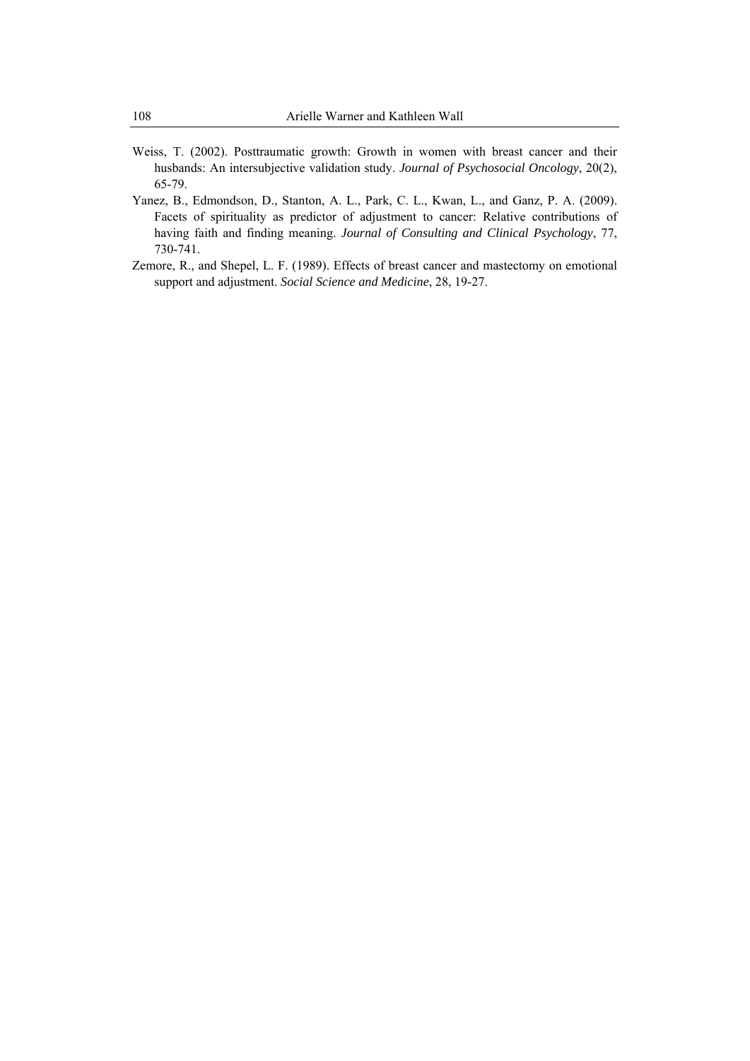Weiss, T. (2002). Posttraumatic growth: Growth in women with breast cancer and their husbands: An intersubjective validation study. *Journal of Psychosocial Oncology*, 20(2), 65-79.

Yanez, B., Edmondson, D., Stanton, A. L., Park, C. L., Kwan, L., and Ganz, P. A. (2009). Facets of spirituality as predictor of adjustment to cancer: Relative contributions of having faith and finding meaning. *Journal of Consulting and Clinical Psychology*, 77, 730-741.

Zemore, R., and Shepel, L. F. (1989). Effects of breast cancer and mastectomy on emotional support and adjustment. *Social Science and Medicine*, 28, 19-27.